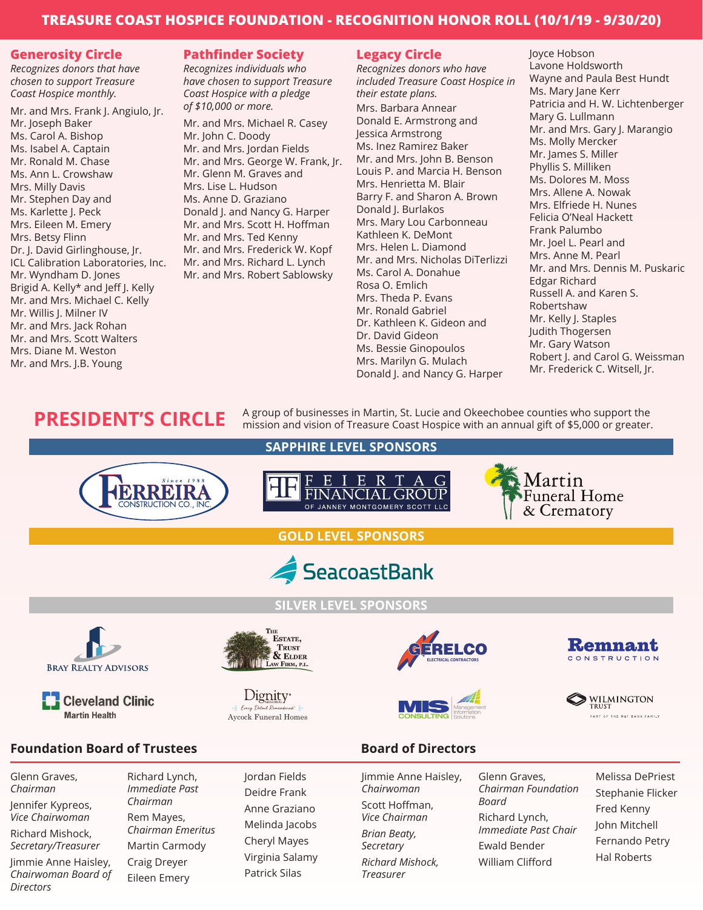# TREASURE COAST HOSPICE FOUNDATION - RECOGNITION HONOR ROLL (10/1/19 - 9/30/20)

## Generosity Circle

*Recognizes donors that have chosen to support Treasure Coast Hospice monthly.*

Mr. and Mrs. Frank J. Angiulo, Jr.
Mr. Joseph Baker
Ms. Carol A. Bishop
Ms. Isabel A. Captain
Mr. Ronald M. Chase
Ms. Ann L. Crowshaw
Mrs. Milly Davis
Mr. Stephen Day and
Ms. Karlette J. Peck
Mrs. Eileen M. Emery
Mrs. Betsy Flinn
Dr. J. David Girlinghouse, Jr.
ICL Calibration Laboratories, Inc.
Mr. Wyndham D. Jones
Brigid A. Kelly* and Jeff J. Kelly
Mr. and Mrs. Michael C. Kelly
Mr. Willis J. Milner IV
Mr. and Mrs. Jack Rohan
Mr. and Mrs. Scott Walters
Mrs. Diane M. Weston
Mr. and Mrs. J.B. Young

## Pathfinder Society

*Recognizes individuals who have chosen to support Treasure Coast Hospice with a pledge of $10,000 or more.*

Mr. and Mrs. Michael R. Casey
Mr. John C. Doody
Mr. and Mrs. Jordan Fields
Mr. and Mrs. George W. Frank, Jr.
Mr. Glenn M. Graves and
Mrs. Lise L. Hudson
Ms. Anne D. Graziano
Donald J. and Nancy G. Harper
Mr. and Mrs. Scott H. Hoffman
Mr. and Mrs. Ted Kenny
Mr. and Mrs. Frederick W. Kopf
Mr. and Mrs. Richard L. Lynch
Mr. and Mrs. Robert Sablowsky

## Legacy Circle

*Recognizes donors who have included Treasure Coast Hospice in their estate plans.*

Mrs. Barbara Annear
Donald E. Armstrong and
Jessica Armstrong
Ms. Inez Ramirez Baker
Mr. and Mrs. John B. Benson
Louis P. and Marcia H. Benson
Mrs. Henrietta M. Blair
Barry F. and Sharon A. Brown
Donald J. Burlakos
Mrs. Mary Lou Carbonneau
Kathleen K. DeMont
Mrs. Helen L. Diamond
Mr. and Mrs. Nicholas DiTerlizzi
Ms. Carol A. Donahue
Rosa O. Emlich
Mrs. Theda P. Evans
Mr. Ronald Gabriel
Dr. Kathleen K. Gideon and
Dr. David Gideon
Ms. Bessie Ginopoulos
Mrs. Marilyn G. Mulach
Donald J. and Nancy G. Harper
Joyce Hobson
Lavone Holdsworth
Wayne and Paula Best Hundt
Ms. Mary Jane Kerr
Patricia and H. W. Lichtenberger
Mary G. Lullmann
Mr. and Mrs. Gary J. Marangio
Ms. Molly Mercker
Mr. James S. Miller
Phyllis S. Milliken
Ms. Dolores M. Moss
Mrs. Allene A. Nowak
Mrs. Elfriede H. Nunes
Felicia O'Neal Hackett
Frank Palumbo
Mr. Joel L. Pearl and
Mrs. Anne M. Pearl
Mr. and Mrs. Dennis M. Puskaric
Edgar Richard
Russell A. and Karen S. Robertshaw
Mr. Kelly J. Staples
Judith Thogersen
Mr. Gary Watson
Robert J. and Carol G. Weissman
Mr. Frederick C. Witsell, Jr.

## PRESIDENT'S CIRCLE

A group of businesses in Martin, St. Lucie and Okeechobee counties who support the mission and vision of Treasure Coast Hospice with an annual gift of $5,000 or greater.

### SAPPHIRE LEVEL SPONSORS

Ferreira Construction Co., Inc. (Since 1988)
Feiertag Financial Group of Janney Montgomery Scott LLC
Martin Funeral Home & Crematory

### GOLD LEVEL SPONSORS

SeacoastBank

### SILVER LEVEL SPONSORS

Bray Realty Advisors
The Estate, Trust & Elder Law Firm, P.L.
Gerelco Electrical Contractors
Remnant Construction
Cleveland Clinic Martin Health
Dignity Memorial – Every Detail Remembered – Aycock Funeral Homes
MIS Consulting – Management Information Solutions
Wilmington Trust – Part of the M&T Bank Family

## Foundation Board of Trustees

Glenn Graves, *Chairman*
Jennifer Kypreos, *Vice Chairwoman*
Richard Mishock, *Secretary/Treasurer*
Jimmie Anne Haisley, *Chairwoman Board of Directors*
Richard Lynch, *Immediate Past Chairman*
Rem Mayes, *Chairman Emeritus*
Martin Carmody
Craig Dreyer
Eileen Emery
Jordan Fields
Deidre Frank
Anne Graziano
Melinda Jacobs
Cheryl Mayes
Virginia Salamy
Patrick Silas

## Board of Directors

Jimmie Anne Haisley, *Chairwoman*
Scott Hoffman, *Vice Chairman*
*Brian Beaty, Secretary*
*Richard Mishock, Treasurer*
Glenn Graves, *Chairman Foundation Board*
Richard Lynch, *Immediate Past Chair*
Ewald Bender
William Clifford
Melissa DePriest
Stephanie Flicker
Fred Kenny
John Mitchell
Fernando Petry
Hal Roberts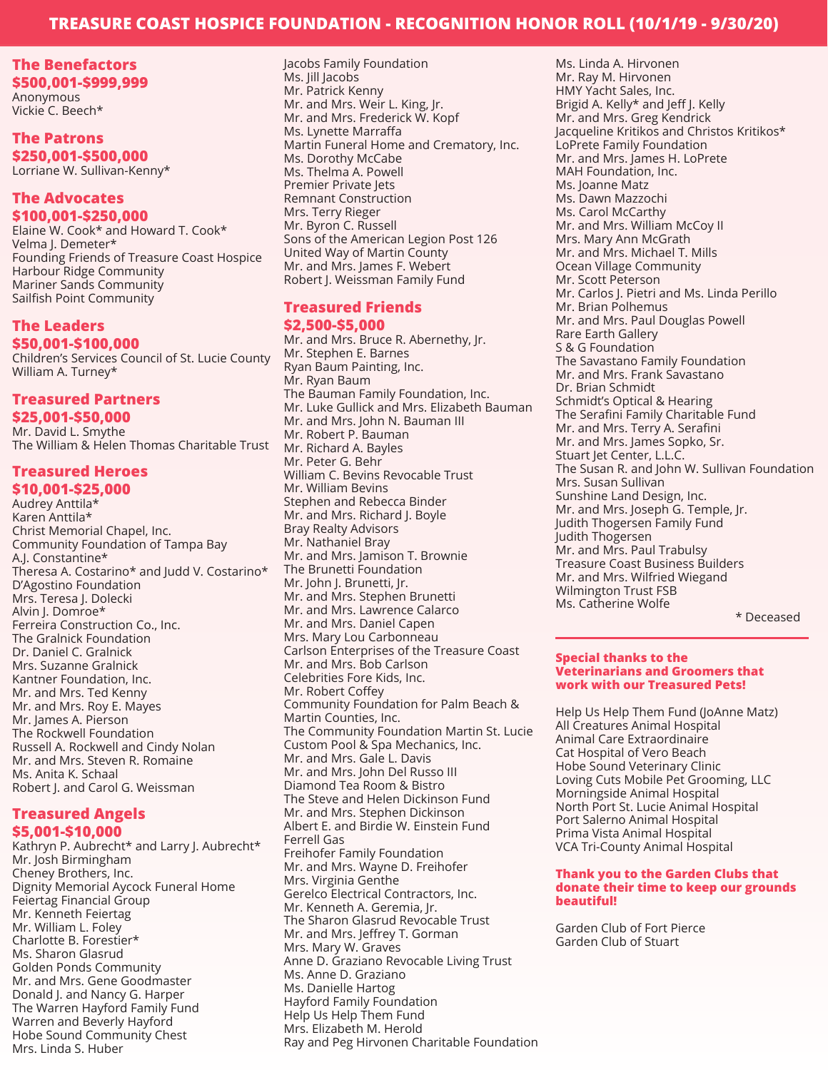# TREASURE COAST HOSPICE FOUNDATION - RECOGNITION HONOR ROLL (10/1/19 - 9/30/20)

## The Benefactors
**$500,001-$999,999**

Anonymous
Vickie C. Beech*

## The Patrons
**$250,001-$500,000**

Lorriane W. Sullivan-Kenny*

## The Advocates
**$100,001-$250,000**

Elaine W. Cook* and Howard T. Cook*
Velma J. Demeter*
Founding Friends of Treasure Coast Hospice
Harbour Ridge Community
Mariner Sands Community
Sailfish Point Community

## The Leaders
**$50,001-$100,000**

Children's Services Council of St. Lucie County
William A. Turney*

## Treasured Partners
**$25,001-$50,000**

Mr. David L. Smythe
The William & Helen Thomas Charitable Trust

## Treasured Heroes
**$10,001-$25,000**

Audrey Anttila*
Karen Anttila*
Christ Memorial Chapel, Inc.
Community Foundation of Tampa Bay
A.J. Constantine*
Theresa A. Costarino* and Judd V. Costarino*
D'Agostino Foundation
Mrs. Teresa J. Dolecki
Alvin J. Domroe*
Ferreira Construction Co., Inc.
The Gralnick Foundation
Dr. Daniel C. Gralnick
Mrs. Suzanne Gralnick
Kantner Foundation, Inc.
Mr. and Mrs. Ted Kenny
Mr. and Mrs. Roy E. Mayes
Mr. James A. Pierson
The Rockwell Foundation
Russell A. Rockwell and Cindy Nolan
Mr. and Mrs. Steven R. Romaine
Ms. Anita K. Schaal
Robert J. and Carol G. Weissman

## Treasured Angels
**$5,001-$10,000**

Kathryn P. Aubrecht* and Larry J. Aubrecht*
Mr. Josh Birmingham
Cheney Brothers, Inc.
Dignity Memorial Aycock Funeral Home
Feiertag Financial Group
Mr. Kenneth Feiertag
Mr. William L. Foley
Charlotte B. Forestier*
Ms. Sharon Glasrud
Golden Ponds Community
Mr. and Mrs. Gene Goodmaster
Donald J. and Nancy G. Harper
The Warren Hayford Family Fund
Warren and Beverly Hayford
Hobe Sound Community Chest
Mrs. Linda S. Huber
Jacobs Family Foundation
Ms. Jill Jacobs
Mr. Patrick Kenny
Mr. and Mrs. Weir L. King, Jr.
Mr. and Mrs. Frederick W. Kopf
Ms. Lynette Marraffa
Martin Funeral Home and Crematory, Inc.
Ms. Dorothy McCabe
Ms. Thelma A. Powell
Premier Private Jets
Remnant Construction
Mrs. Terry Rieger
Mr. Byron C. Russell
Sons of the American Legion Post 126
United Way of Martin County
Mr. and Mrs. James F. Webert
Robert J. Weissman Family Fund

## Treasured Friends
**$2,500-$5,000**

Mr. and Mrs. Bruce R. Abernethy, Jr.
Mr. Stephen E. Barnes
Ryan Baum Painting, Inc.
Mr. Ryan Baum
The Bauman Family Foundation, Inc.
Mr. Luke Gullick and Mrs. Elizabeth Bauman
Mr. and Mrs. John N. Bauman III
Mr. Robert P. Bauman
Mr. Richard A. Bayles
Mr. Peter G. Behr
William C. Bevins Revocable Trust
Mr. William Bevins
Stephen and Rebecca Binder
Mr. and Mrs. Richard J. Boyle
Bray Realty Advisors
Mr. Nathaniel Bray
Mr. and Mrs. Jamison T. Brownie
The Brunetti Foundation
Mr. John J. Brunetti, Jr.
Mr. and Mrs. Stephen Brunetti
Mr. and Mrs. Lawrence Calarco
Mr. and Mrs. Daniel Capen
Mrs. Mary Lou Carbonneau
Carlson Enterprises of the Treasure Coast
Mr. and Mrs. Bob Carlson
Celebrities Fore Kids, Inc.
Mr. Robert Coffey
Community Foundation for Palm Beach & Martin Counties, Inc.
The Community Foundation Martin St. Lucie
Custom Pool & Spa Mechanics, Inc.
Mr. and Mrs. Gale L. Davis
Mr. and Mrs. John Del Russo III
Diamond Tea Room & Bistro
The Steve and Helen Dickinson Fund
Mr. and Mrs. Stephen Dickinson
Albert E. and Birdie W. Einstein Fund
Ferrell Gas
Freihofer Family Foundation
Mr. and Mrs. Wayne D. Freihofer
Mrs. Virginia Genthe
Gerelco Electrical Contractors, Inc.
Mr. Kenneth A. Geremia, Jr.
The Sharon Glasrud Revocable Trust
Mr. and Mrs. Jeffrey T. Gorman
Mrs. Mary W. Graves
Anne D. Graziano Revocable Living Trust
Ms. Anne D. Graziano
Ms. Danielle Hartog
Hayford Family Foundation
Help Us Help Them Fund
Mrs. Elizabeth M. Herold
Ray and Peg Hirvonen Charitable Foundation
Ms. Linda A. Hirvonen
Mr. Ray M. Hirvonen
HMY Yacht Sales, Inc.
Brigid A. Kelly* and Jeff J. Kelly
Mr. and Mrs. Greg Kendrick
Jacqueline Kritikos and Christos Kritikos*
LoPrete Family Foundation
Mr. and Mrs. James H. LoPrete
MAH Foundation, Inc.
Ms. Joanne Matz
Ms. Dawn Mazzochi
Ms. Carol McCarthy
Mr. and Mrs. William McCoy II
Mrs. Mary Ann McGrath
Mr. and Mrs. Michael T. Mills
Ocean Village Community
Mr. Scott Peterson
Mr. Carlos J. Pietri and Ms. Linda Perillo
Mr. Brian Polhemus
Mr. and Mrs. Paul Douglas Powell
Rare Earth Gallery
S & G Foundation
The Savastano Family Foundation
Mr. and Mrs. Frank Savastano
Dr. Brian Schmidt
Schmidt's Optical & Hearing
The Serafini Family Charitable Fund
Mr. and Mrs. Terry A. Serafini
Mr. and Mrs. James Sopko, Sr.
Stuart Jet Center, L.L.C.
The Susan R. and John W. Sullivan Foundation
Mrs. Susan Sullivan
Sunshine Land Design, Inc.
Mr. and Mrs. Joseph G. Temple, Jr.
Judith Thogersen Family Fund
Judith Thogersen
Mr. and Mrs. Paul Trabulsy
Treasure Coast Business Builders
Mr. and Mrs. Wilfried Wiegand
Wilmington Trust FSB
Ms. Catherine Wolfe

\* Deceased

---

**Special thanks to the Veterinarians and Groomers that work with our Treasured Pets!**

Help Us Help Them Fund (JoAnne Matz)
All Creatures Animal Hospital
Animal Care Extraordinaire
Cat Hospital of Vero Beach
Hobe Sound Veterinary Clinic
Loving Cuts Mobile Pet Grooming, LLC
Morningside Animal Hospital
North Port St. Lucie Animal Hospital
Port Salerno Animal Hospital
Prima Vista Animal Hospital
VCA Tri-County Animal Hospital

**Thank you to the Garden Clubs that donate their time to keep our grounds beautiful!**

Garden Club of Fort Pierce
Garden Club of Stuart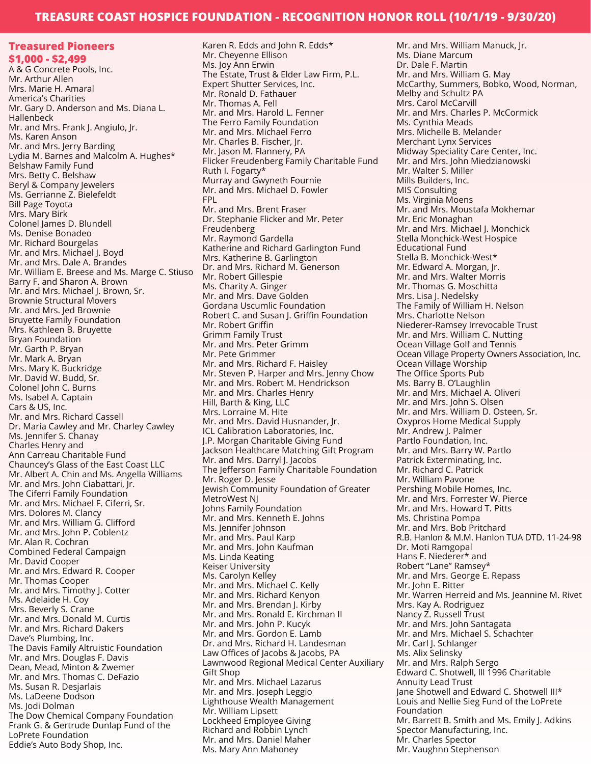# TREASURE COAST HOSPICE FOUNDATION - RECOGNITION HONOR ROLL (10/1/19 - 9/30/20)

## Treasured Pioneers
## $1,000 - $2,499

A & G Concrete Pools, Inc.
Mr. Arthur Allen
Mrs. Marie H. Amaral
America's Charities
Mr. Gary D. Anderson and Ms. Diana L. Hallenbeck
Mr. and Mrs. Frank J. Angiulo, Jr.
Ms. Karen Anson
Mr. and Mrs. Jerry Barding
Lydia M. Barnes and Malcolm A. Hughes*
Belshaw Family Fund
Mrs. Betty C. Belshaw
Beryl & Company Jewelers
Ms. Gerrianne Z. Bielefeldt
Bill Page Toyota
Mrs. Mary Birk
Colonel James D. Blundell
Ms. Denise Bonadeo
Mr. Richard Bourgelas
Mr. and Mrs. Michael J. Boyd
Mr. and Mrs. Dale A. Brandes
Mr. William E. Breese and Ms. Marge C. Stiuso
Barry F. and Sharon A. Brown
Mr. and Mrs. Michael J. Brown, Sr.
Brownie Structural Movers
Mr. and Mrs. Jed Brownie
Bruyette Family Foundation
Mrs. Kathleen B. Bruyette
Bryan Foundation
Mr. Garth P. Bryan
Mr. Mark A. Bryan
Mrs. Mary K. Buckridge
Mr. David W. Budd, Sr.
Colonel John C. Burns
Ms. Isabel A. Captain
Cars & US, Inc.
Mr. and Mrs. Richard Cassell
Dr. María Cawley and Mr. Charley Cawley
Ms. Jennifer S. Chanay
Charles Henry and Ann Carreau Charitable Fund
Chauncey's Glass of the East Coast LLC
Mr. Albert A. Chin and Ms. Angella Williams
Mr. and Mrs. John Ciabattari, Jr.
The Ciferri Family Foundation
Mr. and Mrs. Michael F. Ciferri, Sr.
Mrs. Dolores M. Clancy
Mr. and Mrs. William G. Clifford
Mr. and Mrs. John P. Coblentz
Mr. Alan R. Cochran
Combined Federal Campaign
Mr. David Cooper
Mr. and Mrs. Edward R. Cooper
Mr. Thomas Cooper
Mr. and Mrs. Timothy J. Cotter
Ms. Adelaide H. Coy
Mrs. Beverly S. Crane
Mr. and Mrs. Donald M. Curtis
Mr. and Mrs. Richard Dakers
Dave's Plumbing, Inc.
The Davis Family Altruistic Foundation
Mr. and Mrs. Douglas F. Davis
Dean, Mead, Minton & Zwemer
Mr. and Mrs. Thomas C. DeFazio
Ms. Susan R. Desjarlais
Ms. LaDeene Dodson
Ms. Jodi Dolman
The Dow Chemical Company Foundation
Frank G. & Gertrude Dunlap Fund of the LoPrete Foundation
Eddie's Auto Body Shop, Inc.
Karen R. Edds and John R. Edds*
Mr. Cheyenne Ellison
Ms. Joy Ann Erwin
The Estate, Trust & Elder Law Firm, P.L.
Expert Shutter Services, Inc.
Mr. Ronald D. Fathauer
Mr. Thomas A. Fell
Mr. and Mrs. Harold L. Fenner
The Ferro Family Foundation
Mr. and Mrs. Michael Ferro
Mr. Charles B. Fischer, Jr.
Mr. Jason M. Flannery, PA
Flicker Freudenberg Family Charitable Fund
Ruth I. Fogarty*
Murray and Gwyneth Fournie
Mr. and Mrs. Michael D. Fowler
FPL
Mr. and Mrs. Brent Fraser
Dr. Stephanie Flicker and Mr. Peter Freudenberg
Mr. Raymond Gardella
Katherine and Richard Garlington Fund
Mrs. Katherine B. Garlington
Dr. and Mrs. Richard M. Generson
Mr. Robert Gillespie
Ms. Charity A. Ginger
Mr. and Mrs. Dave Golden
Gordana Uscumlic Foundation
Robert C. and Susan J. Griffin Foundation
Mr. Robert Griffin
Grimm Family Trust
Mr. and Mrs. Peter Grimm
Mr. Pete Grimmer
Mr. and Mrs. Richard F. Haisley
Mr. Steven P. Harper and Mrs. Jenny Chow
Mr. and Mrs. Robert M. Hendrickson
Mr. and Mrs. Charles Henry
Hill, Barth & King, LLC
Mrs. Lorraine M. Hite
Mr. and Mrs. David Husnander, Jr.
ICL Calibration Laboratories, Inc.
J.P. Morgan Charitable Giving Fund
Jackson Healthcare Matching Gift Program
Mr. and Mrs. Darryl J. Jacobs
The Jefferson Family Charitable Foundation
Mr. Roger D. Jesse
Jewish Community Foundation of Greater MetroWest NJ
Johns Family Foundation
Mr. and Mrs. Kenneth E. Johns
Ms. Jennifer Johnson
Mr. and Mrs. Paul Karp
Mr. and Mrs. John Kaufman
Ms. Linda Keating
Keiser University
Ms. Carolyn Kelley
Mr. and Mrs. Michael C. Kelly
Mr. and Mrs. Richard Kenyon
Mr. and Mrs. Brendan J. Kirby
Mr. and Mrs. Ronald E. Kirchman II
Mr. and Mrs. John P. Kucyk
Mr. and Mrs. Gordon E. Lamb
Dr. and Mrs. Richard H. Landesman
Law Offices of Jacobs & Jacobs, PA
Lawnwood Regional Medical Center Auxiliary Gift Shop
Mr. and Mrs. Michael Lazarus
Mr. and Mrs. Joseph Leggio
Lighthouse Wealth Management
Mr. William Lipsett
Lockheed Employee Giving
Richard and Robbin Lynch
Mr. and Mrs. Daniel Maher
Ms. Mary Ann Mahoney
Mr. and Mrs. William Manuck, Jr.
Ms. Diane Marcum
Dr. Dale F. Martin
Mr. and Mrs. William G. May
McCarthy, Summers, Bobko, Wood, Norman, Melby and Schultz PA
Mrs. Carol McCarvill
Mr. and Mrs. Charles P. McCormick
Ms. Cynthia Meads
Mrs. Michelle B. Melander
Merchant Lynx Services
Midway Speciality Care Center, Inc.
Mr. and Mrs. John Miedzianowski
Mr. Walter S. Miller
Mills Builders, Inc.
MIS Consulting
Ms. Virginia Moens
Mr. and Mrs. Moustafa Mokhemar
Mr. Eric Monaghan
Mr. and Mrs. Michael J. Monchick
Stella Monchick-West Hospice Educational Fund
Stella B. Monchick-West*
Mr. Edward A. Morgan, Jr.
Mr. and Mrs. Walter Morris
Mr. Thomas G. Moschitta
Mrs. Lisa J. Nedelsky
The Family of William H. Nelson
Mrs. Charlotte Nelson
Niederer-Ramsey Irrevocable Trust
Mr. and Mrs. William C. Nutting
Ocean Village Golf and Tennis
Ocean Village Property Owners Association, Inc.
Ocean Village Worship
The Office Sports Pub
Ms. Barry B. O'Laughlin
Mr. and Mrs. Michael A. Oliveri
Mr. and Mrs. John S. Olsen
Mr. and Mrs. William D. Osteen, Sr.
Oxypros Home Medical Supply
Mr. Andrew J. Palmer
Partlo Foundation, Inc.
Mr. and Mrs. Barry W. Partlo
Patrick Exterminating, Inc.
Mr. Richard C. Patrick
Mr. William Pavone
Pershing Mobile Homes, Inc.
Mr. and Mrs. Forrester W. Pierce
Mr. and Mrs. Howard T. Pitts
Ms. Christina Pompa
Mr. and Mrs. Bob Pritchard
R.B. Hanlon & M.M. Hanlon TUA DTD. 11-24-98
Dr. Moti Ramgopal
Hans F. Niederer* and Robert "Lane" Ramsey*
Mr. and Mrs. George E. Repass
Mr. John E. Ritter
Mr. Warren Herreid and Ms. Jeannine M. Rivet
Mrs. Kay A. Rodriguez
Nancy Z. Russell Trust
Mr. and Mrs. John Santagata
Mr. and Mrs. Michael S. Schachter
Mr. Carl J. Schlanger
Ms. Alix Selinsky
Mr. and Mrs. Ralph Sergo
Edward C. Shotwell, lll 1996 Charitable Annuity Lead Trust
Jane Shotwell and Edward C. Shotwell III*
Louis and Nellie Sieg Fund of the LoPrete Foundation
Mr. Barrett B. Smith and Ms. Emily J. Adkins
Spector Manufacturing, Inc.
Mr. Charles Spector
Mr. Vaughnn Stephenson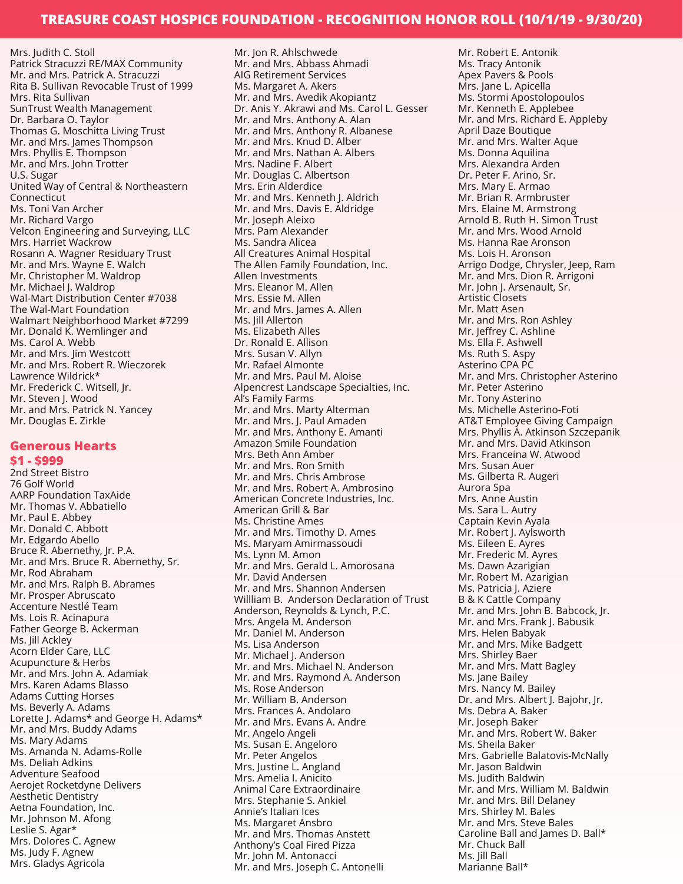# TREASURE COAST HOSPICE FOUNDATION - RECOGNITION HONOR ROLL (10/1/19 - 9/30/20)

Mrs. Judith C. Stoll
Patrick Stracuzzi RE/MAX Community
Mr. and Mrs. Patrick A. Stracuzzi
Rita B. Sullivan Revocable Trust of 1999
Mrs. Rita Sullivan
SunTrust Wealth Management
Dr. Barbara O. Taylor
Thomas G. Moschitta Living Trust
Mr. and Mrs. James Thompson
Mrs. Phyllis E. Thompson
Mr. and Mrs. John Trotter
U.S. Sugar
United Way of Central & Northeastern Connecticut
Ms. Toni Van Archer
Mr. Richard Vargo
Velcon Engineering and Surveying, LLC
Mrs. Harriet Wackrow
Rosann A. Wagner Residuary Trust
Mr. and Mrs. Wayne E. Walch
Mr. Christopher M. Waldrop
Mr. Michael J. Waldrop
Wal-Mart Distribution Center #7038
The Wal-Mart Foundation
Walmart Neighborhood Market #7299
Mr. Donald K. Wemlinger and Ms. Carol A. Webb
Mr. and Mrs. Jim Westcott
Mr. and Mrs. Robert R. Wieczorek
Lawrence Wildrick*
Mr. Frederick C. Witsell, Jr.
Mr. Steven J. Wood
Mr. and Mrs. Patrick N. Yancey
Mr. Douglas E. Zirkle

## Generous Hearts
## $1 - $999

2nd Street Bistro
76 Golf World
AARP Foundation TaxAide
Mr. Thomas V. Abbatiello
Mr. Paul E. Abbey
Mr. Donald C. Abbott
Mr. Edgardo Abello
Bruce R. Abernethy, Jr. P.A.
Mr. and Mrs. Bruce R. Abernethy, Sr.
Mr. Rod Abraham
Mr. and Mrs. Ralph B. Abrames
Mr. Prosper Abruscato
Accenture Nestlé Team
Ms. Lois R. Acinapura
Father George B. Ackerman
Ms. Jill Ackley
Acorn Elder Care, LLC
Acupuncture & Herbs
Mr. and Mrs. John A. Adamiak
Mrs. Karen Adams Blasso
Adams Cutting Horses
Ms. Beverly A. Adams
Lorette J. Adams* and George H. Adams*
Mr. and Mrs. Buddy Adams
Ms. Mary Adams
Ms. Amanda N. Adams-Rolle
Ms. Deliah Adkins
Adventure Seafood
Aerojet Rocketdyne Delivers
Aesthetic Dentistry
Aetna Foundation, Inc.
Mr. Johnson M. Afong
Leslie S. Agar*
Mrs. Dolores C. Agnew
Ms. Judy F. Agnew
Mrs. Gladys Agricola
Mr. Jon R. Ahlschwede
Mr. and Mrs. Abbass Ahmadi
AIG Retirement Services
Ms. Margaret A. Akers
Mr. and Mrs. Avedik Akopiantz
Dr. Anis Y. Akrawi and Ms. Carol L. Gesser
Mr. and Mrs. Anthony A. Alan
Mr. and Mrs. Anthony R. Albanese
Mr. and Mrs. Knud D. Alber
Mr. and Mrs. Nathan A. Albers
Mrs. Nadine F. Albert
Mr. Douglas C. Albertson
Mrs. Erin Alderdice
Mr. and Mrs. Kenneth J. Aldrich
Mr. and Mrs. Davis E. Aldridge
Mr. Joseph Aleixo
Mrs. Pam Alexander
Ms. Sandra Alicea
All Creatures Animal Hospital
The Allen Family Foundation, Inc.
Allen Investments
Mrs. Eleanor M. Allen
Mrs. Essie M. Allen
Mr. and Mrs. James A. Allen
Ms. Jill Allerton
Ms. Elizabeth Alles
Dr. Ronald E. Allison
Mrs. Susan V. Allyn
Mr. Rafael Almonte
Mr. and Mrs. Paul M. Aloise
Alpencrest Landscape Specialties, Inc.
Al's Family Farms
Mr. and Mrs. Marty Alterman
Mr. and Mrs. J. Paul Amaden
Mr. and Mrs. Anthony E. Amanti
Amazon Smile Foundation
Mrs. Beth Ann Amber
Mr. and Mrs. Ron Smith
Mr. and Mrs. Chris Ambrose
Mr. and Mrs. Robert A. Ambrosino
American Concrete Industries, Inc.
American Grill & Bar
Ms. Christine Ames
Mr. and Mrs. Timothy D. Ames
Ms. Maryam Amirmassoudi
Ms. Lynn M. Amon
Mr. and Mrs. Gerald L. Amorosana
Mr. David Andersen
Mr. and Mrs. Shannon Andersen
Willliam B. Anderson Declaration of Trust
Anderson, Reynolds & Lynch, P.C.
Mrs. Angela M. Anderson
Mr. Daniel M. Anderson
Ms. Lisa Anderson
Mr. Michael J. Anderson
Mr. and Mrs. Michael N. Anderson
Mr. and Mrs. Raymond A. Anderson
Ms. Rose Anderson
Mr. William B. Anderson
Mrs. Frances A. Andolaro
Mr. and Mrs. Evans A. Andre
Mr. Angelo Angeli
Ms. Susan E. Angeloro
Mr. Peter Angelos
Mrs. Justine L. Angland
Mrs. Amelia I. Anicito
Animal Care Extraordinaire
Mrs. Stephanie S. Ankiel
Annie's Italian Ices
Ms. Margaret Ansbro
Mr. and Mrs. Thomas Anstett
Anthony's Coal Fired Pizza
Mr. John M. Antonacci
Mr. and Mrs. Joseph C. Antonelli
Mr. Robert E. Antonik
Ms. Tracy Antonik
Apex Pavers & Pools
Mrs. Jane L. Apicella
Ms. Stormi Apostolopoulos
Mr. Kenneth E. Applebee
Mr. and Mrs. Richard E. Appleby
April Daze Boutique
Mr. and Mrs. Walter Aque
Ms. Donna Aquilina
Mrs. Alexandra Arden
Dr. Peter F. Arino, Sr.
Mrs. Mary E. Armao
Mr. Brian R. Armbruster
Mrs. Elaine M. Armstrong
Arnold B. Ruth H. Simon Trust
Mr. and Mrs. Wood Arnold
Ms. Hanna Rae Aronson
Ms. Lois H. Aronson
Arrigo Dodge, Chrysler, Jeep, Ram
Mr. and Mrs. Dion R. Arrigoni
Mr. John J. Arsenault, Sr.
Artistic Closets
Mr. Matt Asen
Mr. and Mrs. Ron Ashley
Mr. Jeffrey C. Ashline
Ms. Ella F. Ashwell
Ms. Ruth S. Aspy
Asterino CPA PC
Mr. and Mrs. Christopher Asterino
Mr. Peter Asterino
Mr. Tony Asterino
Ms. Michelle Asterino-Foti
AT&T Employee Giving Campaign
Mrs. Phyllis A. Atkinson Szczepanik
Mr. and Mrs. David Atkinson
Mrs. Franceina W. Atwood
Mrs. Susan Auer
Ms. Gilberta R. Augeri
Aurora Spa
Mrs. Anne Austin
Ms. Sara L. Autry
Captain Kevin Ayala
Mr. Robert J. Aylsworth
Ms. Eileen E. Ayres
Mr. Frederic M. Ayres
Ms. Dawn Azarigian
Mr. Robert M. Azarigian
Ms. Patricia J. Aziere
B & K Cattle Company
Mr. and Mrs. John B. Babcock, Jr.
Mr. and Mrs. Frank J. Babusik
Mrs. Helen Babyak
Mr. and Mrs. Mike Badgett
Mrs. Shirley Baer
Mr. and Mrs. Matt Bagley
Ms. Jane Bailey
Mrs. Nancy M. Bailey
Dr. and Mrs. Albert J. Bajohr, Jr.
Ms. Debra A. Baker
Mr. Joseph Baker
Mr. and Mrs. Robert W. Baker
Ms. Sheila Baker
Mrs. Gabrielle Balatovis-McNally
Mr. Jason Baldwin
Ms. Judith Baldwin
Mr. and Mrs. William M. Baldwin
Mr. and Mrs. Bill Delaney
Mrs. Shirley M. Bales
Mr. and Mrs. Steve Bales
Caroline Ball and James D. Ball*
Mr. Chuck Ball
Ms. Jill Ball
Marianne Ball*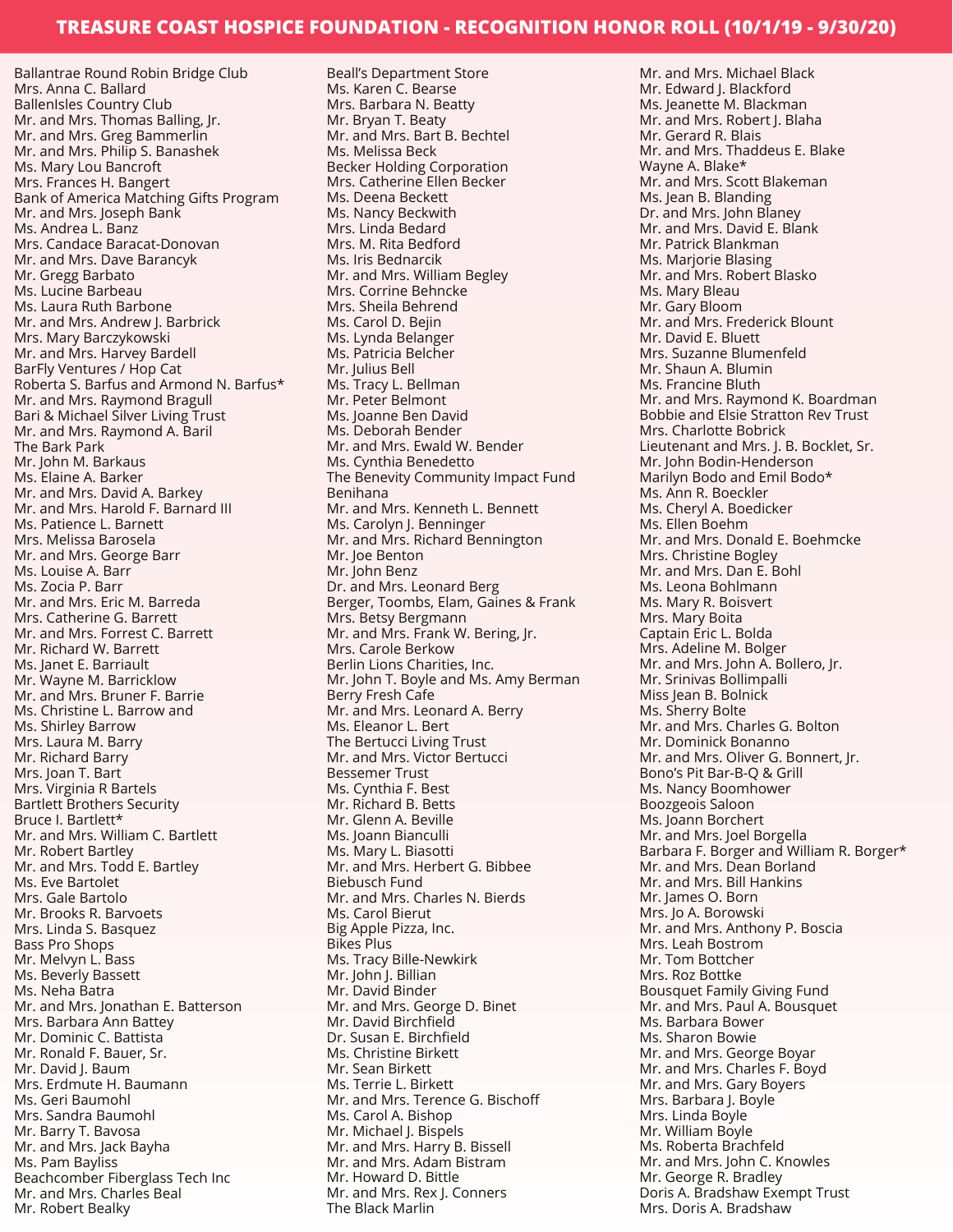# TREASURE COAST HOSPICE FOUNDATION - RECOGNITION HONOR ROLL (10/1/19 - 9/30/20)

Ballantrae Round Robin Bridge Club
Mrs. Anna C. Ballard
BallenIsles Country Club
Mr. and Mrs. Thomas Balling, Jr.
Mr. and Mrs. Greg Bammerlin
Mr. and Mrs. Philip S. Banashek
Ms. Mary Lou Bancroft
Mrs. Frances H. Bangert
Bank of America Matching Gifts Program
Mr. and Mrs. Joseph Bank
Ms. Andrea L. Banz
Mrs. Candace Baracat-Donovan
Mr. and Mrs. Dave Barancyk
Mr. Gregg Barbato
Ms. Lucine Barbeau
Ms. Laura Ruth Barbone
Mr. and Mrs. Andrew J. Barbrick
Mrs. Mary Barczykowski
Mr. and Mrs. Harvey Bardell
BarFly Ventures / Hop Cat
Roberta S. Barfus and Armond N. Barfus*
Mr. and Mrs. Raymond Bragull
Bari & Michael Silver Living Trust
Mr. and Mrs. Raymond A. Baril
The Bark Park
Mr. John M. Barkaus
Ms. Elaine A. Barker
Mr. and Mrs. David A. Barkey
Mr. and Mrs. Harold F. Barnard III
Ms. Patience L. Barnett
Mrs. Melissa Barosela
Mr. and Mrs. George Barr
Ms. Louise A. Barr
Ms. Zocia P. Barr
Mr. and Mrs. Eric M. Barreda
Mrs. Catherine G. Barrett
Mr. and Mrs. Forrest C. Barrett
Mr. Richard W. Barrett
Ms. Janet E. Barriault
Mr. Wayne M. Barricklow
Mr. and Mrs. Bruner F. Barrie
Ms. Christine L. Barrow and
Ms. Shirley Barrow
Mrs. Laura M. Barry
Mr. Richard Barry
Mrs. Joan T. Bart
Mrs. Virginia R Bartels
Bartlett Brothers Security
Bruce I. Bartlett*
Mr. and Mrs. William C. Bartlett
Mr. Robert Bartley
Mr. and Mrs. Todd E. Bartley
Ms. Eve Bartolet
Mrs. Gale Bartolo
Mr. Brooks R. Barvoets
Mrs. Linda S. Basquez
Bass Pro Shops
Mr. Melvyn L. Bass
Ms. Beverly Bassett
Ms. Neha Batra
Mr. and Mrs. Jonathan E. Batterson
Mrs. Barbara Ann Battey
Mr. Dominic C. Battista
Mr. Ronald F. Bauer, Sr.
Mr. David J. Baum
Mrs. Erdmute H. Baumann
Ms. Geri Baumohl
Mrs. Sandra Baumohl
Mr. Barry T. Bavosa
Mr. and Mrs. Jack Bayha
Ms. Pam Bayliss
Beachcomber Fiberglass Tech Inc
Mr. and Mrs. Charles Beal
Mr. Robert Bealky
Beall's Department Store
Ms. Karen C. Bearse
Mrs. Barbara N. Beatty
Mr. Bryan T. Beaty
Mr. and Mrs. Bart B. Bechtel
Ms. Melissa Beck
Becker Holding Corporation
Mrs. Catherine Ellen Becker
Ms. Deena Beckett
Ms. Nancy Beckwith
Mrs. Linda Bedard
Mrs. M. Rita Bedford
Ms. Iris Bednarcik
Mr. and Mrs. William Begley
Mrs. Corrine Behncke
Mrs. Sheila Behrend
Ms. Carol D. Bejin
Ms. Lynda Belanger
Ms. Patricia Belcher
Mr. Julius Bell
Ms. Tracy L. Bellman
Mr. Peter Belmont
Ms. Joanne Ben David
Ms. Deborah Bender
Mr. and Mrs. Ewald W. Bender
Ms. Cynthia Benedetto
The Benevity Community Impact Fund
Benihana
Mr. and Mrs. Kenneth L. Bennett
Ms. Carolyn J. Benninger
Mr. and Mrs. Richard Bennington
Mr. Joe Benton
Mr. John Benz
Dr. and Mrs. Leonard Berg
Berger, Toombs, Elam, Gaines & Frank
Mrs. Betsy Bergmann
Mr. and Mrs. Frank W. Bering, Jr.
Mrs. Carole Berkow
Berlin Lions Charities, Inc.
Mr. John T. Boyle and Ms. Amy Berman
Berry Fresh Cafe
Mr. and Mrs. Leonard A. Berry
Ms. Eleanor L. Bert
The Bertucci Living Trust
Mr. and Mrs. Victor Bertucci
Bessemer Trust
Ms. Cynthia F. Best
Mr. Richard B. Betts
Mr. Glenn A. Beville
Ms. Joann Bianculli
Ms. Mary L. Biasotti
Mr. and Mrs. Herbert G. Bibbee
Biebusch Fund
Mr. and Mrs. Charles N. Bierds
Ms. Carol Bierut
Big Apple Pizza, Inc.
Bikes Plus
Ms. Tracy Bille-Newkirk
Mr. John J. Billian
Mr. David Binder
Mr. and Mrs. George D. Binet
Mr. David Birchfield
Dr. Susan E. Birchfield
Ms. Christine Birkett
Mr. Sean Birkett
Ms. Terrie L. Birkett
Mr. and Mrs. Terence G. Bischoff
Ms. Carol A. Bishop
Mr. Michael J. Bispels
Mr. and Mrs. Harry B. Bissell
Mr. and Mrs. Adam Bistram
Mr. Howard D. Bittle
Mr. and Mrs. Rex J. Conners
The Black Marlin
Mr. and Mrs. Michael Black
Mr. Edward J. Blackford
Ms. Jeanette M. Blackman
Mr. and Mrs. Robert J. Blaha
Mr. Gerard R. Blais
Mr. and Mrs. Thaddeus E. Blake
Wayne A. Blake*
Mr. and Mrs. Scott Blakeman
Ms. Jean B. Blanding
Dr. and Mrs. John Blaney
Mr. and Mrs. David E. Blank
Mr. Patrick Blankman
Ms. Marjorie Blasing
Mr. and Mrs. Robert Blasko
Ms. Mary Bleau
Mr. Gary Bloom
Mr. and Mrs. Frederick Blount
Mr. David E. Bluett
Mrs. Suzanne Blumenfeld
Mr. Shaun A. Blumin
Ms. Francine Bluth
Mr. and Mrs. Raymond K. Boardman
Bobbie and Elsie Stratton Rev Trust
Mrs. Charlotte Bobrick
Lieutenant and Mrs. J. B. Bocklet, Sr.
Mr. John Bodin-Henderson
Marilyn Bodo and Emil Bodo*
Ms. Ann R. Boeckler
Ms. Cheryl A. Boedicker
Ms. Ellen Boehm
Mr. and Mrs. Donald E. Boehmcke
Mrs. Christine Bogley
Mr. and Mrs. Dan E. Bohl
Ms. Leona Bohlmann
Ms. Mary R. Boisvert
Mrs. Mary Boita
Captain Eric L. Bolda
Mrs. Adeline M. Bolger
Mr. and Mrs. John A. Bollero, Jr.
Mr. Srinivas Bollimpalli
Miss Jean B. Bolnick
Ms. Sherry Bolte
Mr. and Mrs. Charles G. Bolton
Mr. Dominick Bonanno
Mr. and Mrs. Oliver G. Bonnert, Jr.
Bono's Pit Bar-B-Q & Grill
Ms. Nancy Boomhower
Boozgeois Saloon
Ms. Joann Borchert
Mr. and Mrs. Joel Borgella
Barbara F. Borger and William R. Borger*
Mr. and Mrs. Dean Borland
Mr. and Mrs. Bill Hankins
Mr. James O. Born
Mrs. Jo A. Borowski
Mr. and Mrs. Anthony P. Boscia
Mrs. Leah Bostrom
Mr. Tom Bottcher
Mrs. Roz Bottke
Bousquet Family Giving Fund
Mr. and Mrs. Paul A. Bousquet
Ms. Barbara Bower
Ms. Sharon Bowie
Mr. and Mrs. George Boyar
Mr. and Mrs. Charles F. Boyd
Mr. and Mrs. Gary Boyers
Mrs. Barbara J. Boyle
Mrs. Linda Boyle
Mr. William Boyle
Ms. Roberta Brachfeld
Mr. and Mrs. John C. Knowles
Mr. George R. Bradley
Doris A. Bradshaw Exempt Trust
Mrs. Doris A. Bradshaw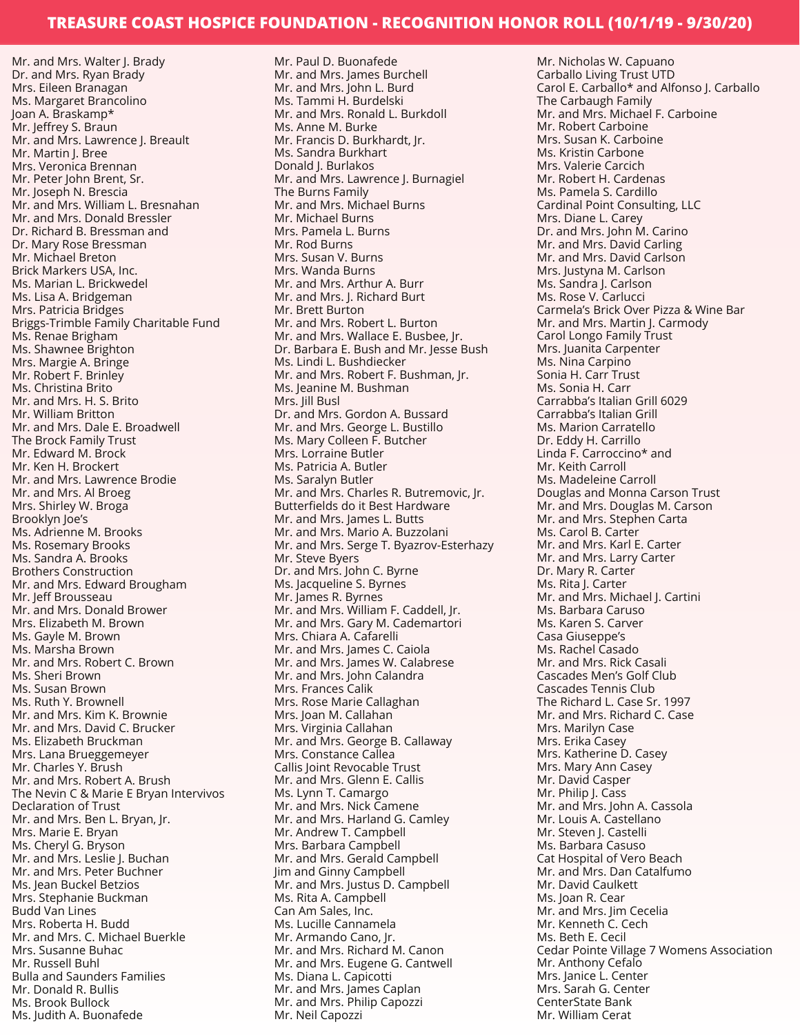# TREASURE COAST HOSPICE FOUNDATION - RECOGNITION HONOR ROLL (10/1/19 - 9/30/20)

Mr. and Mrs. Walter J. Brady
Dr. and Mrs. Ryan Brady
Mrs. Eileen Branagan
Ms. Margaret Brancolino
Joan A. Braskamp*
Mr. Jeffrey S. Braun
Mr. and Mrs. Lawrence J. Breault
Mr. Martin J. Bree
Mrs. Veronica Brennan
Mr. Peter John Brent, Sr.
Mr. Joseph N. Brescia
Mr. and Mrs. William L. Bresnahan
Mr. and Mrs. Donald Bressler
Dr. Richard B. Bressman and
Dr. Mary Rose Bressman
Mr. Michael Breton
Brick Markers USA, Inc.
Ms. Marian L. Brickwedel
Ms. Lisa A. Bridgeman
Mrs. Patricia Bridges
Briggs-Trimble Family Charitable Fund
Ms. Renae Brigham
Ms. Shawnee Brighton
Mrs. Margie A. Bringe
Mr. Robert F. Brinley
Ms. Christina Brito
Mr. and Mrs. H. S. Brito
Mr. William Britton
Mr. and Mrs. Dale E. Broadwell
The Brock Family Trust
Mr. Edward M. Brock
Mr. Ken H. Brockert
Mr. and Mrs. Lawrence Brodie
Mr. and Mrs. Al Broeg
Mrs. Shirley W. Broga
Brooklyn Joe's
Ms. Adrienne M. Brooks
Ms. Rosemary Brooks
Ms. Sandra A. Brooks
Brothers Construction
Mr. and Mrs. Edward Brougham
Mr. Jeff Brousseau
Mr. and Mrs. Donald Brower
Mrs. Elizabeth M. Brown
Ms. Gayle M. Brown
Ms. Marsha Brown
Mr. and Mrs. Robert C. Brown
Ms. Sheri Brown
Ms. Susan Brown
Ms. Ruth Y. Brownell
Mr. and Mrs. Kim K. Brownie
Mr. and Mrs. David C. Brucker
Ms. Elizabeth Bruckman
Mrs. Lana Brueggemeyer
Mr. Charles Y. Brush
Mr. and Mrs. Robert A. Brush
The Nevin C & Marie E Bryan Intervivos
Declaration of Trust
Mr. and Mrs. Ben L. Bryan, Jr.
Mrs. Marie E. Bryan
Ms. Cheryl G. Bryson
Mr. and Mrs. Leslie J. Buchan
Mr. and Mrs. Peter Buchner
Ms. Jean Buckel Betzios
Mrs. Stephanie Buckman
Budd Van Lines
Mrs. Roberta H. Budd
Mr. and Mrs. C. Michael Buerkle
Mrs. Susanne Buhac
Mr. Russell Buhl
Bulla and Saunders Families
Mr. Donald R. Bullis
Ms. Brook Bullock
Ms. Judith A. Buonafede
Mr. Paul D. Buonafede
Mr. and Mrs. James Burchell
Mr. and Mrs. John L. Burd
Ms. Tammi H. Burdelski
Mr. and Mrs. Ronald L. Burkdoll
Ms. Anne M. Burke
Mr. Francis D. Burkhardt, Jr.
Ms. Sandra Burkhart
Donald J. Burlakos
Mr. and Mrs. Lawrence J. Burnagiel
The Burns Family
Mr. and Mrs. Michael Burns
Mr. Michael Burns
Mrs. Pamela L. Burns
Mr. Rod Burns
Mrs. Susan V. Burns
Mrs. Wanda Burns
Mr. and Mrs. Arthur A. Burr
Mr. and Mrs. J. Richard Burt
Mr. Brett Burton
Mr. and Mrs. Robert L. Burton
Mr. and Mrs. Wallace E. Busbee, Jr.
Dr. Barbara E. Bush and Mr. Jesse Bush
Ms. Lindi L. Bushdiecker
Mr. and Mrs. Robert F. Bushman, Jr.
Ms. Jeanine M. Bushman
Mrs. Jill Busl
Dr. and Mrs. Gordon A. Bussard
Mr. and Mrs. George L. Bustillo
Ms. Mary Colleen F. Butcher
Mrs. Lorraine Butler
Ms. Patricia A. Butler
Ms. Saralyn Butler
Mr. and Mrs. Charles R. Butremovic, Jr.
Butterfields do it Best Hardware
Mr. and Mrs. James L. Butts
Mr. and Mrs. Mario A. Buzzolani
Mr. and Mrs. Serge T. Byazrov-Esterhazy
Mr. Steve Byers
Dr. and Mrs. John C. Byrne
Ms. Jacqueline S. Byrnes
Mr. James R. Byrnes
Mr. and Mrs. William F. Caddell, Jr.
Mr. and Mrs. Gary M. Cademartori
Mrs. Chiara A. Cafarelli
Mr. and Mrs. James C. Caiola
Mr. and Mrs. James W. Calabrese
Mr. and Mrs. John Calandra
Mrs. Frances Calik
Mrs. Rose Marie Callaghan
Mrs. Joan M. Callahan
Mrs. Virginia Callahan
Mr. and Mrs. George B. Callaway
Mrs. Constance Callea
Callis Joint Revocable Trust
Mr. and Mrs. Glenn E. Callis
Ms. Lynn T. Camargo
Mr. and Mrs. Nick Camene
Mr. and Mrs. Harland G. Camley
Mr. Andrew T. Campbell
Mrs. Barbara Campbell
Mr. and Mrs. Gerald Campbell
Jim and Ginny Campbell
Mr. and Mrs. Justus D. Campbell
Ms. Rita A. Campbell
Can Am Sales, Inc.
Ms. Lucille Cannamela
Mr. Armando Cano, Jr.
Mr. and Mrs. Richard M. Canon
Mr. and Mrs. Eugene G. Cantwell
Ms. Diana L. Capicotti
Mr. and Mrs. James Caplan
Mr. and Mrs. Philip Capozzi
Mr. Neil Capozzi
Mr. Nicholas W. Capuano
Carballo Living Trust UTD
Carol E. Carballo* and Alfonso J. Carballo
The Carbaugh Family
Mr. and Mrs. Michael F. Carboine
Mr. Robert Carboine
Mrs. Susan K. Carboine
Ms. Kristin Carbone
Mrs. Valerie Carcich
Mr. Robert H. Cardenas
Ms. Pamela S. Cardillo
Cardinal Point Consulting, LLC
Mrs. Diane L. Carey
Dr. and Mrs. John M. Carino
Mr. and Mrs. David Carling
Mr. and Mrs. David Carlson
Mrs. Justyna M. Carlson
Ms. Sandra J. Carlson
Ms. Rose V. Carlucci
Carmela's Brick Over Pizza & Wine Bar
Mr. and Mrs. Martin J. Carmody
Carol Longo Family Trust
Mrs. Juanita Carpenter
Ms. Nina Carpino
Sonia H. Carr Trust
Ms. Sonia H. Carr
Carrabba's Italian Grill 6029
Carrabba's Italian Grill
Ms. Marion Carratello
Dr. Eddy H. Carrillo
Linda F. Carroccino* and
Mr. Keith Carroll
Ms. Madeleine Carroll
Douglas and Monna Carson Trust
Mr. and Mrs. Douglas M. Carson
Mr. and Mrs. Stephen Carta
Ms. Carol B. Carter
Mr. and Mrs. Karl E. Carter
Mr. and Mrs. Larry Carter
Dr. Mary R. Carter
Ms. Rita J. Carter
Mr. and Mrs. Michael J. Cartini
Ms. Barbara Caruso
Ms. Karen S. Carver
Casa Giuseppe's
Ms. Rachel Casado
Mr. and Mrs. Rick Casali
Cascades Men's Golf Club
Cascades Tennis Club
The Richard L. Case Sr. 1997
Mr. and Mrs. Richard C. Case
Mrs. Marilyn Case
Mrs. Erika Casey
Mrs. Katherine D. Casey
Mrs. Mary Ann Casey
Mr. David Casper
Mr. Philip J. Cass
Mr. and Mrs. John A. Cassola
Mr. Louis A. Castellano
Mr. Steven J. Castelli
Ms. Barbara Casuso
Cat Hospital of Vero Beach
Mr. and Mrs. Dan Catalfumo
Mr. David Caulkett
Ms. Joan R. Cear
Mr. and Mrs. Jim Cecelia
Mr. Kenneth C. Cech
Ms. Beth E. Cecil
Cedar Pointe Village 7 Womens Association
Mr. Anthony Cefalo
Mrs. Janice L. Center
Mrs. Sarah G. Center
CenterState Bank
Mr. William Cerat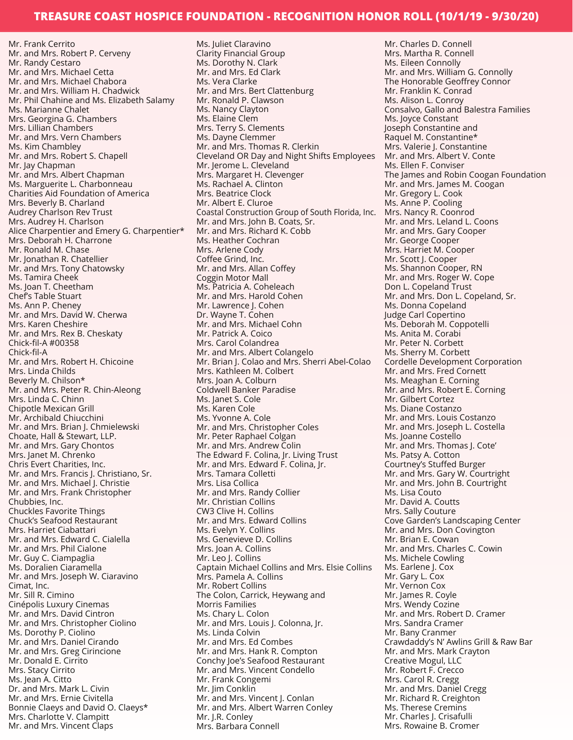# TREASURE COAST HOSPICE FOUNDATION - RECOGNITION HONOR ROLL (10/1/19 - 9/30/20)

Mr. Frank Cerrito
Mr. and Mrs. Robert P. Cerveny
Mr. Randy Cestaro
Mr. and Mrs. Michael Cetta
Mr. and Mrs. Michael Chabora
Mr. and Mrs. William H. Chadwick
Mr. Phil Chahine and Ms. Elizabeth Salamy
Ms. Marianne Chalet
Mrs. Georgina G. Chambers
Mrs. Lillian Chambers
Mr. and Mrs. Vern Chambers
Ms. Kim Chambley
Mr. and Mrs. Robert S. Chapell
Mr. Jay Chapman
Mr. and Mrs. Albert Chapman
Ms. Marguerite L. Charbonneau
Charities Aid Foundation of America
Mrs. Beverly B. Charland
Audrey Charlson Rev Trust
Mrs. Audrey H. Charlson
Alice Charpentier and Emery G. Charpentier*
Mrs. Deborah H. Charrone
Mr. Ronald M. Chase
Mr. Jonathan R. Chatellier
Mr. and Mrs. Tony Chatowsky
Ms. Tamira Cheek
Ms. Joan T. Cheetham
Chef's Table Stuart
Ms. Ann P. Cheney
Mr. and Mrs. David W. Cherwa
Mrs. Karen Cheshire
Mr. and Mrs. Rex B. Cheskaty
Chick-fil-A #00358
Chick-fil-A
Mr. and Mrs. Robert H. Chicoine
Mrs. Linda Childs
Beverly M. Chilson*
Mr. and Mrs. Peter R. Chin-Aleong
Mrs. Linda C. Chinn
Chipotle Mexican Grill
Mr. Archibald Chiucchini
Mr. and Mrs. Brian J. Chmielewski
Choate, Hall & Stewart, LLP.
Mr. and Mrs. Gary Chontos
Mrs. Janet M. Chrenko
Chris Evert Charities, Inc.
Mr. and Mrs. Francis J. Christiano, Sr.
Mr. and Mrs. Michael J. Christie
Mr. and Mrs. Frank Christopher
Chubbies, Inc.
Chuckles Favorite Things
Chuck's Seafood Restaurant
Mrs. Harriet Ciabattari
Mr. and Mrs. Edward C. Cialella
Mr. and Mrs. Phil Cialone
Mr. Guy C. Ciampaglia
Ms. Doralien Ciaramella
Mr. and Mrs. Joseph W. Ciaravino
Cimat, Inc.
Mr. Sill R. Cimino
Cinépolis Luxury Cinemas
Mr. and Mrs. David Cintron
Mr. and Mrs. Christopher Ciolino
Ms. Dorothy P. Ciolino
Mr. and Mrs. Daniel Cirando
Mr. and Mrs. Greg Cirincione
Mr. Donald E. Cirrito
Mrs. Stacy Cirrito
Ms. Jean A. Citto
Dr. and Mrs. Mark L. Civin
Mr. and Mrs. Ernie Civitella
Bonnie Claeys and David O. Claeys*
Mrs. Charlotte V. Clampitt
Mr. and Mrs. Vincent Claps
Ms. Juliet Claravino
Clarity Financial Group
Ms. Dorothy N. Clark
Mr. and Mrs. Ed Clark
Ms. Vera Clarke
Mr. and Mrs. Bert Clattenburg
Mr. Ronald P. Clawson
Ms. Nancy Clayton
Ms. Elaine Clem
Mrs. Terry S. Clements
Ms. Dayne Clemmer
Mr. and Mrs. Thomas R. Clerkin
Cleveland OR Day and Night Shifts Employees
Mr. Jerome L. Cleveland
Mrs. Margaret H. Clevenger
Ms. Rachael A. Clinton
Mrs. Beatrice Clock
Mr. Albert E. Cluroe
Coastal Construction Group of South Florida, Inc.
Mr. and Mrs. John B. Coats, Sr.
Mr. and Mrs. Richard K. Cobb
Ms. Heather Cochran
Mrs. Arlene Cody
Coffee Grind, Inc.
Mr. and Mrs. Allan Coffey
Coggin Motor Mall
Ms. Patricia A. Coheleach
Mr. and Mrs. Harold Cohen
Mr. Lawrence J. Cohen
Dr. Wayne T. Cohen
Mr. and Mrs. Michael Cohn
Mr. Patrick A. Coico
Mrs. Carol Colandrea
Mr. and Mrs. Albert Colangelo
Mr. Brian J. Colao and Mrs. Sherri Abel-Colao
Mrs. Kathleen M. Colbert
Mrs. Joan A. Colburn
Coldwell Banker Paradise
Ms. Janet S. Cole
Ms. Karen Cole
Ms. Yvonne A. Cole
Mr. and Mrs. Christopher Coles
Mr. Peter Raphael Colgan
Mr. and Mrs. Andrew Colin
The Edward F. Colina, Jr. Living Trust
Mr. and Mrs. Edward F. Colina, Jr.
Mrs. Tamara Colletti
Mrs. Lisa Collica
Mr. and Mrs. Randy Collier
Mr. Christian Collins
CW3 Clive H. Collins
Mr. and Mrs. Edward Collins
Ms. Evelyn Y. Collins
Ms. Genevieve D. Collins
Mrs. Joan A. Collins
Mr. Leo J. Collins
Captain Michael Collins and Mrs. Elsie Collins
Mrs. Pamela A. Collins
Mr. Robert Collins
The Colon, Carrick, Heywang and Morris Families
Ms. Chary L. Colon
Mr. and Mrs. Louis J. Colonna, Jr.
Ms. Linda Colvin
Mr. and Mrs. Ed Combes
Mr. and Mrs. Hank R. Compton
Conchy Joe's Seafood Restaurant
Mr. and Mrs. Vincent Condello
Mr. Frank Congemi
Mr. Jim Conklin
Mr. and Mrs. Vincent J. Conlan
Mr. and Mrs. Albert Warren Conley
Mr. J.R. Conley
Mrs. Barbara Connell
Mr. Charles D. Connell
Mrs. Martha R. Connell
Ms. Eileen Connolly
Mr. and Mrs. William G. Connolly
The Honorable Geoffrey Connor
Mr. Franklin K. Conrad
Ms. Alison L. Conroy
Consalvo, Gallo and Balestra Families
Ms. Joyce Constant
Joseph Constantine and Raquel M. Constantine*
Mrs. Valerie J. Constantine
Mr. and Mrs. Albert V. Conte
Ms. Ellen F. Conviser
The James and Robin Coogan Foundation
Mr. and Mrs. James M. Coogan
Mr. Gregory L. Cook
Ms. Anne P. Cooling
Mrs. Nancy R. Coonrod
Mr. and Mrs. Leland L. Coons
Mr. and Mrs. Gary Cooper
Mr. George Cooper
Mrs. Harriet M. Cooper
Mr. Scott J. Cooper
Ms. Shannon Cooper, RN
Mr. and Mrs. Roger W. Cope
Don L. Copeland Trust
Mr. and Mrs. Don L. Copeland, Sr.
Ms. Donna Copeland
Judge Carl Copertino
Ms. Deborah M. Coppotelli
Ms. Anita M. Corabi
Mr. Peter N. Corbett
Ms. Sherry M. Corbett
Cordelle Development Corporation
Mr. and Mrs. Fred Cornett
Ms. Meaghan E. Corning
Mr. and Mrs. Robert E. Corning
Mr. Gilbert Cortez
Ms. Diane Costanzo
Mr. and Mrs. Louis Costanzo
Mr. and Mrs. Joseph L. Costella
Ms. Joanne Costello
Mr. and Mrs. Thomas J. Cote'
Ms. Patsy A. Cotton
Courtney's Stuffed Burger
Mr. and Mrs. Gary W. Courtright
Mr. and Mrs. John B. Courtright
Ms. Lisa Couto
Mr. David A. Coutts
Mrs. Sally Couture
Cove Garden's Landscaping Center
Mr. and Mrs. Don Covington
Mr. Brian E. Cowan
Mr. and Mrs. Charles C. Cowin
Ms. Michele Cowling
Ms. Earlene J. Cox
Mr. Gary L. Cox
Mr. Vernon Cox
Mr. James R. Coyle
Mrs. Wendy Cozine
Mr. and Mrs. Robert D. Cramer
Mrs. Sandra Cramer
Mr. Bany Cranmer
Crawdaddy's N' Awlins Grill & Raw Bar
Mr. and Mrs. Mark Crayton
Creative Mogul, LLC
Mr. Robert F. Crecco
Mrs. Carol R. Cregg
Mr. and Mrs. Daniel Cregg
Mr. Richard R. Creighton
Ms. Therese Cremins
Mr. Charles J. Crisafulli
Mrs. Rowaine B. Cromer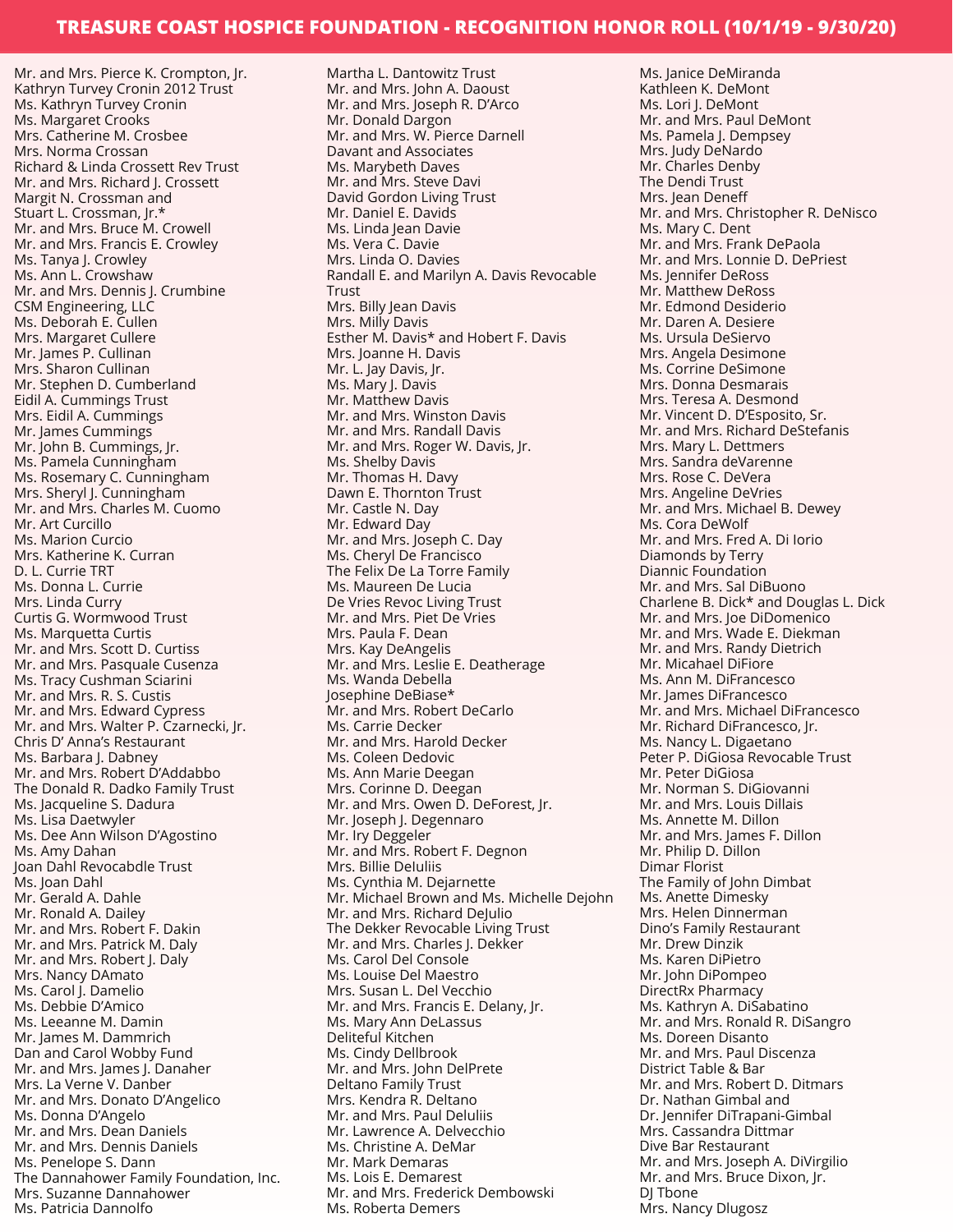# TREASURE COAST HOSPICE FOUNDATION - RECOGNITION HONOR ROLL (10/1/19 - 9/30/20)

Mr. and Mrs. Pierce K. Crompton, Jr.
Kathryn Turvey Cronin 2012 Trust
Ms. Kathryn Turvey Cronin
Ms. Margaret Crooks
Mrs. Catherine M. Crosbee
Mrs. Norma Crossan
Richard & Linda Crossett Rev Trust
Mr. and Mrs. Richard J. Crossett
Margit N. Crossman and
Stuart L. Crossman, Jr.*
Mr. and Mrs. Bruce M. Crowell
Mr. and Mrs. Francis E. Crowley
Ms. Tanya J. Crowley
Ms. Ann L. Crowshaw
Mr. and Mrs. Dennis J. Crumbine
CSM Engineering, LLC
Ms. Deborah E. Cullen
Mrs. Margaret Cullere
Mr. James P. Cullinan
Mrs. Sharon Cullinan
Mr. Stephen D. Cumberland
Eidil A. Cummings Trust
Mrs. Eidil A. Cummings
Mr. James Cummings
Mr. John B. Cummings, Jr.
Ms. Pamela Cunningham
Ms. Rosemary C. Cunningham
Mrs. Sheryl J. Cunningham
Mr. and Mrs. Charles M. Cuomo
Mr. Art Curcillo
Ms. Marion Curcio
Mrs. Katherine K. Curran
D. L. Currie TRT
Ms. Donna L. Currie
Mrs. Linda Curry
Curtis G. Wormwood Trust
Ms. Marquetta Curtis
Mr. and Mrs. Scott D. Curtiss
Mr. and Mrs. Pasquale Cusenza
Ms. Tracy Cushman Sciarini
Mr. and Mrs. R. S. Custis
Mr. and Mrs. Edward Cypress
Mr. and Mrs. Walter P. Czarnecki, Jr.
Chris D' Anna's Restaurant
Ms. Barbara J. Dabney
Mr. and Mrs. Robert D'Addabbo
The Donald R. Dadko Family Trust
Ms. Jacqueline S. Dadura
Ms. Lisa Daetwyler
Ms. Dee Ann Wilson D'Agostino
Ms. Amy Dahan
Joan Dahl Revocabdle Trust
Ms. Joan Dahl
Mr. Gerald A. Dahle
Mr. Ronald A. Dailey
Mr. and Mrs. Robert F. Dakin
Mr. and Mrs. Patrick M. Daly
Mr. and Mrs. Robert J. Daly
Mrs. Nancy DAmato
Ms. Carol J. Damelio
Ms. Debbie D'Amico
Ms. Leeanne M. Damin
Mr. James M. Dammrich
Dan and Carol Wobby Fund
Mr. and Mrs. James J. Danaher
Mrs. La Verne V. Danber
Mr. and Mrs. Donato D'Angelico
Ms. Donna D'Angelo
Mr. and Mrs. Dean Daniels
Mr. and Mrs. Dennis Daniels
Ms. Penelope S. Dann
The Dannahower Family Foundation, Inc.
Mrs. Suzanne Dannahower
Ms. Patricia Dannolfo
Martha L. Dantowitz Trust
Mr. and Mrs. John A. Daoust
Mr. and Mrs. Joseph R. D'Arco
Mr. Donald Dargon
Mr. and Mrs. W. Pierce Darnell
Davant and Associates
Ms. Marybeth Daves
Mr. and Mrs. Steve Davi
David Gordon Living Trust
Mr. Daniel E. Davids
Ms. Linda Jean Davie
Ms. Vera C. Davie
Ms. Linda O. Davies
Randall E. and Marilyn A. Davis Revocable Trust
Mrs. Billy Jean Davis
Mrs. Milly Davis
Esther M. Davis* and Hobert F. Davis
Mrs. Joanne H. Davis
Mr. L. Jay Davis, Jr.
Ms. Mary J. Davis
Mr. Matthew Davis
Mr. and Mrs. Winston Davis
Mr. and Mrs. Randall Davis
Mr. and Mrs. Roger W. Davis, Jr.
Ms. Shelby Davis
Mr. Thomas H. Davy
Dawn E. Thornton Trust
Mr. Castle N. Day
Mr. Edward Day
Mr. and Mrs. Joseph C. Day
Ms. Cheryl De Francisco
The Felix De La Torre Family
Ms. Maureen De Lucia
De Vries Revoc Living Trust
Mr. and Mrs. Piet De Vries
Mrs. Paula F. Dean
Mrs. Kay DeAngelis
Mr. and Mrs. Leslie E. Deatherage
Ms. Wanda Debella
Josephine DeBiase*
Mr. and Mrs. Robert DeCarlo
Ms. Carrie Decker
Mr. and Mrs. Harold Decker
Ms. Coleen Dedovic
Ms. Ann Marie Deegan
Mrs. Corinne D. Deegan
Mr. and Mrs. Owen D. DeForest, Jr.
Mr. Joseph J. Degennaro
Mr. Iry Deggeler
Mr. and Mrs. Robert F. Degnon
Mrs. Billie DeIuliis
Ms. Cynthia M. Dejarnette
Mr. Michael Brown and Ms. Michelle Dejohn
Mr. and Mrs. Richard DeJulio
The Dekker Revocable Living Trust
Mr. and Mrs. Charles J. Dekker
Ms. Carol Del Console
Ms. Louise Del Maestro
Mrs. Susan L. Del Vecchio
Mr. and Mrs. Francis E. Delany, Jr.
Ms. Mary Ann DeLassus
Deliteful Kitchen
Ms. Cindy Dellbrook
Mr. and Mrs. John DelPrete
Deltano Family Trust
Mrs. Kendra R. Deltano
Mr. and Mrs. Paul DeIuliis
Mr. Lawrence A. Delvecchio
Ms. Christine A. DeMar
Mr. Mark Demaras
Ms. Lois E. Demarest
Mr. and Mrs. Frederick Dembowski
Ms. Roberta Demers
Ms. Janice DeMiranda
Kathleen K. DeMont
Ms. Lori J. DeMont
Mr. and Mrs. Paul DeMont
Ms. Pamela J. Dempsey
Mrs. Judy DeNardo
Mr. Charles Denby
The Dendi Trust
Mrs. Jean Deneff
Mr. and Mrs. Christopher R. DeNisco
Ms. Mary C. Dent
Mr. and Mrs. Frank DePaola
Mr. and Mrs. Lonnie D. DePriest
Ms. Jennifer DeRoss
Mr. Matthew DeRoss
Mr. Edmond Desiderio
Mr. Daren A. Desiere
Ms. Ursula DeSiervo
Mrs. Angela Desimone
Ms. Corrine DeSimone
Mrs. Donna Desmarais
Mrs. Teresa A. Desmond
Mr. Vincent D. D'Esposito, Sr.
Mr. and Mrs. Richard DeStefanis
Mrs. Mary L. Dettmers
Mrs. Sandra deVarenne
Mrs. Rose C. DeVera
Mrs. Angeline DeVries
Mr. and Mrs. Michael B. Dewey
Ms. Cora DeWolf
Mr. and Mrs. Fred A. Di Iorio
Diamonds by Terry
Diannic Foundation
Mr. and Mrs. Sal DiBuono
Charlene B. Dick* and Douglas L. Dick
Mr. and Mrs. Joe DiDomenico
Mr. and Mrs. Wade E. Diekman
Mr. and Mrs. Randy Dietrich
Mr. Micahael DiFiore
Ms. Ann M. DiFrancesco
Mr. James DiFrancesco
Mr. and Mrs. Michael DiFrancesco
Mr. Richard DiFrancesco, Jr.
Ms. Nancy L. Digaetano
Peter P. DiGiosa Revocable Trust
Mr. Peter DiGiosa
Mr. Norman S. DiGiovanni
Mr. and Mrs. Louis Dillais
Ms. Annette M. Dillon
Mr. and Mrs. James F. Dillon
Mr. Philip D. Dillon
Dimar Florist
The Family of John Dimbat
Ms. Anette Dimesky
Mrs. Helen Dinnerman
Dino's Family Restaurant
Mr. Drew Dinzik
Ms. Karen DiPietro
Mr. John DiPompeo
DirectRx Pharmacy
Ms. Kathryn A. DiSabatino
Mr. and Mrs. Ronald R. DiSangro
Ms. Doreen Disanto
Mr. and Mrs. Paul Discenza
District Table & Bar
Mr. and Mrs. Robert D. Ditmars
Dr. Nathan Gimbal and
Dr. Jennifer DiTrapani-Gimbal
Mrs. Cassandra Dittmar
Dive Bar Restaurant
Mr. and Mrs. Joseph A. DiVirgilio
Mr. and Mrs. Bruce Dixon, Jr.
DJ Tbone
Mrs. Nancy Dlugosz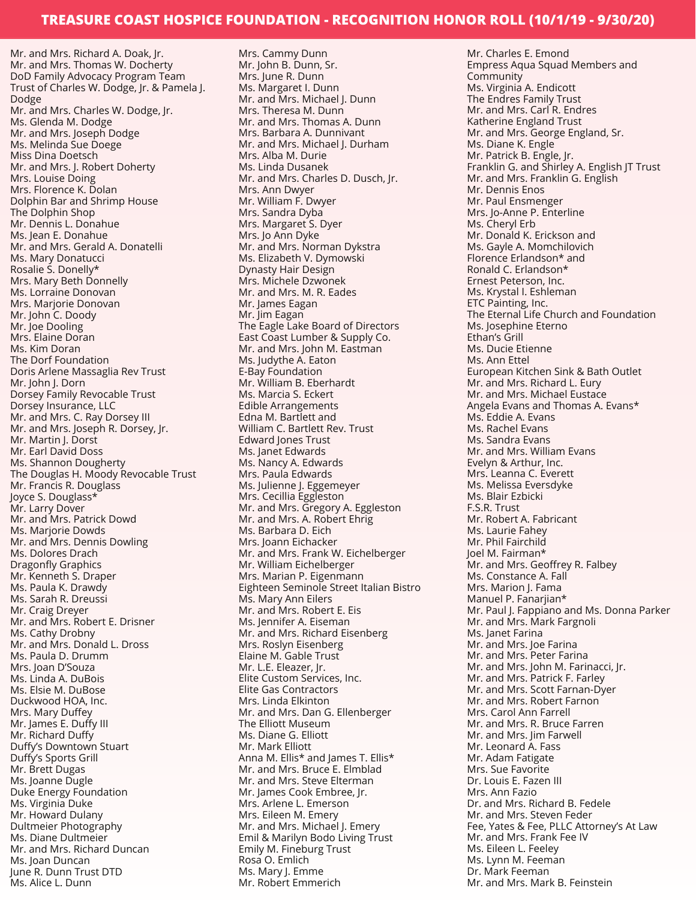# TREASURE COAST HOSPICE FOUNDATION - RECOGNITION HONOR ROLL (10/1/19 - 9/30/20)

Mr. and Mrs. Richard A. Doak, Jr.
Mr. and Mrs. Thomas W. Docherty
DoD Family Advocacy Program Team
Trust of Charles W. Dodge, Jr. & Pamela J. Dodge
Mr. and Mrs. Charles W. Dodge, Jr.
Ms. Glenda M. Dodge
Mr. and Mrs. Joseph Dodge
Ms. Melinda Sue Doege
Miss Dina Doetsch
Mr. and Mrs. J. Robert Doherty
Mrs. Louise Doing
Mrs. Florence K. Dolan
Dolphin Bar and Shrimp House
The Dolphin Shop
Mr. Dennis L. Donahue
Ms. Jean E. Donahue
Mr. and Mrs. Gerald A. Donatelli
Ms. Mary Donatucci
Rosalie S. Donelly*
Mrs. Mary Beth Donnelly
Ms. Lorraine Donovan
Mrs. Marjorie Donovan
Mr. John C. Doody
Mr. Joe Dooling
Mrs. Elaine Doran
Ms. Kim Doran
The Dorf Foundation
Doris Arlene Massaglia Rev Trust
Mr. John J. Dorn
Dorsey Family Revocable Trust
Dorsey Insurance, LLC
Mr. and Mrs. C. Ray Dorsey III
Mr. and Mrs. Joseph R. Dorsey, Jr.
Mr. Martin J. Dorst
Mr. Earl David Doss
Ms. Shannon Dougherty
The Douglas H. Moody Revocable Trust
Mr. Francis R. Douglass
Joyce S. Douglass*
Mr. Larry Dover
Mr. and Mrs. Patrick Dowd
Ms. Marjorie Dowds
Mr. and Mrs. Dennis Dowling
Ms. Dolores Drach
Dragonfly Graphics
Mr. Kenneth S. Draper
Ms. Paula K. Drawdy
Ms. Sarah R. Dreussi
Mr. Craig Dreyer
Mr. and Mrs. Robert E. Drisner
Ms. Cathy Drobny
Mr. and Mrs. Donald L. Dross
Ms. Paula D. Drumm
Mrs. Joan D'Souza
Ms. Linda A. DuBois
Ms. Elsie M. DuBose
Duckwood HOA, Inc.
Mrs. Mary Duffey
Mr. James E. Duffy III
Mr. Richard Duffy
Duffy's Downtown Stuart
Duffy's Sports Grill
Mr. Brett Dugas
Ms. Joanne Dugle
Duke Energy Foundation
Ms. Virginia Duke
Mr. Howard Dulany
Dultmeier Photography
Ms. Diane Dultmeier
Mr. and Mrs. Richard Duncan
Ms. Joan Duncan
June R. Dunn Trust DTD
Ms. Alice L. Dunn
Mrs. Cammy Dunn
Mr. John B. Dunn, Sr.
Mrs. June R. Dunn
Ms. Margaret I. Dunn
Mr. and Mrs. Michael J. Dunn
Mrs. Theresa M. Dunn
Mr. and Mrs. Thomas A. Dunn
Mrs. Barbara A. Dunnivant
Mr. and Mrs. Michael J. Durham
Mrs. Alba M. Durie
Ms. Linda Dusanek
Mr. and Mrs. Charles D. Dusch, Jr.
Mrs. Ann Dwyer
Mr. William F. Dwyer
Mrs. Sandra Dyba
Mrs. Margaret S. Dyer
Mrs. Jo Ann Dyke
Mr. and Mrs. Norman Dykstra
Ms. Elizabeth V. Dymowski
Dynasty Hair Design
Mrs. Michele Dzwonek
Mr. and Mrs. M. R. Eades
Mr. James Eagan
Mr. Jim Eagan
The Eagle Lake Board of Directors
East Coast Lumber & Supply Co.
Mr. and Mrs. John M. Eastman
Ms. Judythe A. Eaton
E-Bay Foundation
Mr. William B. Eberhardt
Ms. Marcia S. Eckert
Edible Arrangements
Edna M. Bartlett and William C. Bartlett Rev. Trust
Edward Jones Trust
Ms. Janet Edwards
Ms. Nancy A. Edwards
Mrs. Paula Edwards
Ms. Julienne J. Eggemeyer
Mrs. Cecillia Eggleston
Mr. and Mrs. Gregory A. Eggleston
Mr. and Mrs. A. Robert Ehrig
Ms. Barbara D. Eich
Mrs. Joann Eichacker
Mr. and Mrs. Frank W. Eichelberger
Mr. William Eichelberger
Mrs. Marian P. Eigenmann
Eighteen Seminole Street Italian Bistro
Ms. Mary Ann Eilers
Mr. and Mrs. Robert E. Eis
Ms. Jennifer A. Eiseman
Mr. and Mrs. Richard Eisenberg
Mrs. Roslyn Eisenberg
Elaine M. Gable Trust
Mr. L.E. Eleazer, Jr.
Elite Custom Services, Inc.
Elite Gas Contractors
Mrs. Linda Elkinton
Mr. and Mrs. Dan G. Ellenberger
The Elliott Museum
Ms. Diane G. Elliott
Mr. Mark Elliott
Anna M. Ellis* and James T. Ellis*
Mr. and Mrs. Bruce E. Elmblad
Mr. and Mrs. Steve Elterman
Mr. James Cook Embree, Jr.
Mrs. Arlene L. Emerson
Mrs. Eileen M. Emery
Mr. and Mrs. Michael J. Emery
Emil & Marilyn Bodo Living Trust
Emily M. Fineburg Trust
Rosa O. Emlich
Ms. Mary J. Emme
Mr. Robert Emmerich
Mr. Charles E. Emond
Empress Aqua Squad Members and Community
Ms. Virginia A. Endicott
The Endres Family Trust
Mr. and Mrs. Carl R. Endres
Katherine England Trust
Mr. and Mrs. George England, Sr.
Ms. Diane K. Engle
Mr. Patrick B. Engle, Jr.
Franklin G. and Shirley A. English JT Trust
Mr. and Mrs. Franklin G. English
Mr. Dennis Enos
Mr. Paul Ensmenger
Mrs. Jo-Anne P. Enterline
Ms. Cheryl Erb
Mr. Donald K. Erickson and Ms. Gayle A. Momchilovich
Florence Erlandson* and Ronald C. Erlandson*
Ernest Peterson, Inc.
Ms. Krystal I. Eshleman
ETC Painting, Inc.
The Eternal Life Church and Foundation
Ms. Josephine Eterno
Ethan's Grill
Ms. Ducie Etienne
Ms. Ann Ettel
European Kitchen Sink & Bath Outlet
Mr. and Mrs. Richard L. Eury
Mr. and Mrs. Michael Eustace
Angela Evans and Thomas A. Evans*
Ms. Eddie A. Evans
Ms. Rachel Evans
Ms. Sandra Evans
Mr. and Mrs. William Evans
Evelyn & Arthur, Inc.
Mrs. Leanna C. Everett
Ms. Melissa Eversdyke
Ms. Blair Ezbicki
F.S.R. Trust
Mr. Robert A. Fabricant
Ms. Laurie Fahey
Mr. Phil Fairchild
Joel M. Fairman*
Mr. and Mrs. Geoffrey R. Falbey
Ms. Constance A. Fall
Mrs. Marion J. Fama
Manuel P. Fanarjian*
Mr. Paul J. Fappiano and Ms. Donna Parker
Mr. and Mrs. Mark Fargnoli
Ms. Janet Farina
Mr. and Mrs. Joe Farina
Mr. and Mrs. Peter Farina
Mr. and Mrs. John M. Farinacci, Jr.
Mr. and Mrs. Patrick F. Farley
Mr. and Mrs. Scott Farnan-Dyer
Mr. and Mrs. Robert Farnon
Mrs. Carol Ann Farrell
Mr. and Mrs. R. Bruce Farren
Mr. and Mrs. Jim Farwell
Mr. Leonard A. Fass
Mr. Adam Fatigate
Mrs. Sue Favorite
Dr. Louis E. Fazen III
Mrs. Ann Fazio
Dr. and Mrs. Richard B. Fedele
Mr. and Mrs. Steven Feder
Fee, Yates & Fee, PLLC Attorney's At Law
Mr. and Mrs. Frank Fee IV
Ms. Eileen L. Feeley
Ms. Lynn M. Feeman
Dr. Mark Feeman
Mr. and Mrs. Mark B. Feinstein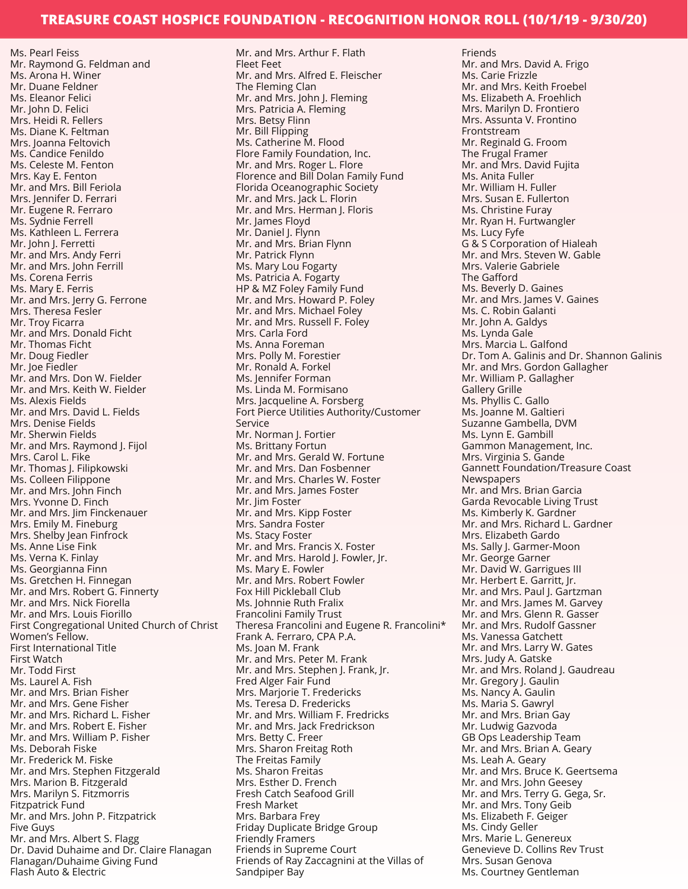# TREASURE COAST HOSPICE FOUNDATION - RECOGNITION HONOR ROLL (10/1/19 - 9/30/20)

Ms. Pearl Feiss
Mr. Raymond G. Feldman and Ms. Arona H. Winer
Mr. Duane Feldner
Ms. Eleanor Felici
Mr. John D. Felici
Mrs. Heidi R. Fellers
Ms. Diane K. Feltman
Mrs. Joanna Feltovich
Ms. Candice Fenildo
Ms. Celeste M. Fenton
Mrs. Kay E. Fenton
Mr. and Mrs. Bill Feriola
Mrs. Jennifer D. Ferrari
Mr. Eugene R. Ferraro
Ms. Sydnie Ferrell
Ms. Kathleen L. Ferrera
Mr. John J. Ferretti
Mr. and Mrs. Andy Ferri
Mr. and Mrs. John Ferrill
Ms. Corena Ferris
Ms. Mary E. Ferris
Mr. and Mrs. Jerry G. Ferrone
Mrs. Theresa Fesler
Mr. Troy Ficarra
Mr. and Mrs. Donald Ficht
Mr. Thomas Ficht
Mr. Doug Fiedler
Mr. Joe Fiedler
Mr. and Mrs. Don W. Fielder
Mr. and Mrs. Keith W. Fielder
Ms. Alexis Fields
Mr. and Mrs. David L. Fields
Mrs. Denise Fields
Mr. Sherwin Fields
Mr. and Mrs. Raymond J. Fijol
Mrs. Carol L. Fike
Mr. Thomas J. Filipkowski
Ms. Colleen Filippone
Mr. and Mrs. John Finch
Mrs. Yvonne D. Finch
Mr. and Mrs. Jim Finckenauer
Mrs. Emily M. Fineburg
Mrs. Shelby Jean Finfrock
Ms. Anne Lise Fink
Ms. Verna K. Finlay
Ms. Georgianna Finn
Ms. Gretchen H. Finnegan
Mr. and Mrs. Robert G. Finnerty
Mr. and Mrs. Nick Fiorella
Mr. and Mrs. Louis Fiorillo
First Congregational United Church of Christ Women's Fellow.
First International Title
First Watch
Mr. Todd First
Ms. Laurel A. Fish
Mr. and Mrs. Brian Fisher
Mr. and Mrs. Gene Fisher
Mr. and Mrs. Richard L. Fisher
Mr. and Mrs. Robert E. Fisher
Mr. and Mrs. William P. Fisher
Ms. Deborah Fiske
Mr. Frederick M. Fiske
Mr. and Mrs. Stephen Fitzgerald
Mrs. Marion B. Fitzgerald
Mrs. Marilyn S. Fitzmorris
Fitzpatrick Fund
Mr. and Mrs. John P. Fitzpatrick
Five Guys
Mr. and Mrs. Albert S. Flagg
Dr. David Duhaime and Dr. Claire Flanagan
Flanagan/Duhaime Giving Fund
Flash Auto & Electric
Mr. and Mrs. Arthur F. Flath
Fleet Feet
Mr. and Mrs. Alfred E. Fleischer
The Fleming Clan
Mr. and Mrs. John J. Fleming
Mrs. Patricia A. Fleming
Mrs. Betsy Flinn
Mr. Bill Flipping
Ms. Catherine M. Flood
Flore Family Foundation, Inc.
Mr. and Mrs. Roger L. Flore
Florence and Bill Dolan Family Fund
Florida Oceanographic Society
Mr. and Mrs. Jack L. Florin
Mr. and Mrs. Herman J. Floris
Mr. James Floyd
Mr. Daniel J. Flynn
Mr. and Mrs. Brian Flynn
Mr. Patrick Flynn
Ms. Mary Lou Fogarty
Ms. Patricia A. Fogarty
HP & MZ Foley Family Fund
Mr. and Mrs. Howard P. Foley
Mr. and Mrs. Michael Foley
Mr. and Mrs. Russell F. Foley
Mrs. Carla Ford
Ms. Anna Foreman
Mrs. Polly M. Forestier
Mr. Ronald A. Forkel
Ms. Jennifer Forman
Ms. Linda M. Formisano
Mrs. Jacqueline A. Forsberg
Fort Pierce Utilities Authority/Customer Service
Mr. Norman J. Fortier
Ms. Brittany Fortun
Mr. and Mrs. Gerald W. Fortune
Mr. and Mrs. Dan Fosbenner
Mr. and Mrs. Charles W. Foster
Mr. and Mrs. James Foster
Mr. Jim Foster
Mr. and Mrs. Kipp Foster
Mrs. Sandra Foster
Ms. Stacy Foster
Mr. and Mrs. Francis X. Foster
Mr. and Mrs. Harold J. Fowler, Jr.
Ms. Mary E. Fowler
Mr. and Mrs. Robert Fowler
Fox Hill Pickleball Club
Ms. Johnnie Ruth Fralix
Francolini Family Trust
Theresa Francolini and Eugene R. Francolini*
Frank A. Ferraro, CPA P.A.
Ms. Joan M. Frank
Mr. and Mrs. Peter M. Frank
Mr. and Mrs. Stephen J. Frank, Jr.
Fred Alger Fair Fund
Mrs. Marjorie T. Fredericks
Ms. Teresa D. Fredericks
Mr. and Mrs. William F. Fredricks
Mr. and Mrs. Jack Fredrickson
Mrs. Betty C. Freer
Mrs. Sharon Freitag Roth
The Freitas Family
Ms. Sharon Freitas
Mrs. Esther D. French
Fresh Catch Seafood Grill
Fresh Market
Mrs. Barbara Frey
Friday Duplicate Bridge Group
Friendly Framers
Friends in Supreme Court
Friends of Ray Zaccagnini at the Villas of Sandpiper Bay Friends
Mr. and Mrs. David A. Frigo
Ms. Carie Frizzle
Mr. and Mrs. Keith Froebel
Ms. Elizabeth A. Froehlich
Mrs. Marilyn D. Frontiero
Mrs. Assunta V. Frontino
Frontstream
Mr. Reginald G. Froom
The Frugal Framer
Mr. and Mrs. David Fujita
Ms. Anita Fuller
Mr. William H. Fuller
Mrs. Susan E. Fullerton
Ms. Christine Furay
Mr. Ryan H. Furtwangler
Ms. Lucy Fyfe
G & S Corporation of Hialeah
Mr. and Mrs. Steven W. Gable
Mrs. Valerie Gabriele
The Gafford
Ms. Beverly D. Gaines
Mr. and Mrs. James V. Gaines
Ms. C. Robin Galanti
Mr. John A. Galdys
Ms. Lynda Gale
Mrs. Marcia L. Galfond
Dr. Tom A. Galinis and Dr. Shannon Galinis
Mr. and Mrs. Gordon Gallagher
Mr. William P. Gallagher
Gallery Grille
Ms. Phyllis C. Gallo
Ms. Joanne M. Galtieri
Suzanne Gambella, DVM
Ms. Lynn E. Gambill
Gammon Management, Inc.
Mrs. Virginia S. Gande
Gannett Foundation/Treasure Coast Newspapers
Mr. and Mrs. Brian Garcia
Garda Revocable Living Trust
Ms. Kimberly K. Gardner
Mr. and Mrs. Richard L. Gardner
Mrs. Elizabeth Gardo
Ms. Sally J. Garmer-Moon
Mr. George Garner
Mr. David W. Garrigues III
Mr. Herbert E. Garritt, Jr.
Mr. and Mrs. Paul J. Gartzman
Mr. and Mrs. James M. Garvey
Mr. and Mrs. Glenn R. Gasser
Mr. and Mrs. Rudolf Gassner
Ms. Vanessa Gatchett
Mr. and Mrs. Larry W. Gates
Mrs. Judy A. Gatske
Mr. and Mrs. Roland J. Gaudreau
Mr. Gregory J. Gaulin
Ms. Nancy A. Gaulin
Ms. Maria S. Gawryl
Mr. and Mrs. Brian Gay
Mr. Ludwig Gazvoda
GB Ops Leadership Team
Mr. and Mrs. Brian A. Geary
Ms. Leah A. Geary
Mr. and Mrs. Bruce K. Geertsema
Mr. and Mrs. John Geesey
Mr. and Mrs. Terry G. Gega, Sr.
Mr. and Mrs. Tony Geib
Ms. Elizabeth F. Geiger
Ms. Cindy Geller
Mrs. Marie L. Genereux
Genevieve D. Collins Rev Trust
Mrs. Susan Genova
Ms. Courtney Gentleman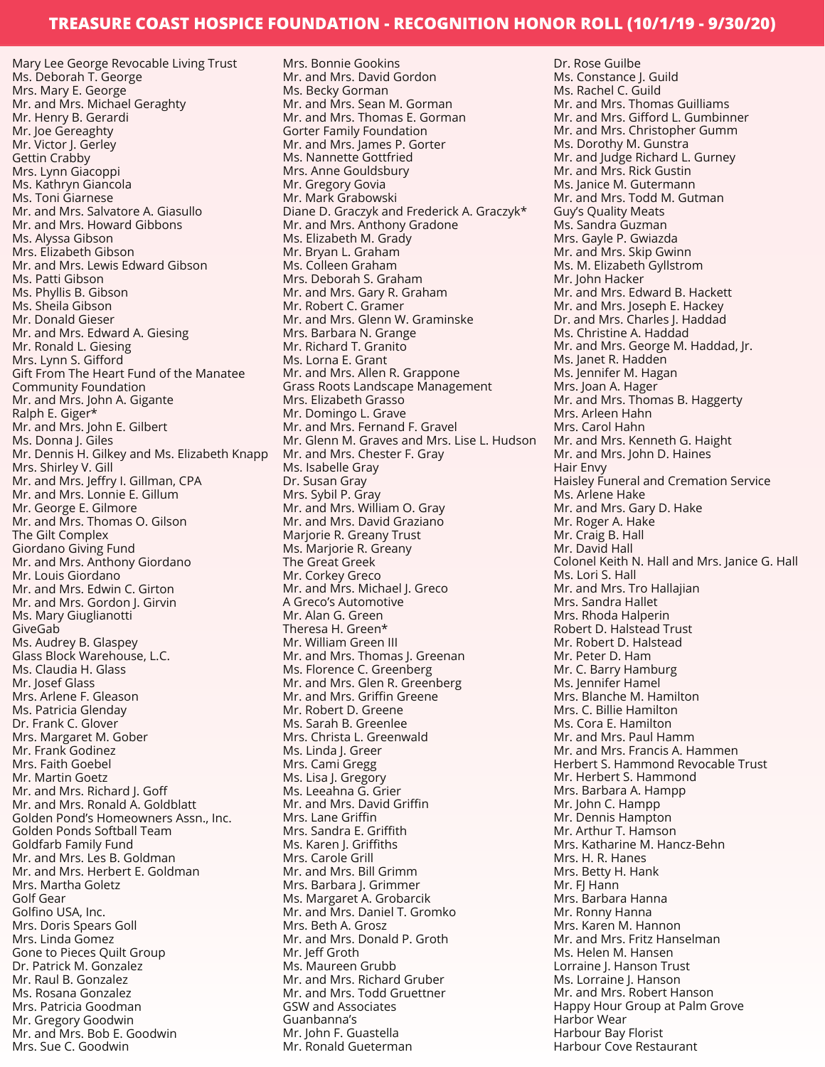# TREASURE COAST HOSPICE FOUNDATION - RECOGNITION HONOR ROLL (10/1/19 - 9/30/20)

Mary Lee George Revocable Living Trust
Ms. Deborah T. George
Mrs. Mary E. George
Mr. and Mrs. Michael Geraghty
Mr. Henry B. Gerardi
Mr. Joe Gereaghty
Mr. Victor J. Gerley
Gettin Crabby
Mrs. Lynn Giacoppi
Ms. Kathryn Giancola
Ms. Toni Giarnese
Mr. and Mrs. Salvatore A. Giasullo
Mr. and Mrs. Howard Gibbons
Ms. Alyssa Gibson
Mrs. Elizabeth Gibson
Mr. and Mrs. Lewis Edward Gibson
Ms. Patti Gibson
Ms. Phyllis B. Gibson
Ms. Sheila Gibson
Mr. Donald Gieser
Mr. and Mrs. Edward A. Giesing
Mr. Ronald L. Giesing
Mrs. Lynn S. Gifford
Gift From The Heart Fund of the Manatee Community Foundation
Mr. and Mrs. John A. Gigante
Ralph E. Giger*
Mr. and Mrs. John E. Gilbert
Ms. Donna J. Giles
Mr. Dennis H. Gilkey and Ms. Elizabeth Knapp
Mrs. Shirley V. Gill
Mr. and Mrs. Jeffry I. Gillman, CPA
Mr. and Mrs. Lonnie E. Gillum
Mr. George E. Gilmore
Mr. and Mrs. Thomas O. Gilson
The Gilt Complex
Giordano Giving Fund
Mr. and Mrs. Anthony Giordano
Mr. Louis Giordano
Mr. and Mrs. Edwin C. Girton
Mr. and Mrs. Gordon J. Girvin
Ms. Mary Giuglianotti
GiveGab
Ms. Audrey B. Glaspey
Glass Block Warehouse, L.C.
Ms. Claudia H. Glass
Mr. Josef Glass
Mrs. Arlene F. Gleason
Ms. Patricia Glenday
Dr. Frank C. Glover
Mrs. Margaret M. Gober
Mr. Frank Godinez
Mrs. Faith Goebel
Mr. Martin Goetz
Mr. and Mrs. Richard J. Goff
Mr. and Mrs. Ronald A. Goldblatt
Golden Pond's Homeowners Assn., Inc.
Golden Ponds Softball Team
Goldfarb Family Fund
Mr. and Mrs. Les B. Goldman
Mr. and Mrs. Herbert E. Goldman
Mrs. Martha Goletz
Golf Gear
Golfino USA, Inc.
Mrs. Doris Spears Goll
Mrs. Linda Gomez
Gone to Pieces Quilt Group
Dr. Patrick M. Gonzalez
Mr. Raul B. Gonzalez
Ms. Rosana Gonzalez
Mrs. Patricia Goodman
Mr. Gregory Goodwin
Mr. and Mrs. Bob E. Goodwin
Mrs. Sue C. Goodwin
Mrs. Bonnie Gookins
Mr. and Mrs. David Gordon
Ms. Becky Gorman
Mr. and Mrs. Sean M. Gorman
Mr. and Mrs. Thomas E. Gorman
Gorter Family Foundation
Mr. and Mrs. James P. Gorter
Ms. Nannette Gottfried
Mrs. Anne Gouldsbury
Mr. Gregory Govia
Mr. Mark Grabowski
Diane D. Graczyk and Frederick A. Graczyk*
Mr. and Mrs. Anthony Gradone
Ms. Elizabeth M. Grady
Mr. Bryan L. Graham
Ms. Colleen Graham
Mrs. Deborah S. Graham
Mr. and Mrs. Gary R. Graham
Mr. Robert C. Gramer
Mr. and Mrs. Glenn W. Graminske
Mrs. Barbara N. Grange
Mr. Richard T. Granito
Ms. Lorna E. Grant
Mr. and Mrs. Allen R. Grappone
Grass Roots Landscape Management
Mrs. Elizabeth Grasso
Mr. Domingo L. Grave
Mr. and Mrs. Fernand F. Gravel
Mr. Glenn M. Graves and Mrs. Lise L. Hudson
Mr. and Mrs. Chester F. Gray
Ms. Isabelle Gray
Dr. Susan Gray
Mrs. Sybil P. Gray
Mr. and Mrs. William O. Gray
Mr. and Mrs. David Graziano
Marjorie R. Greany Trust
Ms. Marjorie R. Greany
The Great Greek
Mr. Corkey Greco
Mr. and Mrs. Michael J. Greco
A Greco's Automotive
Mr. Alan G. Green
Theresa H. Green*
Mr. William Green III
Mr. and Mrs. Thomas J. Greenan
Ms. Florence C. Greenberg
Mr. and Mrs. Glen R. Greenberg
Mr. and Mrs. Griffin Greene
Mr. Robert D. Greene
Ms. Sarah B. Greenlee
Mrs. Christa L. Greenwald
Ms. Linda J. Greer
Mrs. Cami Gregg
Ms. Lisa J. Gregory
Ms. Leeahna G. Grier
Mr. and Mrs. David Griffin
Mrs. Lane Griffin
Mrs. Sandra E. Griffith
Ms. Karen J. Griffiths
Mrs. Carole Grill
Mr. and Mrs. Bill Grimm
Mrs. Barbara J. Grimmer
Ms. Margaret A. Grobarcik
Mr. and Mrs. Daniel T. Gromko
Mrs. Beth A. Grosz
Mr. and Mrs. Donald P. Groth
Mr. Jeff Groth
Ms. Maureen Grubb
Mr. and Mrs. Richard Gruber
Mr. and Mrs. Todd Gruettner
GSW and Associates
Guanbanna's
Mr. John F. Guastella
Mr. Ronald Gueterman
Dr. Rose Guilbe
Ms. Constance J. Guild
Ms. Rachel C. Guild
Mr. and Mrs. Thomas Guilliams
Mr. and Mrs. Gifford L. Gumbinner
Mr. and Mrs. Christopher Gumm
Ms. Dorothy M. Gunstra
Mr. and Judge Richard L. Gurney
Mr. and Mrs. Rick Gustin
Ms. Janice M. Gutermann
Mr. and Mrs. Todd M. Gutman
Guy's Quality Meats
Ms. Sandra Guzman
Mrs. Gayle P. Gwiazda
Mr. and Mrs. Skip Gwinn
Ms. M. Elizabeth Gyllstrom
Mr. John Hacker
Mr. and Mrs. Edward B. Hackett
Mr. and Mrs. Joseph E. Hackey
Dr. and Mrs. Charles J. Haddad
Ms. Christine A. Haddad
Mr. and Mrs. George M. Haddad, Jr.
Ms. Janet R. Hadden
Ms. Jennifer M. Hagan
Mrs. Joan A. Hager
Mr. and Mrs. Thomas B. Haggerty
Mrs. Arleen Hahn
Mrs. Carol Hahn
Mr. and Mrs. Kenneth G. Haight
Mr. and Mrs. John D. Haines
Hair Envy
Haisley Funeral and Cremation Service
Ms. Arlene Hake
Mr. and Mrs. Gary D. Hake
Mr. Roger A. Hake
Mr. Craig B. Hall
Mr. David Hall
Colonel Keith N. Hall and Mrs. Janice G. Hall
Ms. Lori S. Hall
Mr. and Mrs. Tro Hallajian
Mrs. Sandra Hallet
Mrs. Rhoda Halperin
Robert D. Halstead Trust
Mr. Robert D. Halstead
Mr. Peter D. Ham
Mr. C. Barry Hamburg
Ms. Jennifer Hamel
Mrs. Blanche M. Hamilton
Mrs. C. Billie Hamilton
Ms. Cora E. Hamilton
Mr. and Mrs. Paul Hamm
Mr. and Mrs. Francis A. Hammen
Herbert S. Hammond Revocable Trust
Mr. Herbert S. Hammond
Mrs. Barbara A. Hampp
Mr. John C. Hampp
Mr. Dennis Hampton
Mr. Arthur T. Hamson
Mrs. Katharine M. Hancz-Behn
Mrs. H. R. Hanes
Mrs. Betty H. Hank
Mr. FJ Hann
Mrs. Barbara Hanna
Mr. Ronny Hanna
Mrs. Karen M. Hannon
Mr. and Mrs. Fritz Hanselman
Ms. Helen M. Hansen
Lorraine J. Hanson Trust
Ms. Lorraine J. Hanson
Mr. and Mrs. Robert Hanson
Happy Hour Group at Palm Grove
Harbor Wear
Harbour Bay Florist
Harbour Cove Restaurant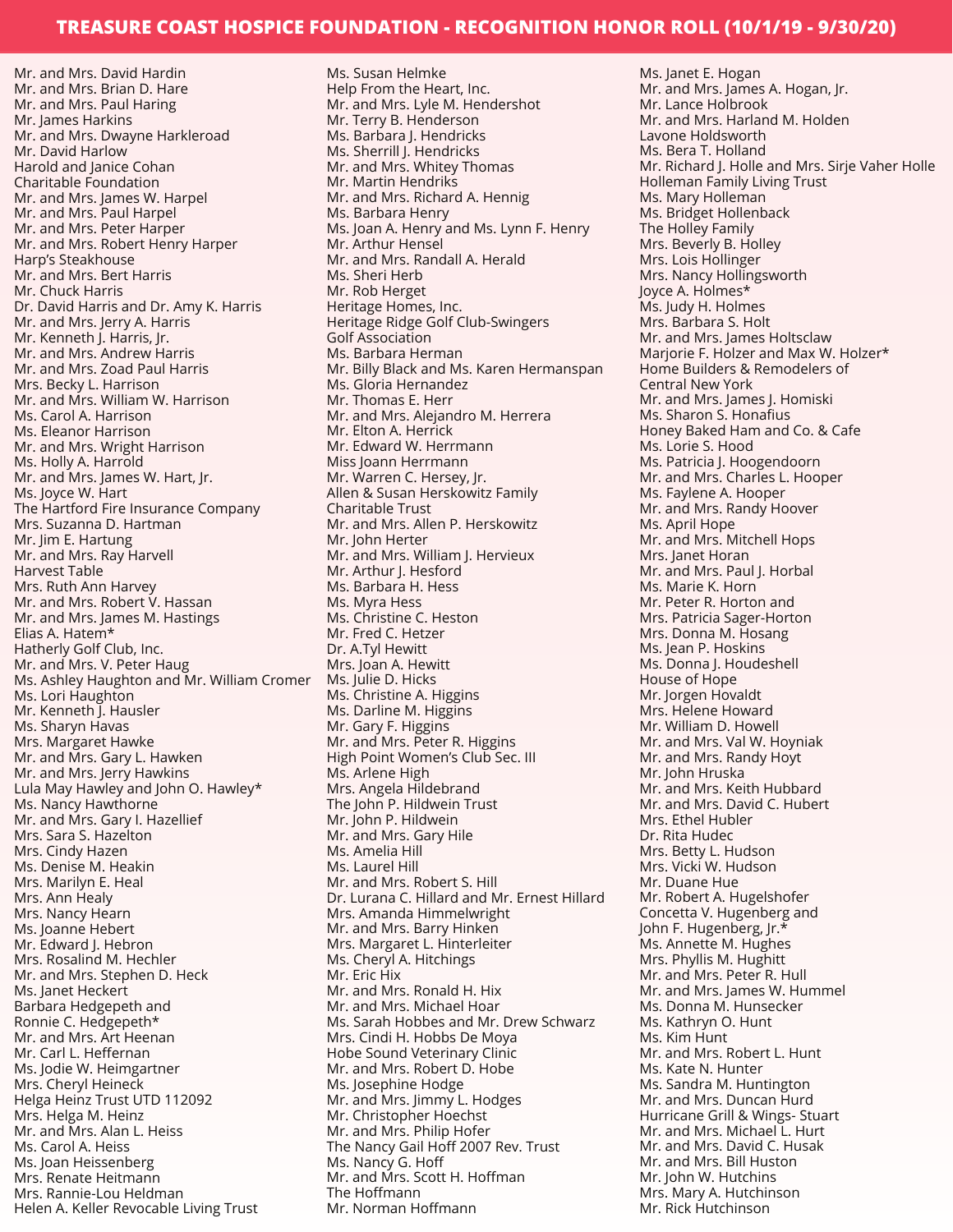# TREASURE COAST HOSPICE FOUNDATION - RECOGNITION HONOR ROLL (10/1/19 - 9/30/20)

Mr. and Mrs. David Hardin
Mr. and Mrs. Brian D. Hare
Mr. and Mrs. Paul Haring
Mr. James Harkins
Mr. and Mrs. Dwayne Harkleroad
Mr. David Harlow
Harold and Janice Cohan Charitable Foundation
Mr. and Mrs. James W. Harpel
Mr. and Mrs. Paul Harpel
Mr. and Mrs. Peter Harper
Mr. and Mrs. Robert Henry Harper
Harp's Steakhouse
Mr. and Mrs. Bert Harris
Mr. Chuck Harris
Dr. David Harris and Dr. Amy K. Harris
Mr. and Mrs. Jerry A. Harris
Mr. Kenneth J. Harris, Jr.
Mr. and Mrs. Andrew Harris
Mr. and Mrs. Zoad Paul Harris
Mrs. Becky L. Harrison
Mr. and Mrs. William W. Harrison
Ms. Carol A. Harrison
Ms. Eleanor Harrison
Mr. and Mrs. Wright Harrison
Ms. Holly A. Harrold
Mr. and Mrs. James W. Hart, Jr.
Ms. Joyce W. Hart
The Hartford Fire Insurance Company
Mrs. Suzanna D. Hartman
Mr. Jim E. Hartung
Mr. and Mrs. Ray Harvell
Harvest Table
Mrs. Ruth Ann Harvey
Mr. and Mrs. Robert V. Hassan
Mr. and Mrs. James M. Hastings
Elias A. Hatem*
Hatherly Golf Club, Inc.
Mr. and Mrs. V. Peter Haug
Ms. Ashley Haughton and Mr. William Cromer
Ms. Lori Haughton
Mr. Kenneth J. Hausler
Ms. Sharyn Havas
Mrs. Margaret Hawke
Mr. and Mrs. Gary L. Hawken
Mr. and Mrs. Jerry Hawkins
Lula May Hawley and John O. Hawley*
Ms. Nancy Hawthorne
Mr. and Mrs. Gary I. Hazellief
Mrs. Sara S. Hazelton
Mrs. Cindy Hazen
Ms. Denise M. Heakin
Mrs. Marilyn E. Heal
Mrs. Ann Healy
Mrs. Nancy Hearn
Ms. Joanne Hebert
Mr. Edward J. Hebron
Mrs. Rosalind M. Hechler
Mr. and Mrs. Stephen D. Heck
Ms. Janet Heckert
Barbara Hedgepeth and Ronnie C. Hedgepeth*
Mr. and Mrs. Art Heenan
Mr. Carl L. Heffernan
Ms. Jodie W. Heimgartner
Mrs. Cheryl Heineck
Helga Heinz Trust UTD 112092
Mrs. Helga M. Heinz
Mr. and Mrs. Alan L. Heiss
Ms. Carol A. Heiss
Ms. Joan Heissenberg
Mrs. Renate Heitmann
Mrs. Rannie-Lou Heldman
Helen A. Keller Revocable Living Trust
Ms. Susan Helmke
Help From the Heart, Inc.
Mr. and Mrs. Lyle M. Hendershot
Mr. Terry B. Henderson
Ms. Barbara J. Hendricks
Ms. Sherrill J. Hendricks
Mr. and Mrs. Whitey Thomas
Mr. Martin Hendriks
Mr. and Mrs. Richard A. Hennig
Ms. Barbara Henry
Ms. Joan A. Henry and Ms. Lynn F. Henry
Mr. Arthur Hensel
Mr. and Mrs. Randall A. Herald
Ms. Sheri Herb
Mr. Rob Herget
Heritage Homes, Inc.
Heritage Ridge Golf Club-Swingers Golf Association
Ms. Barbara Herman
Mr. Billy Black and Ms. Karen Hermanspan
Ms. Gloria Hernandez
Mr. Thomas E. Herr
Mr. and Mrs. Alejandro M. Herrera
Mr. Elton A. Herrick
Mr. Edward W. Herrmann
Miss Joann Herrmann
Mr. Warren C. Hersey, Jr.
Allen & Susan Herskowitz Family Charitable Trust
Mr. and Mrs. Allen P. Herskowitz
Mr. John Herter
Mr. and Mrs. William J. Hervieux
Mr. Arthur J. Hesford
Ms. Barbara H. Hess
Ms. Myra Hess
Ms. Christine C. Heston
Mr. Fred C. Hetzer
Dr. A.Tyl Hewitt
Mrs. Joan A. Hewitt
Ms. Julie D. Hicks
Ms. Christine A. Higgins
Ms. Darline M. Higgins
Mr. Gary F. Higgins
Mr. and Mrs. Peter R. Higgins
High Point Women's Club Sec. III
Ms. Arlene High
Mrs. Angela Hildebrand
The John P. Hildwein Trust
Mr. John P. Hildwein
Mr. and Mrs. Gary Hile
Ms. Amelia Hill
Ms. Laurel Hill
Mr. and Mrs. Robert S. Hill
Dr. Lurana C. Hillard and Mr. Ernest Hillard
Mrs. Amanda Himmelwright
Mr. and Mrs. Barry Hinken
Mrs. Margaret L. Hinterleiter
Ms. Cheryl A. Hitchings
Mr. Eric Hix
Mr. and Mrs. Ronald H. Hix
Mr. and Mrs. Michael Hoar
Ms. Sarah Hobbes and Mr. Drew Schwarz
Mrs. Cindi H. Hobbs De Moya
Hobe Sound Veterinary Clinic
Mr. and Mrs. Robert D. Hobe
Ms. Josephine Hodge
Mr. and Mrs. Jimmy L. Hodges
Mr. Christopher Hoechst
Mr. and Mrs. Philip Hofer
The Nancy Gail Hoff 2007 Rev. Trust
Ms. Nancy G. Hoff
Mr. and Mrs. Scott H. Hoffman
The Hoffmann
Mr. Norman Hoffmann
Ms. Janet E. Hogan
Mr. and Mrs. James A. Hogan, Jr.
Mr. Lance Holbrook
Mr. and Mrs. Harland M. Holden
Lavone Holdsworth
Ms. Bera T. Holland
Mr. Richard J. Holle and Mrs. Sirje Vaher Holle
Holleman Family Living Trust
Ms. Mary Holleman
Ms. Bridget Hollenback
The Holley Family
Mrs. Beverly B. Holley
Mrs. Lois Hollinger
Mrs. Nancy Hollingsworth
Joyce A. Holmes*
Ms. Judy H. Holmes
Mrs. Barbara S. Holt
Mr. and Mrs. James Holtsclaw
Marjorie F. Holzer and Max W. Holzer*
Home Builders & Remodelers of Central New York
Mr. and Mrs. James J. Homiski
Ms. Sharon S. Honafius
Honey Baked Ham and Co. & Cafe
Ms. Lorie S. Hood
Ms. Patricia J. Hoogendoorn
Mr. and Mrs. Charles L. Hooper
Ms. Faylene A. Hooper
Mr. and Mrs. Randy Hoover
Ms. April Hope
Mr. and Mrs. Mitchell Hops
Mrs. Janet Horan
Mr. and Mrs. Paul J. Horbal
Ms. Marie K. Horn
Mr. Peter R. Horton and Mrs. Patricia Sager-Horton
Mrs. Donna M. Hosang
Ms. Jean P. Hoskins
Ms. Donna J. Houdeshell
House of Hope
Mr. Jorgen Hovaldt
Mrs. Helene Howard
Mr. William D. Howell
Mr. and Mrs. Val W. Hoyniak
Mr. and Mrs. Randy Hoyt
Mr. John Hruska
Mr. and Mrs. Keith Hubbard
Mr. and Mrs. David C. Hubert
Mrs. Ethel Hubler
Dr. Rita Hudec
Mrs. Betty L. Hudson
Mrs. Vicki W. Hudson
Mr. Duane Hue
Mr. Robert A. Hugelshofer
Concetta V. Hugenberg and John F. Hugenberg, Jr.*
Ms. Annette M. Hughes
Mrs. Phyllis M. Hughitt
Mr. and Mrs. Peter R. Hull
Mr. and Mrs. James W. Hummel
Ms. Donna M. Hunsecker
Ms. Kathryn O. Hunt
Ms. Kim Hunt
Mr. and Mrs. Robert L. Hunt
Ms. Kate N. Hunter
Ms. Sandra M. Huntington
Mr. and Mrs. Duncan Hurd
Hurricane Grill & Wings- Stuart
Mr. and Mrs. Michael L. Hurt
Mr. and Mrs. David C. Husak
Mr. and Mrs. Bill Huston
Mr. John W. Hutchins
Mrs. Mary A. Hutchinson
Mr. Rick Hutchinson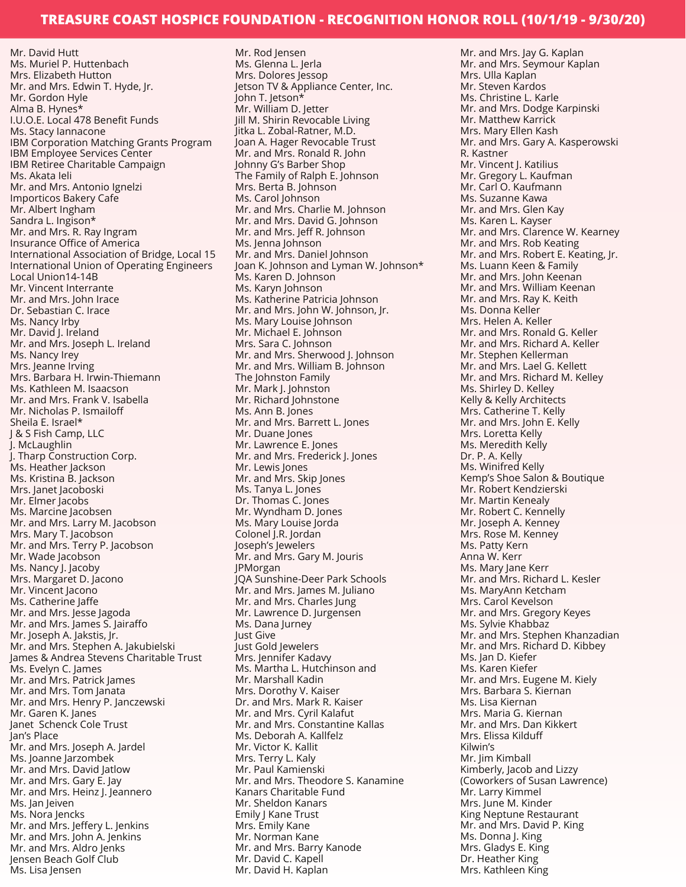# TREASURE COAST HOSPICE FOUNDATION - RECOGNITION HONOR ROLL (10/1/19 - 9/30/20)

Mr. David Hutt
Ms. Muriel P. Huttenbach
Mrs. Elizabeth Hutton
Mr. and Mrs. Edwin T. Hyde, Jr.
Mr. Gordon Hyle
Alma B. Hynes*
I.U.O.E. Local 478 Benefit Funds
Ms. Stacy Iannacone
IBM Corporation Matching Grants Program
IBM Employee Services Center
IBM Retiree Charitable Campaign
Ms. Akata Ieli
Mr. and Mrs. Antonio Ignelzi
Importicos Bakery Cafe
Mr. Albert Ingham
Sandra L. Ingison*
Mr. and Mrs. R. Ray Ingram
Insurance Office of America
International Association of Bridge, Local 15
International Union of Operating Engineers Local Union14-14B
Mr. Vincent Interrante
Mr. and Mrs. John Irace
Dr. Sebastian C. Irace
Ms. Nancy Irby
Mr. David J. Ireland
Mr. and Mrs. Joseph L. Ireland
Ms. Nancy Irey
Mrs. Jeanne Irving
Mrs. Barbara H. Irwin-Thiemann
Ms. Kathleen M. Isaacson
Mr. and Mrs. Frank V. Isabella
Mr. Nicholas P. Ismailoff
Sheila E. Israel*
J & S Fish Camp, LLC
J. McLaughlin
J. Tharp Construction Corp.
Ms. Heather Jackson
Ms. Kristina B. Jackson
Mrs. Janet Jacoboski
Mr. Elmer Jacobs
Ms. Marcine Jacobsen
Mr. and Mrs. Larry M. Jacobson
Mrs. Mary T. Jacobson
Mr. and Mrs. Terry P. Jacobson
Mr. Wade Jacobson
Ms. Nancy J. Jacoby
Mrs. Margaret D. Jacono
Mr. Vincent Jacono
Ms. Catherine Jaffe
Mr. and Mrs. Jesse Jagoda
Mr. and Mrs. James S. Jairaffo
Mr. Joseph A. Jakstis, Jr.
Mr. and Mrs. Stephen A. Jakubielski
James & Andrea Stevens Charitable Trust
Ms. Evelyn C. James
Mr. and Mrs. Patrick James
Mr. and Mrs. Tom Janata
Mr. and Mrs. Henry P. Janczewski
Mr. Garen K. Janes
Janet Schenck Cole Trust
Jan's Place
Mr. and Mrs. Joseph A. Jardel
Ms. Joanne Jarzombek
Mr. and Mrs. David Jatlow
Mr. and Mrs. Gary E. Jay
Mr. and Mrs. Heinz J. Jeannero
Ms. Jan Jeiven
Ms. Nora Jencks
Mr. and Mrs. Jeffery L. Jenkins
Mr. and Mrs. John A. Jenkins
Mr. and Mrs. Aldro Jenks
Jensen Beach Golf Club
Ms. Lisa Jensen
Mr. Rod Jensen
Ms. Glenna L. Jerla
Mrs. Dolores Jessop
Jetson TV & Appliance Center, Inc.
John T. Jetson*
Mr. William D. Jetter
Jill M. Shirin Revocable Living
Jitka L. Zobal-Ratner, M.D.
Joan A. Hager Revocable Trust
Mr. and Mrs. Ronald R. John
Johnny G's Barber Shop
The Family of Ralph E. Johnson
Mrs. Berta B. Johnson
Ms. Carol Johnson
Mr. and Mrs. Charlie M. Johnson
Mr. and Mrs. David G. Johnson
Mr. and Mrs. Jeff R. Johnson
Ms. Jenna Johnson
Mr. and Mrs. Daniel Johnson
Joan K. Johnson and Lyman W. Johnson*
Ms. Karen D. Johnson
Ms. Karyn Johnson
Ms. Katherine Patricia Johnson
Mr. and Mrs. John W. Johnson, Jr.
Ms. Mary Louise Johnson
Mr. Michael E. Johnson
Mrs. Sara C. Johnson
Mr. and Mrs. Sherwood J. Johnson
Mr. and Mrs. William B. Johnson
The Johnston Family
Mr. Mark J. Johnston
Mr. Richard Johnstone
Ms. Ann B. Jones
Mr. and Mrs. Barrett L. Jones
Mr. Duane Jones
Mr. Lawrence E. Jones
Mr. and Mrs. Frederick J. Jones
Mr. Lewis Jones
Mr. and Mrs. Skip Jones
Ms. Tanya L. Jones
Dr. Thomas C. Jones
Mr. Wyndham D. Jones
Ms. Mary Louise Jorda
Colonel J.R. Jordan
Joseph's Jewelers
Mr. and Mrs. Gary M. Jouris
JPMorgan
JQA Sunshine-Deer Park Schools
Mr. and Mrs. James M. Juliano
Mr. and Mrs. Charles Jung
Mr. Lawrence D. Jurgensen
Ms. Dana Jurney
Just Give
Just Gold Jewelers
Mrs. Jennifer Kadavy
Ms. Martha L. Hutchinson and Mr. Marshall Kadin
Mrs. Dorothy V. Kaiser
Dr. and Mrs. Mark R. Kaiser
Mr. and Mrs. Cyril Kalafut
Mr. and Mrs. Constantine Kallas
Ms. Deborah A. Kallfelz
Mr. Victor K. Kallit
Mrs. Terry L. Kaly
Mr. Paul Kamienski
Mr. and Mrs. Theodore S. Kanamine
Kanars Charitable Fund
Mr. Sheldon Kanars
Emily J Kane Trust
Mrs. Emily Kane
Mr. Norman Kane
Mr. and Mrs. Barry Kanode
Mr. David C. Kapell
Mr. David H. Kaplan
Mr. and Mrs. Jay G. Kaplan
Mr. and Mrs. Seymour Kaplan
Mrs. Ulla Kaplan
Mr. Steven Kardos
Ms. Christine L. Karle
Mr. and Mrs. Dodge Karpinski
Mr. Matthew Karrick
Mrs. Mary Ellen Kash
Mr. and Mrs. Gary A. Kasperowski
R. Kastner
Mr. Vincent J. Katilius
Mr. Gregory L. Kaufman
Mr. Carl O. Kaufmann
Ms. Suzanne Kawa
Mr. and Mrs. Glen Kay
Ms. Karen L. Kayser
Mr. and Mrs. Clarence W. Kearney
Mr. and Mrs. Rob Keating
Mr. and Mrs. Robert E. Keating, Jr.
Ms. Luann Keen & Family
Mr. and Mrs. John Keenan
Mr. and Mrs. William Keenan
Mr. and Mrs. Ray K. Keith
Ms. Donna Keller
Mrs. Helen A. Keller
Mr. and Mrs. Ronald G. Keller
Mr. and Mrs. Richard A. Keller
Mr. Stephen Kellerman
Mr. and Mrs. Lael G. Kellett
Mr. and Mrs. Richard M. Kelley
Ms. Shirley D. Kelley
Kelly & Kelly Architects
Mrs. Catherine T. Kelly
Mr. and Mrs. John E. Kelly
Mrs. Loretta Kelly
Ms. Meredith Kelly
Dr. P. A. Kelly
Ms. Winifred Kelly
Kemp's Shoe Salon & Boutique
Mr. Robert Kendzierski
Mr. Martin Kenealy
Mr. Robert C. Kennelly
Mr. Joseph A. Kenney
Mrs. Rose M. Kenney
Ms. Patty Kern
Anna W. Kerr
Ms. Mary Jane Kerr
Mr. and Mrs. Richard L. Kesler
Ms. MaryAnn Ketcham
Mrs. Carol Kevelson
Mr. and Mrs. Gregory Keyes
Ms. Sylvie Khabbaz
Mr. and Mrs. Stephen Khanzadian
Mr. and Mrs. Richard D. Kibbey
Ms. Jan D. Kiefer
Ms. Karen Kiefer
Mr. and Mrs. Eugene M. Kiely
Mrs. Barbara S. Kiernan
Ms. Lisa Kiernan
Mrs. Maria G. Kiernan
Mr. and Mrs. Dan Kikkert
Mrs. Elissa Kilduff
Kilwin's
Mr. Jim Kimball
Kimberly, Jacob and Lizzy (Coworkers of Susan Lawrence)
Mr. Larry Kimmel
Mrs. June M. Kinder
King Neptune Restaurant
Mr. and Mrs. David P. King
Ms. Donna J. King
Mrs. Gladys E. King
Dr. Heather King
Mrs. Kathleen King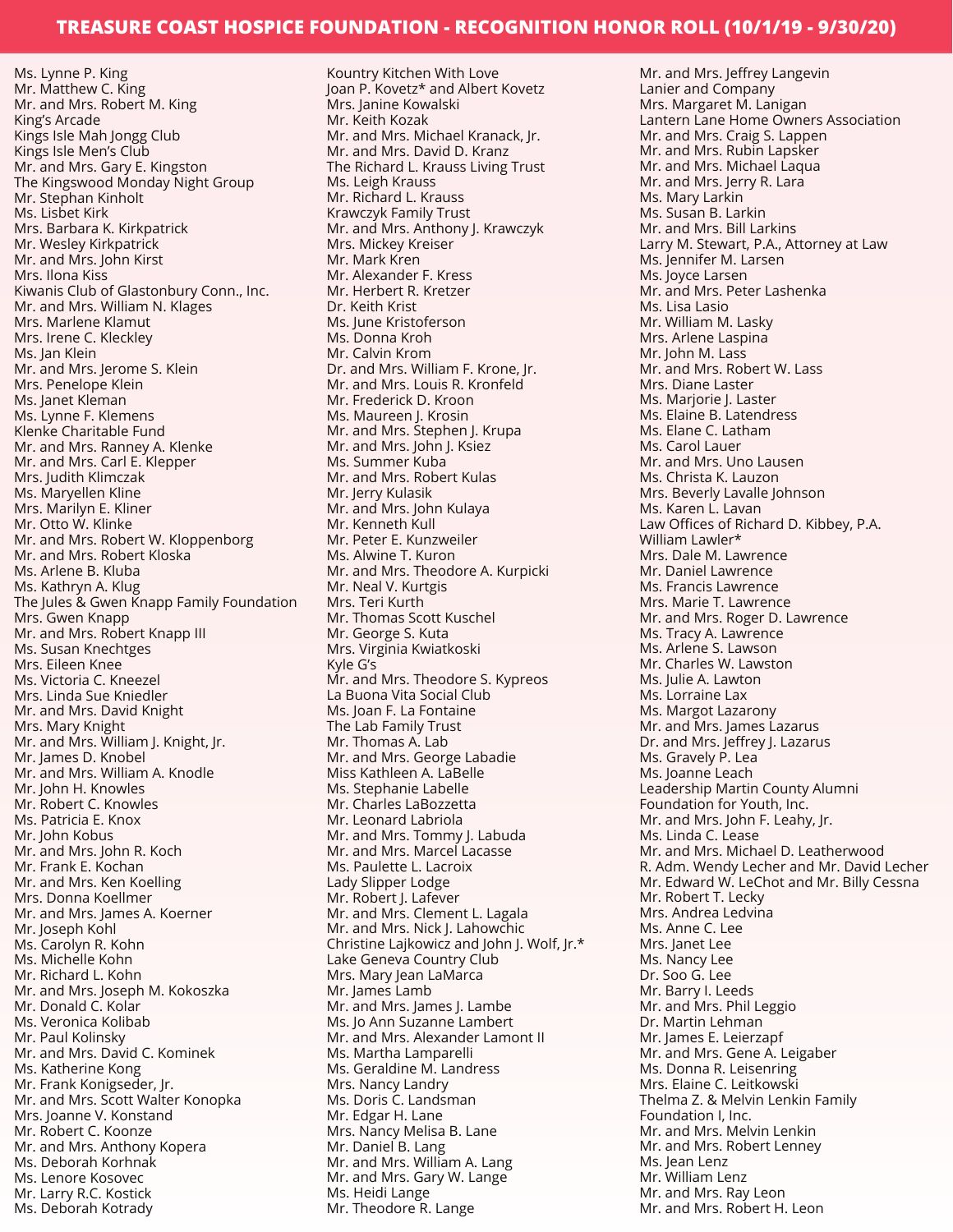# TREASURE COAST HOSPICE FOUNDATION - RECOGNITION HONOR ROLL (10/1/19 - 9/30/20)

Ms. Lynne P. King
Mr. Matthew C. King
Mr. and Mrs. Robert M. King
King's Arcade
Kings Isle Mah Jongg Club
Kings Isle Men's Club
Mr. and Mrs. Gary E. Kingston
The Kingswood Monday Night Group
Mr. Stephan Kinholt
Ms. Lisbet Kirk
Mrs. Barbara K. Kirkpatrick
Mr. Wesley Kirkpatrick
Mr. and Mrs. John Kirst
Mrs. Ilona Kiss
Kiwanis Club of Glastonbury Conn., Inc.
Mr. and Mrs. William N. Klages
Mrs. Marlene Klamut
Mrs. Irene C. Kleckley
Ms. Jan Klein
Mr. and Mrs. Jerome S. Klein
Mrs. Penelope Klein
Ms. Janet Kleman
Ms. Lynne F. Klemens
Klenke Charitable Fund
Mr. and Mrs. Ranney A. Klenke
Mr. and Mrs. Carl E. Klepper
Mrs. Judith Klimczak
Ms. Maryellen Kline
Mrs. Marilyn E. Kliner
Mr. Otto W. Klinke
Mr. and Mrs. Robert W. Kloppenborg
Mr. and Mrs. Robert Kloska
Ms. Arlene B. Kluba
Ms. Kathryn A. Klug
The Jules & Gwen Knapp Family Foundation
Mrs. Gwen Knapp
Mr. and Mrs. Robert Knapp III
Ms. Susan Knechtges
Mrs. Eileen Knee
Ms. Victoria C. Kneezel
Mrs. Linda Sue Kniedler
Mr. and Mrs. David Knight
Mrs. Mary Knight
Mr. and Mrs. William J. Knight, Jr.
Mr. James D. Knobel
Mr. and Mrs. William A. Knodle
Mr. John H. Knowles
Mr. Robert C. Knowles
Ms. Patricia E. Knox
Mr. John Kobus
Mr. and Mrs. John R. Koch
Mr. Frank E. Kochan
Mr. and Mrs. Ken Koelling
Mrs. Donna Koellmer
Mr. and Mrs. James A. Koerner
Mr. Joseph Kohl
Ms. Carolyn R. Kohn
Ms. Michelle Kohn
Mr. Richard L. Kohn
Mr. and Mrs. Joseph M. Kokoszka
Mr. Donald C. Kolar
Ms. Veronica Kolibab
Mr. Paul Kolinsky
Mr. and Mrs. David C. Kominek
Ms. Katherine Kong
Mr. Frank Konigseder, Jr.
Mr. and Mrs. Scott Walter Konopka
Mrs. Joanne V. Konstand
Mr. Robert C. Koonze
Mr. and Mrs. Anthony Kopera
Ms. Deborah Korhnak
Ms. Lenore Kosovec
Mr. Larry R.C. Kostick
Ms. Deborah Kotrady
Kountry Kitchen With Love
Joan P. Kovetz* and Albert Kovetz
Mrs. Janine Kowalski
Mr. Keith Kozak
Mr. and Mrs. Michael Kranack, Jr.
Mr. and Mrs. David D. Kranz
The Richard L. Krauss Living Trust
Ms. Leigh Krauss
Mr. Richard L. Krauss
Krawczyk Family Trust
Mr. and Mrs. Anthony J. Krawczyk
Mrs. Mickey Kreiser
Mr. Mark Kren
Mr. Alexander F. Kress
Mr. Herbert R. Kretzer
Dr. Keith Krist
Ms. June Kristoferson
Ms. Donna Kroh
Mr. Calvin Krom
Dr. and Mrs. William F. Krone, Jr.
Mr. and Mrs. Louis R. Kronfeld
Mr. Frederick D. Kroon
Ms. Maureen J. Krosin
Mr. and Mrs. Stephen J. Krupa
Mr. and Mrs. John J. Ksiez
Ms. Summer Kuba
Mr. and Mrs. Robert Kulas
Mr. Jerry Kulasik
Mr. and Mrs. John Kulaya
Mr. Kenneth Kull
Mr. Peter E. Kunzweiler
Ms. Alwine T. Kuron
Mr. and Mrs. Theodore A. Kurpicki
Mr. Neal V. Kurtgis
Mrs. Teri Kurth
Mr. Thomas Scott Kuschel
Mr. George S. Kuta
Mrs. Virginia Kwiatkoski
Kyle G's
Mr. and Mrs. Theodore S. Kypreos
La Buona Vita Social Club
Ms. Joan F. La Fontaine
The Lab Family Trust
Mr. Thomas A. Lab
Mr. and Mrs. George Labadie
Miss Kathleen A. LaBelle
Ms. Stephanie Labelle
Mr. Charles LaBozzetta
Mr. Leonard Labriola
Mr. and Mrs. Tommy J. Labuda
Mr. and Mrs. Marcel Lacasse
Ms. Paulette L. Lacroix
Lady Slipper Lodge
Mr. Robert J. Lafever
Mr. and Mrs. Clement L. Lagala
Mr. and Mrs. Nick J. Lahowchic
Christine Lajkowicz and John J. Wolf, Jr.*
Lake Geneva Country Club
Mrs. Mary Jean LaMarca
Mr. James Lamb
Mr. and Mrs. James J. Lambe
Ms. Jo Ann Suzanne Lambert
Mr. and Mrs. Alexander Lamont II
Ms. Martha Lamparelli
Ms. Geraldine M. Landress
Mrs. Nancy Landry
Ms. Doris C. Landsman
Mr. Edgar H. Lane
Mrs. Nancy Melisa B. Lane
Mr. Daniel B. Lang
Mr. and Mrs. William A. Lang
Mr. and Mrs. Gary W. Lange
Ms. Heidi Lange
Mr. Theodore R. Lange
Mr. and Mrs. Jeffrey Langevin
Lanier and Company
Mrs. Margaret M. Lanigan
Lantern Lane Home Owners Association
Mr. and Mrs. Craig S. Lappen
Mr. and Mrs. Rubin Lapsker
Mr. and Mrs. Michael Laqua
Mr. and Mrs. Jerry R. Lara
Ms. Mary Larkin
Ms. Susan B. Larkin
Mr. and Mrs. Bill Larkins
Larry M. Stewart, P.A., Attorney at Law
Ms. Jennifer M. Larsen
Ms. Joyce Larsen
Mr. and Mrs. Peter Lashenka
Ms. Lisa Lasio
Mr. William M. Lasky
Mrs. Arlene Laspina
Mr. John M. Lass
Mr. and Mrs. Robert W. Lass
Mrs. Diane Laster
Ms. Marjorie J. Laster
Ms. Elaine B. Latendress
Ms. Elane C. Latham
Ms. Carol Lauer
Mr. and Mrs. Uno Lausen
Ms. Christa K. Lauzon
Mrs. Beverly Lavalle Johnson
Ms. Karen L. Lavan
Law Offices of Richard D. Kibbey, P.A.
William Lawler*
Mrs. Dale M. Lawrence
Mr. Daniel Lawrence
Ms. Francis Lawrence
Mrs. Marie T. Lawrence
Mr. and Mrs. Roger D. Lawrence
Ms. Tracy A. Lawrence
Ms. Arlene S. Lawson
Mr. Charles W. Lawston
Ms. Julie A. Lawton
Ms. Lorraine Lax
Ms. Margot Lazarony
Mr. and Mrs. James Lazarus
Dr. and Mrs. Jeffrey J. Lazarus
Ms. Gravely P. Lea
Ms. Joanne Leach
Leadership Martin County Alumni Foundation for Youth, Inc.
Mr. and Mrs. John F. Leahy, Jr.
Ms. Linda C. Lease
Mr. and Mrs. Michael D. Leatherwood
R. Adm. Wendy Lecher and Mr. David Lecher
Mr. Edward W. LeChot and Mr. Billy Cessna
Mr. Robert T. Lecky
Mrs. Andrea Ledvina
Ms. Anne C. Lee
Mrs. Janet Lee
Ms. Nancy Lee
Dr. Soo G. Lee
Mr. Barry I. Leeds
Mr. and Mrs. Phil Leggio
Dr. Martin Lehman
Mr. James E. Leierzapf
Mr. and Mrs. Gene A. Leigaber
Ms. Donna R. Leisenring
Mrs. Elaine C. Leitkowski
Thelma Z. & Melvin Lenkin Family Foundation I, Inc.
Mr. and Mrs. Melvin Lenkin
Mr. and Mrs. Robert Lenney
Ms. Jean Lenz
Mr. William Lenz
Mr. and Mrs. Ray Leon
Mr. and Mrs. Robert H. Leon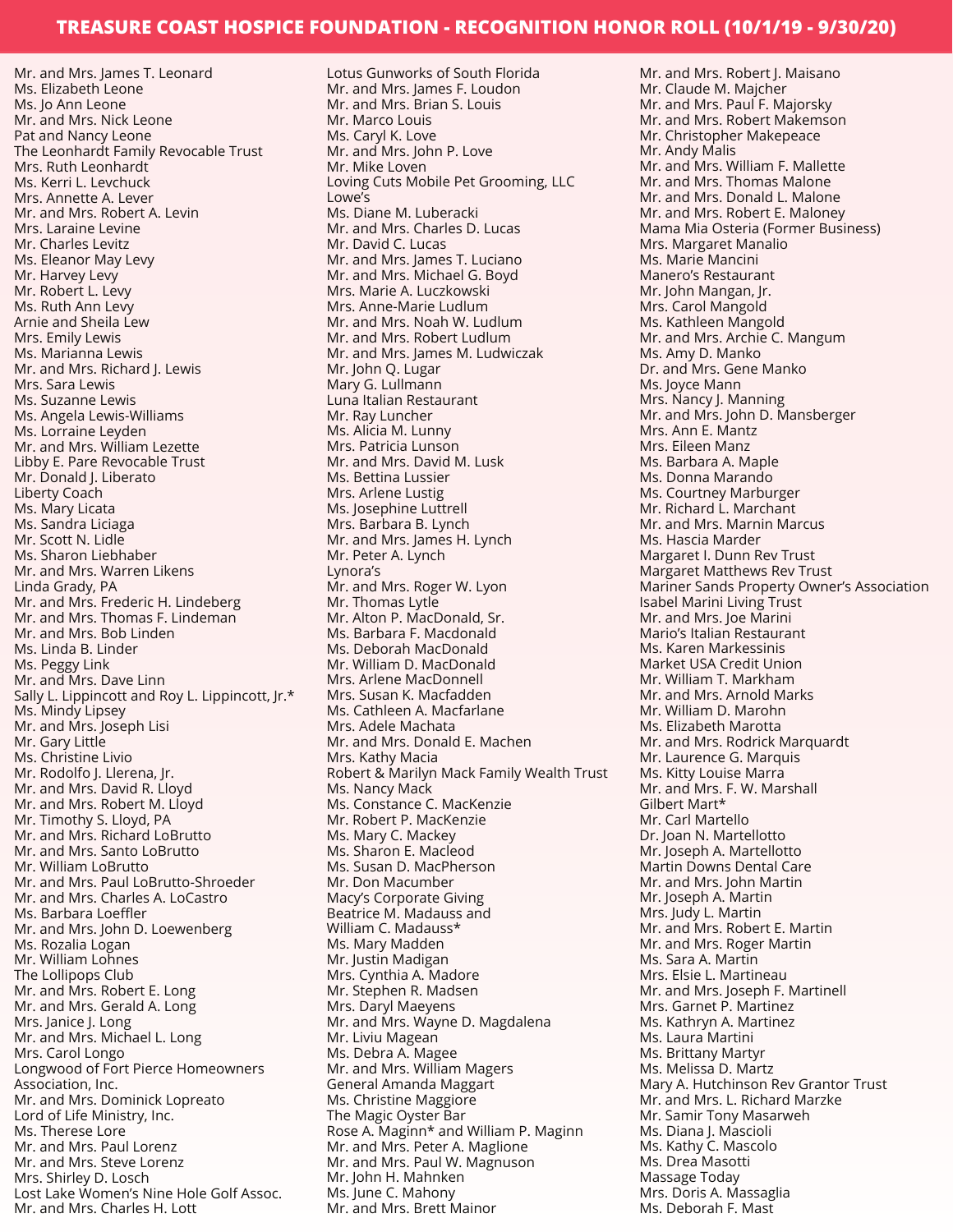# TREASURE COAST HOSPICE FOUNDATION - RECOGNITION HONOR ROLL (10/1/19 - 9/30/20)

Mr. and Mrs. James T. Leonard
Ms. Elizabeth Leone
Ms. Jo Ann Leone
Mr. and Mrs. Nick Leone
Pat and Nancy Leone
The Leonhardt Family Revocable Trust
Mrs. Ruth Leonhardt
Ms. Kerri L. Levchuck
Mrs. Annette A. Lever
Mr. and Mrs. Robert A. Levin
Mrs. Laraine Levine
Mr. Charles Levitz
Ms. Eleanor May Levy
Mr. Harvey Levy
Mr. Robert L. Levy
Ms. Ruth Ann Levy
Arnie and Sheila Lew
Mrs. Emily Lewis
Ms. Marianna Lewis
Mr. and Mrs. Richard J. Lewis
Mrs. Sara Lewis
Ms. Suzanne Lewis
Ms. Angela Lewis-Williams
Ms. Lorraine Leyden
Mr. and Mrs. William Lezette
Libby E. Pare Revocable Trust
Mr. Donald J. Liberato
Liberty Coach
Ms. Mary Licata
Ms. Sandra Liciaga
Mr. Scott N. Lidle
Ms. Sharon Liebhaber
Mr. and Mrs. Warren Likens
Linda Grady, PA
Mr. and Mrs. Frederic H. Lindeberg
Mr. and Mrs. Thomas F. Lindeman
Mr. and Mrs. Bob Linden
Ms. Linda B. Linder
Ms. Peggy Link
Mr. and Mrs. Dave Linn
Sally L. Lippincott and Roy L. Lippincott, Jr.*
Ms. Mindy Lipsey
Mr. and Mrs. Joseph Lisi
Mr. Gary Little
Ms. Christine Livio
Mr. Rodolfo J. Llerena, Jr.
Mr. and Mrs. David R. Lloyd
Mr. and Mrs. Robert M. Lloyd
Mr. Timothy S. Lloyd, PA
Mr. and Mrs. Richard LoBrutto
Mr. and Mrs. Santo LoBrutto
Mr. William LoBrutto
Mr. and Mrs. Paul LoBrutto-Shroeder
Mr. and Mrs. Charles A. LoCastro
Ms. Barbara Loeffler
Mr. and Mrs. John D. Loewenberg
Ms. Rozalia Logan
Mr. William Lohnes
The Lollipops Club
Mr. and Mrs. Robert E. Long
Mr. and Mrs. Gerald A. Long
Mrs. Janice J. Long
Mr. and Mrs. Michael L. Long
Mrs. Carol Longo
Longwood of Fort Pierce Homeowners Association, Inc.
Mr. and Mrs. Dominick Lopreato
Lord of Life Ministry, Inc.
Ms. Therese Lore
Mr. and Mrs. Paul Lorenz
Mr. and Mrs. Steve Lorenz
Mrs. Shirley D. Losch
Lost Lake Women's Nine Hole Golf Assoc.
Mr. and Mrs. Charles H. Lott
Lotus Gunworks of South Florida
Mr. and Mrs. James F. Loudon
Mr. and Mrs. Brian S. Louis
Mr. Marco Louis
Ms. Caryl K. Love
Mr. and Mrs. John P. Love
Mr. Mike Loven
Loving Cuts Mobile Pet Grooming, LLC
Lowe's
Ms. Diane M. Luberacki
Mr. and Mrs. Charles D. Lucas
Mr. David C. Lucas
Mr. and Mrs. James T. Luciano
Mr. and Mrs. Michael G. Boyd
Mrs. Marie A. Luczkowski
Mrs. Anne-Marie Ludlum
Mr. and Mrs. Noah W. Ludlum
Mr. and Mrs. Robert Ludlum
Mr. and Mrs. James M. Ludwiczak
Mr. John Q. Lugar
Mary G. Lullmann
Luna Italian Restaurant
Mr. Ray Luncher
Ms. Alicia M. Lunny
Mrs. Patricia Lunson
Mr. and Mrs. David M. Lusk
Ms. Bettina Lussier
Mrs. Arlene Lustig
Ms. Josephine Luttrell
Mrs. Barbara B. Lynch
Mr. and Mrs. James H. Lynch
Mr. Peter A. Lynch
Lynora's
Mr. and Mrs. Roger W. Lyon
Mr. Thomas Lytle
Mr. Alton P. MacDonald, Sr.
Ms. Barbara F. Macdonald
Ms. Deborah MacDonald
Mr. William D. MacDonald
Mrs. Arlene MacDonnell
Mrs. Susan K. Macfadden
Ms. Cathleen A. Macfarlane
Mrs. Adele Machata
Mr. and Mrs. Donald E. Machen
Mrs. Kathy Macia
Robert & Marilyn Mack Family Wealth Trust
Ms. Nancy Mack
Ms. Constance C. MacKenzie
Mr. Robert P. MacKenzie
Ms. Mary C. Mackey
Ms. Sharon E. Macleod
Ms. Susan D. MacPherson
Mr. Don Macumber
Macy's Corporate Giving
Beatrice M. Madauss and William C. Madauss*
Ms. Mary Madden
Mr. Justin Madigan
Mrs. Cynthia A. Madore
Mr. Stephen R. Madsen
Mrs. Daryl Maeyens
Mr. and Mrs. Wayne D. Magdalena
Mr. Liviu Magean
Ms. Debra A. Magee
Mr. and Mrs. William Magers
General Amanda Maggart
Ms. Christine Maggiore
The Magic Oyster Bar
Rose A. Maginn* and William P. Maginn
Mr. and Mrs. Peter A. Maglione
Mr. and Mrs. Paul W. Magnuson
Mr. John H. Mahnken
Ms. June C. Mahony
Mr. and Mrs. Brett Mainor
Mr. and Mrs. Robert J. Maisano
Mr. Claude M. Majcher
Mr. and Mrs. Paul F. Majorsky
Mr. and Mrs. Robert Makemson
Mr. Christopher Makepeace
Mr. Andy Malis
Mr. and Mrs. William F. Mallette
Mr. and Mrs. Thomas Malone
Mr. and Mrs. Donald L. Malone
Mr. and Mrs. Robert E. Maloney
Mama Mia Osteria (Former Business)
Mrs. Margaret Manalio
Ms. Marie Mancini
Manero's Restaurant
Mr. John Mangan, Jr.
Mrs. Carol Mangold
Ms. Kathleen Mangold
Mr. and Mrs. Archie C. Mangum
Ms. Amy D. Manko
Dr. and Mrs. Gene Manko
Ms. Joyce Mann
Mrs. Nancy J. Manning
Mr. and Mrs. John D. Mansberger
Mrs. Ann E. Mantz
Mrs. Eileen Manz
Ms. Barbara A. Maple
Ms. Donna Marando
Ms. Courtney Marburger
Mr. Richard L. Marchant
Mr. and Mrs. Marnin Marcus
Ms. Hascia Marder
Margaret I. Dunn Rev Trust
Margaret Matthews Rev Trust
Mariner Sands Property Owner's Association
Isabel Marini Living Trust
Mr. and Mrs. Joe Marini
Mario's Italian Restaurant
Ms. Karen Markessinis
Market USA Credit Union
Mr. William T. Markham
Mr. and Mrs. Arnold Marks
Mr. William D. Marohn
Ms. Elizabeth Marotta
Mr. and Mrs. Rodrick Marquardt
Mr. Laurence G. Marquis
Ms. Kitty Louise Marra
Mr. and Mrs. F. W. Marshall
Gilbert Mart*
Mr. Carl Martello
Dr. Joan N. Martellotto
Mr. Joseph A. Martellotto
Martin Downs Dental Care
Mr. and Mrs. John Martin
Mr. Joseph A. Martin
Mrs. Judy L. Martin
Mr. and Mrs. Robert E. Martin
Mr. and Mrs. Roger Martin
Ms. Sara A. Martin
Mrs. Elsie L. Martineau
Mr. and Mrs. Joseph F. Martinell
Mrs. Garnet P. Martinez
Ms. Kathryn A. Martinez
Ms. Laura Martini
Ms. Brittany Martyr
Ms. Melissa D. Martz
Mary A. Hutchinson Rev Grantor Trust
Mr. and Mrs. L. Richard Marzke
Mr. Samir Tony Masarweh
Ms. Diana J. Mascioli
Ms. Kathy C. Mascolo
Ms. Drea Masotti
Massage Today
Mrs. Doris A. Massaglia
Ms. Deborah F. Mast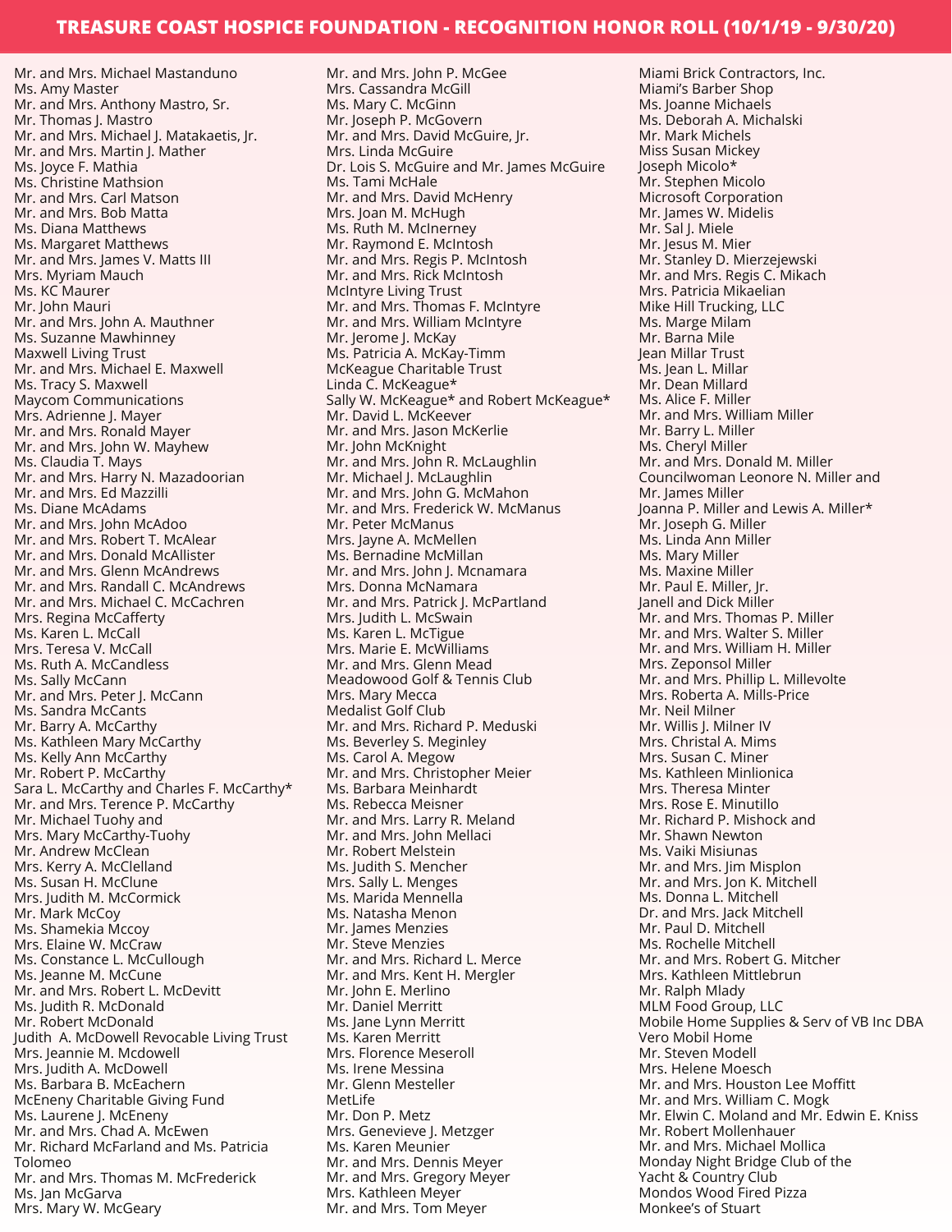# TREASURE COAST HOSPICE FOUNDATION - RECOGNITION HONOR ROLL (10/1/19 - 9/30/20)

Mr. and Mrs. Michael Mastandung
Ms. Amy Master
Mr. and Mrs. Anthony Mastro, Sr.
Mr. Thomas J. Mastro
Mr. and Mrs. Michael J. Matakaetis, Jr.
Mr. and Mrs. Martin J. Mather
Ms. Joyce F. Mathia
Ms. Christine Mathsion
Mr. and Mrs. Carl Matson
Mr. and Mrs. Bob Matta
Ms. Diana Matthews
Ms. Margaret Matthews
Mr. and Mrs. James V. Matts III
Mrs. Myriam Mauch
Ms. KC Maurer
Mr. John Mauri
Mr. and Mrs. John A. Mauthner
Ms. Suzanne Mawhinney
Maxwell Living Trust
Mr. and Mrs. Michael E. Maxwell
Ms. Tracy S. Maxwell
Maycom Communications
Mrs. Adrienne J. Mayer
Mr. and Mrs. Ronald Mayer
Mr. and Mrs. John W. Mayhew
Ms. Claudia T. Mays
Mr. and Mrs. Harry N. Mazadoorian
Mr. and Mrs. Ed Mazzilli
Ms. Diane McAdams
Mr. and Mrs. John McAdoo
Mr. and Mrs. Robert T. McAlear
Mr. and Mrs. Donald McAllister
Mr. and Mrs. Glenn McAndrews
Mr. and Mrs. Randall C. McAndrews
Mr. and Mrs. Michael C. McCachren
Mrs. Regina McCafferty
Ms. Karen L. McCall
Mrs. Teresa V. McCall
Ms. Ruth A. McCandless
Ms. Sally McCann
Mr. and Mrs. Peter J. McCann
Ms. Sandra McCants
Mr. Barry A. McCarthy
Ms. Kathleen Mary McCarthy
Ms. Kelly Ann McCarthy
Mr. Robert P. McCarthy
Sara L. McCarthy and Charles F. McCarthy*
Mr. and Mrs. Terence P. McCarthy
Mr. Michael Tuohy and
Mrs. Mary McCarthy-Tuohy
Mr. Andrew McClean
Mrs. Kerry A. McClelland
Ms. Susan H. McClune
Mrs. Judith M. McCormick
Mr. Mark McCoy
Ms. Shamekia Mccoy
Mrs. Elaine W. McCraw
Ms. Constance L. McCullough
Ms. Jeanne M. McCune
Mr. and Mrs. Robert L. McDevitt
Ms. Judith R. McDonald
Mr. Robert McDonald
Judith A. McDowell Revocable Living Trust
Mrs. Jeannie M. Mcdowell
Mrs. Judith A. McDowell
Ms. Barbara B. McEachern
McEneny Charitable Giving Fund
Ms. Laurene J. McEneny
Mr. and Mrs. Chad A. McEwen
Mr. Richard McFarland and Ms. Patricia Tolomeo
Mr. and Mrs. Thomas M. McFrederick
Ms. Jan McGarva
Mrs. Mary W. McGeary
Mr. and Mrs. John P. McGee
Mrs. Cassandra McGill
Ms. Mary C. McGinn
Mr. Joseph P. McGovern
Mr. and Mrs. David McGuire, Jr.
Mrs. Linda McGuire
Dr. Lois S. McGuire and Mr. James McGuire
Ms. Tami McHale
Mr. and Mrs. David McHenry
Mrs. Joan M. McHugh
Ms. Ruth M. McInerney
Mr. Raymond E. McIntosh
Mr. and Mrs. Regis P. McIntosh
Mr. and Mrs. Rick McIntosh
McIntyre Living Trust
Mr. and Mrs. Thomas F. McIntyre
Mr. and Mrs. William McIntyre
Mr. Jerome J. McKay
Ms. Patricia A. McKay-Timm
McKeague Charitable Trust
Linda C. McKeague*
Sally W. McKeague* and Robert McKeague*
Mr. David L. McKeever
Mr. and Mrs. Jason McKerlie
Mr. John McKnight
Mr. and Mrs. John R. McLaughlin
Mr. Michael J. McLaughlin
Mr. and Mrs. John G. McMahon
Mr. and Mrs. Frederick W. McManus
Mr. Peter McManus
Mrs. Jayne A. McMellen
Ms. Bernadine McMillan
Mr. and Mrs. John J. Mcnamara
Mrs. Donna McNamara
Mr. and Mrs. Patrick J. McPartland
Mrs. Judith L. McSwain
Ms. Karen L. McTigue
Mrs. Marie E. McWilliams
Mr. and Mrs. Glenn Mead
Meadowood Golf & Tennis Club
Mrs. Mary Mecca
Medalist Golf Club
Mr. and Mrs. Richard P. Meduski
Ms. Beverley S. Meginley
Ms. Carol A. Megow
Mr. and Mrs. Christopher Meier
Ms. Barbara Meinhardt
Ms. Rebecca Meisner
Mr. and Mrs. Larry R. Meland
Mr. and Mrs. John Mellaci
Mr. Robert Melstein
Ms. Judith S. Mencher
Ms. Sally L. Menges
Ms. Marida Mennella
Ms. Natasha Menon
Mr. James Menzies
Mr. Steve Menzies
Mr. and Mrs. Richard L. Merce
Mr. and Mrs. Kent H. Mergler
Mr. John E. Merlino
Mr. Daniel Merritt
Ms. Jane Lynn Merritt
Ms. Karen Merritt
Mrs. Florence Meseroll
Ms. Irene Messina
Mr. Glenn Mesteller
MetLife
Mr. Don P. Metz
Mrs. Genevieve J. Metzger
Ms. Karen Meunier
Mr. and Mrs. Dennis Meyer
Mr. and Mrs. Gregory Meyer
Mrs. Kathleen Meyer
Mr. and Mrs. Tom Meyer
Miami Brick Contractors, Inc.
Miami's Barber Shop
Ms. Joanne Michaels
Ms. Deborah A. Michalski
Mr. Mark Michels
Miss Susan Mickey
Joseph Micolo*
Mr. Stephen Micolo
Microsoft Corporation
Mr. James W. Midelis
Mr. Sal J. Miele
Mr. Jesus M. Mier
Mr. Stanley D. Mierzejewski
Mr. and Mrs. Regis C. Mikach
Mrs. Patricia Mikaelian
Mike Hill Trucking, LLC
Ms. Marge Milam
Mr. Barna Mile
Jean Millar Trust
Ms. Jean L. Millar
Mr. Dean Millard
Ms. Alice F. Miller
Mr. and Mrs. William Miller
Mr. Barry L. Miller
Ms. Cheryl Miller
Mr. and Mrs. Donald M. Miller
Councilwoman Leonore N. Miller and
Mr. James Miller
Joanna P. Miller and Lewis A. Miller*
Mr. Joseph G. Miller
Ms. Linda Ann Miller
Ms. Mary Miller
Ms. Maxine Miller
Mr. Paul E. Miller, Jr.
Janell and Dick Miller
Mr. and Mrs. Thomas P. Miller
Mr. and Mrs. Walter S. Miller
Mr. and Mrs. William H. Miller
Mrs. Zeponsol Miller
Mr. and Mrs. Phillip L. Millevolte
Mrs. Roberta A. Mills-Price
Mr. Neil Milner
Mr. Willis J. Milner IV
Mrs. Christal A. Mims
Mrs. Susan C. Miner
Ms. Kathleen Minlionica
Mrs. Theresa Minter
Mrs. Rose E. Minutillo
Mr. Richard P. Mishock and
Mr. Shawn Newton
Ms. Vaiki Misiunas
Mr. and Mrs. Jim Misplon
Mr. and Mrs. Jon K. Mitchell
Ms. Donna L. Mitchell
Dr. and Mrs. Jack Mitchell
Mr. Paul D. Mitchell
Ms. Rochelle Mitchell
Mr. and Mrs. Robert G. Mitcher
Mrs. Kathleen Mittlebrun
Mr. Ralph Mlady
MLM Food Group, LLC
Mobile Home Supplies & Serv of VB Inc DBA Vero Mobil Home
Mr. Steven Modell
Mrs. Helene Moesch
Mr. and Mrs. Houston Lee Moffitt
Mr. and Mrs. William C. Mogk
Mr. Elwin C. Moland and Mr. Edwin E. Kniss
Mr. Robert Mollenhauer
Mr. and Mrs. Michael Mollica
Monday Night Bridge Club of the
Yacht & Country Club
Mondos Wood Fired Pizza
Monkee's of Stuart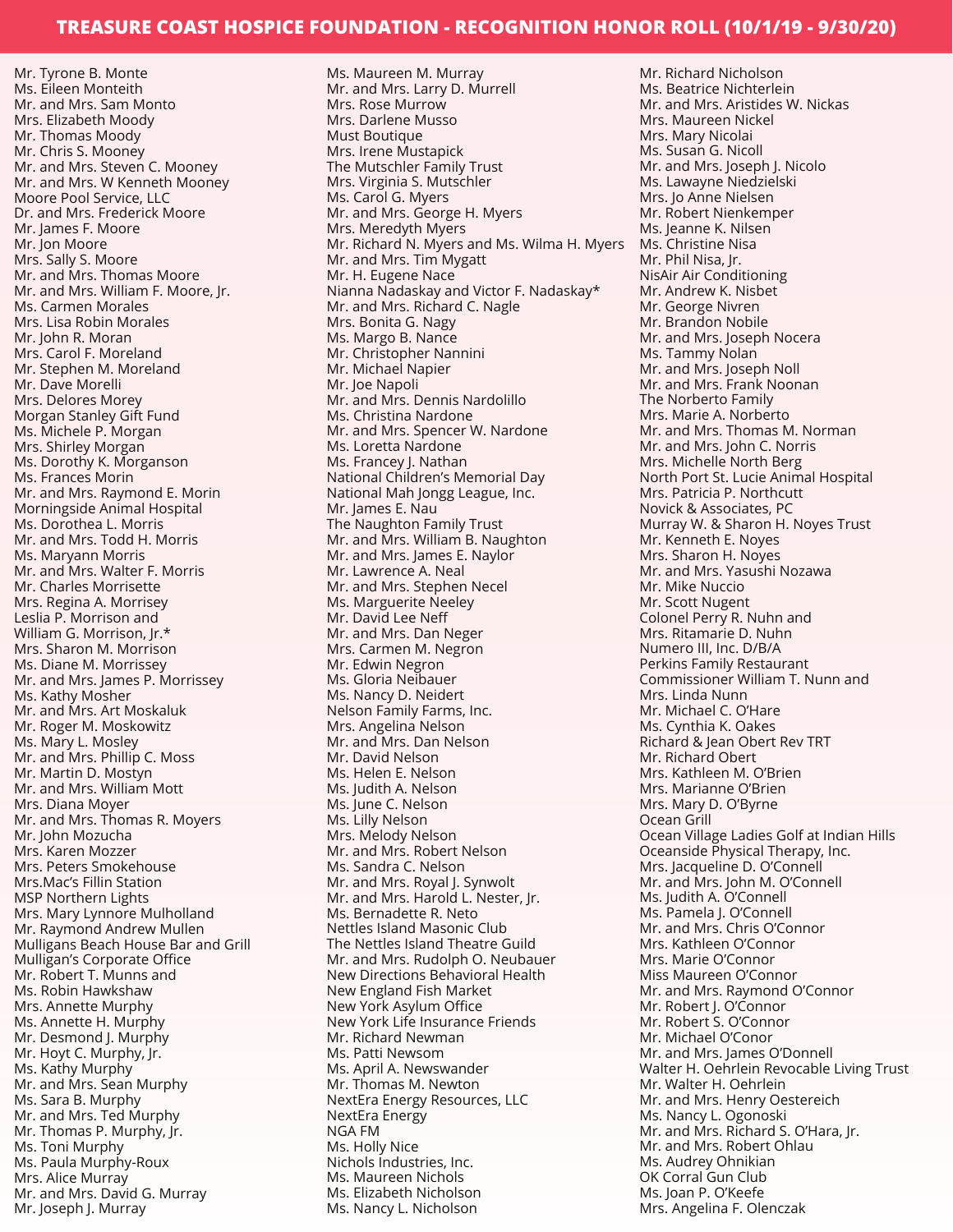# TREASURE COAST HOSPICE FOUNDATION - RECOGNITION HONOR ROLL (10/1/19 - 9/30/20)

Mr. Tyrone B. Monte
Ms. Eileen Monteith
Mr. and Mrs. Sam Monto
Mrs. Elizabeth Moody
Mr. Thomas Moody
Mr. Chris S. Mooney
Mr. and Mrs. Steven C. Mooney
Mr. and Mrs. W Kenneth Mooney
Moore Pool Service, LLC
Dr. and Mrs. Frederick Moore
Mr. James F. Moore
Mr. Jon Moore
Mrs. Sally S. Moore
Mr. and Mrs. Thomas Moore
Mr. and Mrs. William F. Moore, Jr.
Ms. Carmen Morales
Mrs. Lisa Robin Morales
Mr. John R. Moran
Mrs. Carol F. Moreland
Mr. Stephen M. Moreland
Mr. Dave Morelli
Mrs. Delores Morey
Morgan Stanley Gift Fund
Ms. Michele P. Morgan
Mrs. Shirley Morgan
Ms. Dorothy K. Morganson
Ms. Frances Morin
Mr. and Mrs. Raymond E. Morin
Morningside Animal Hospital
Ms. Dorothea L. Morris
Mr. and Mrs. Todd H. Morris
Ms. Maryann Morris
Mr. and Mrs. Walter F. Morris
Mr. Charles Morrisette
Mrs. Regina A. Morrisey
Leslia P. Morrison and
William G. Morrison, Jr.*
Mrs. Sharon M. Morrison
Ms. Diane M. Morrissey
Mr. and Mrs. James P. Morrissey
Ms. Kathy Mosher
Mr. and Mrs. Art Moskaluk
Mr. Roger M. Moskowitz
Ms. Mary L. Mosley
Mr. and Mrs. Phillip C. Moss
Mr. Martin D. Mostyn
Mr. and Mrs. William Mott
Mrs. Diana Moyer
Mr. and Mrs. Thomas R. Moyers
Mr. John Mozucha
Mrs. Karen Mozzer
Mrs. Peters Smokehouse
Mrs.Mac's Fillin Station
MSP Northern Lights
Mrs. Mary Lynnore Mulholland
Mr. Raymond Andrew Mullen
Mulligans Beach House Bar and Grill
Mulligan's Corporate Office
Mr. Robert T. Munns and
Ms. Robin Hawkshaw
Mrs. Annette Murphy
Ms. Annette H. Murphy
Mr. Desmond J. Murphy
Mr. Hoyt C. Murphy, Jr.
Ms. Kathy Murphy
Mr. and Mrs. Sean Murphy
Ms. Sara B. Murphy
Mr. and Mrs. Ted Murphy
Mr. Thomas P. Murphy, Jr.
Ms. Toni Murphy
Ms. Paula Murphy-Roux
Mrs. Alice Murray
Mr. and Mrs. David G. Murray
Mr. Joseph J. Murray
Ms. Maureen M. Murray
Mr. and Mrs. Larry D. Murrell
Mrs. Rose Murrow
Mrs. Darlene Musso
Must Boutique
Mrs. Irene Mustapick
The Mutschler Family Trust
Mrs. Virginia S. Mutschler
Ms. Carol G. Myers
Mr. and Mrs. George H. Myers
Mrs. Meredyth Myers
Mr. Richard N. Myers and Ms. Wilma H. Myers
Mr. and Mrs. Tim Mygatt
Mr. H. Eugene Nace
Nianna Nadaskay and Victor F. Nadaskay*
Mr. and Mrs. Richard C. Nagle
Mrs. Bonita G. Nagy
Ms. Margo B. Nance
Mr. Christopher Nannini
Mr. Michael Napier
Mr. Joe Napoli
Mr. and Mrs. Dennis Nardolillo
Ms. Christina Nardone
Mr. and Mrs. Spencer W. Nardone
Ms. Loretta Nardone
Ms. Francey J. Nathan
National Children's Memorial Day
National Mah Jongg League, Inc.
Mr. James E. Nau
The Naughton Family Trust
Mr. and Mrs. William B. Naughton
Mr. and Mrs. James E. Naylor
Mr. Lawrence A. Neal
Mr. and Mrs. Stephen Necel
Ms. Marguerite Neeley
Mr. David Lee Neff
Mr. and Mrs. Dan Neger
Mrs. Carmen M. Negron
Mr. Edwin Negron
Ms. Gloria Neibauer
Ms. Nancy D. Neidert
Nelson Family Farms, Inc.
Mrs. Angelina Nelson
Mr. and Mrs. Dan Nelson
Mr. David Nelson
Ms. Helen E. Nelson
Ms. Judith A. Nelson
Ms. June C. Nelson
Ms. Lilly Nelson
Mrs. Melody Nelson
Mr. and Mrs. Robert Nelson
Ms. Sandra C. Nelson
Mr. and Mrs. Royal J. Synwolt
Mr. and Mrs. Harold L. Nester, Jr.
Ms. Bernadette R. Neto
Nettles Island Masonic Club
The Nettles Island Theatre Guild
Mr. and Mrs. Rudolph O. Neubauer
New Directions Behavioral Health
New England Fish Market
New York Asylum Office
New York Life Insurance Friends
Mr. Richard Newman
Ms. Patti Newsom
Ms. April A. Newswander
Mr. Thomas M. Newton
NextEra Energy Resources, LLC
NextEra Energy
NGA FM
Ms. Holly Nice
Nichols Industries, Inc.
Ms. Maureen Nichols
Ms. Elizabeth Nicholson
Ms. Nancy L. Nicholson
Mr. Richard Nicholson
Ms. Beatrice Nichterlein
Mr. and Mrs. Aristides W. Nickas
Mrs. Maureen Nickel
Mrs. Mary Nicolai
Ms. Susan G. Nicoll
Mr. and Mrs. Joseph J. Nicolo
Ms. Lawayne Niedzielski
Mrs. Jo Anne Nielsen
Mr. Robert Nienkemper
Ms. Jeanne K. Nilsen
Ms. Christine Nisa
Mr. Phil Nisa, Jr.
NisAir Air Conditioning
Mr. Andrew K. Nisbet
Mr. George Nivren
Mr. Brandon Nobile
Mr. and Mrs. Joseph Nocera
Ms. Tammy Nolan
Mr. and Mrs. Joseph Noll
Mr. and Mrs. Frank Noonan
The Norberto Family
Mrs. Marie A. Norberto
Mr. and Mrs. Thomas M. Norman
Mr. and Mrs. John C. Norris
Mrs. Michelle North Berg
North Port St. Lucie Animal Hospital
Mrs. Patricia P. Northcutt
Novick & Associates, PC
Murray W. & Sharon H. Noyes Trust
Mr. Kenneth E. Noyes
Mrs. Sharon H. Noyes
Mr. and Mrs. Yasushi Nozawa
Mr. Mike Nuccio
Mr. Scott Nugent
Colonel Perry R. Nuhn and
Mrs. Ritamarie D. Nuhn
Numero III, Inc. D/B/A
Perkins Family Restaurant
Commissioner William T. Nunn and
Mrs. Linda Nunn
Mr. Michael C. O'Hare
Ms. Cynthia K. Oakes
Richard & Jean Obert Rev TRT
Mr. Richard Obert
Mrs. Kathleen M. O'Brien
Mrs. Marianne O'Brien
Mrs. Mary D. O'Byrne
Ocean Grill
Ocean Village Ladies Golf at Indian Hills
Oceanside Physical Therapy, Inc.
Mrs. Jacqueline D. O'Connell
Mr. and Mrs. John M. O'Connell
Ms. Judith A. O'Connell
Ms. Pamela J. O'Connell
Mr. and Mrs. Chris O'Connor
Mrs. Kathleen O'Connor
Mrs. Marie O'Connor
Miss Maureen O'Connor
Mr. and Mrs. Raymond O'Connor
Mr. Robert J. O'Connor
Mr. Robert S. O'Connor
Mr. Michael O'Conor
Mr. and Mrs. James O'Donnell
Walter H. Oehrlein Revocable Living Trust
Mr. Walter H. Oehrlein
Mr. and Mrs. Henry Oestereich
Ms. Nancy L. Ogonoski
Mr. and Mrs. Richard S. O'Hara, Jr.
Mr. and Mrs. Robert Ohlau
Ms. Audrey Ohnikian
OK Corral Gun Club
Ms. Joan P. O'Keefe
Mrs. Angelina F. Olenczak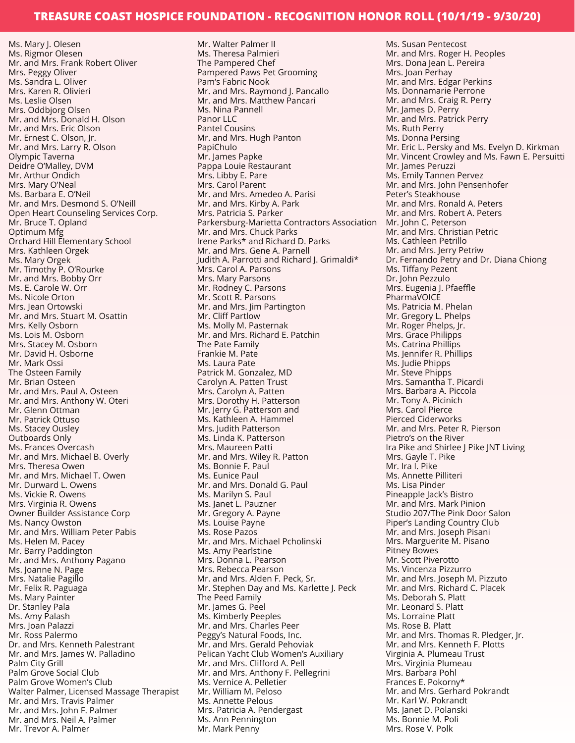# TREASURE COAST HOSPICE FOUNDATION - RECOGNITION HONOR ROLL (10/1/19 - 9/30/20)

Ms. Mary J. Olesen
Ms. Rigmor Olesen
Mr. and Mrs. Frank Robert Oliver
Mrs. Peggy Oliver
Ms. Sandra L. Oliver
Mrs. Karen R. Olivieri
Ms. Leslie Olsen
Mrs. Oddbjorg Olsen
Mr. and Mrs. Donald H. Olson
Mr. and Mrs. Eric Olson
Mr. Ernest C. Olson, Jr.
Mr. and Mrs. Larry R. Olson
Olympic Taverna
Deidre O'Malley, DVM
Mr. Arthur Ondich
Mrs. Mary O'Neal
Ms. Barbara E. O'Neil
Mr. and Mrs. Desmond S. O'Neill
Open Heart Counseling Services Corp.
Mr. Bruce T. Opland
Optimum Mfg
Orchard Hill Elementary School
Mrs. Kathleen Orgek
Ms. Mary Orgek
Mr. Timothy P. O'Rourke
Mr. and Mrs. Bobby Orr
Ms. E. Carole W. Orr
Ms. Nicole Orton
Mrs. Jean Ortowski
Mr. and Mrs. Stuart M. Osattin
Mrs. Kelly Osborn
Ms. Lois M. Osborn
Mrs. Stacey M. Osborn
Mr. David H. Osborne
Mr. Mark Ossi
The Osteen Family
Mr. Brian Osteen
Mr. and Mrs. Paul A. Osteen
Mr. and Mrs. Anthony W. Oteri
Mr. Glenn Ottman
Mr. Patrick Ottuso
Ms. Stacey Ousley
Outboards Only
Ms. Frances Overcash
Mr. and Mrs. Michael B. Overly
Mrs. Theresa Owen
Mr. and Mrs. Michael T. Owen
Mr. Durward L. Owens
Ms. Vickie R. Owens
Mrs. Virginia R. Owens
Owner Builder Assistance Corp
Ms. Nancy Owston
Mr. and Mrs. William Peter Pabis
Ms. Helen M. Pacey
Mr. Barry Paddington
Mr. and Mrs. Anthony Pagano
Ms. Joanne N. Page
Mrs. Natalie Pagillo
Mr. Felix R. Paguaga
Ms. Mary Painter
Dr. Stanley Pala
Ms. Amy Palash
Mrs. Joan Palazzi
Mr. Ross Palermo
Dr. and Mrs. Kenneth Palestrant
Mr. and Mrs. James W. Palladino
Palm City Grill
Palm Grove Social Club
Palm Grove Women's Club
Walter Palmer, Licensed Massage Therapist
Mr. and Mrs. Travis Palmer
Mr. and Mrs. John F. Palmer
Mr. and Mrs. Neil A. Palmer
Mr. Trevor A. Palmer
Mr. Walter Palmer II
Ms. Theresa Palmieri
The Pampered Chef
Pampered Paws Pet Grooming
Pam's Fabric Nook
Mr. and Mrs. Raymond J. Pancallo
Mr. and Mrs. Matthew Pancari
Ms. Nina Pannell
Panor LLC
Pantel Cousins
Mr. and Mrs. Hugh Panton
PapiChulo
Mr. James Papke
Pappa Louie Restaurant
Mrs. Libby E. Pare
Mrs. Carol Parent
Mr. and Mrs. Amedeo A. Parisi
Mr. and Mrs. Kirby A. Park
Mrs. Patricia S. Parker
Parkersburg-Marietta Contractors Association
Mr. and Mrs. Chuck Parks
Irene Parks* and Richard D. Parks
Mr. and Mrs. Gene A. Parnell
Judith A. Parrotti and Richard J. Grimaldi*
Mrs. Carol A. Parsons
Mrs. Mary Parsons
Mr. Rodney C. Parsons
Mr. Scott R. Parsons
Mr. and Mrs. Jim Partington
Mr. Cliff Partlow
Ms. Molly M. Pasternak
Mr. and Mrs. Richard E. Patchin
The Pate Family
Frankie M. Pate
Ms. Laura Pate
Patrick M. Gonzalez, MD
Carolyn A. Patten Trust
Mrs. Carolyn A. Patten
Mrs. Dorothy H. Patterson
Mr. Jerry G. Patterson and
Ms. Kathleen A. Hammel
Mrs. Judith Patterson
Ms. Linda K. Patterson
Mrs. Maureen Patti
Mr. and Mrs. Wiley R. Patton
Ms. Bonnie F. Paul
Ms. Eunice Paul
Mr. and Mrs. Donald G. Paul
Ms. Marilyn S. Paul
Ms. Janet L. Pauzner
Mr. Gregory A. Payne
Ms. Louise Payne
Ms. Rose Pazos
Mr. and Mrs. Michael Pcholinski
Ms. Amy Pearlstine
Mrs. Donna L. Pearson
Mrs. Rebecca Pearson
Mr. and Mrs. Alden F. Peck, Sr.
Mr. Stephen Day and Ms. Karlette J. Peck
The Peed Family
Mr. James G. Peel
Ms. Kimberly Peeples
Mr. and Mrs. Charles Peer
Peggy's Natural Foods, Inc.
Mr. and Mrs. Gerald Pehoviak
Pelican Yacht Club Women's Auxiliary
Mr. and Mrs. Clifford A. Pell
Mr. and Mrs. Anthony F. Pellegrini
Ms. Vernice A. Pelletier
Mr. William M. Peloso
Ms. Annette Pelous
Mrs. Patricia A. Pendergast
Ms. Ann Pennington
Mr. Mark Penny
Ms. Susan Pentecost
Mr. and Mrs. Roger H. Peoples
Mrs. Dona Jean L. Pereira
Mrs. Joan Perhay
Mr. and Mrs. Edgar Perkins
Ms. Donnamarie Perrone
Mr. and Mrs. Craig R. Perry
Mr. James D. Perry
Mr. and Mrs. Patrick Perry
Ms. Ruth Perry
Ms. Donna Persing
Mr. Eric L. Persky and Ms. Evelyn D. Kirkman
Mr. Vincent Crowley and Ms. Fawn E. Persuitti
Mr. James Peruzzi
Ms. Emily Tannen Pervez
Mr. and Mrs. John Pensenhofer
Peter's Steakhouse
Mr. and Mrs. Ronald A. Peters
Mr. and Mrs. Robert A. Peters
Mr. John C. Peterson
Mr. and Mrs. Christian Petric
Ms. Cathleen Petrillo
Mr. and Mrs. Jerry Petriw
Dr. Fernando Petry and Dr. Diana Chiong
Ms. Tiffany Pezent
Dr. John Pezzulo
Mrs. Eugenia J. Pfaeffle
PharmaVOICE
Ms. Patricia M. Phelan
Mr. Gregory L. Phelps
Mr. Roger Phelps, Jr.
Mrs. Grace Philipps
Ms. Catrina Phillips
Ms. Jennifer R. Phillips
Ms. Judie Phipps
Mr. Steve Phipps
Mrs. Samantha T. Picardi
Mrs. Barbara A. Piccola
Mr. Tony A. Picinich
Mrs. Carol Pierce
Pierced Ciderworks
Mr. and Mrs. Peter R. Pierson
Pietro's on the River
Ira Pike and Shirlee J Pike JNT Living
Mrs. Gayle T. Pike
Mr. Ira I. Pike
Ms. Annette Pilliteri
Ms. Lisa Pinder
Pineapple Jack's Bistro
Mr. and Mrs. Mark Pinion
Studio 207/The Pink Door Salon
Piper's Landing Country Club
Mr. and Mrs. Joseph Pisani
Mrs. Marguerite M. Pisano
Pitney Bowes
Mr. Scott Piverotto
Ms. Vincenza Pizzurro
Mr. and Mrs. Joseph M. Pizzuto
Mr. and Mrs. Richard C. Placek
Ms. Deborah S. Platt
Mr. Leonard S. Platt
Ms. Lorraine Platt
Ms. Rose B. Platt
Mr. and Mrs. Thomas R. Pledger, Jr.
Mr. and Mrs. Kenneth F. Plotts
Virginia A. Plumeau Trust
Mrs. Virginia Plumeau
Mrs. Barbara Pohl
Frances E. Pokorny*
Mr. and Mrs. Gerhard Pokrandt
Mr. Karl W. Pokrandt
Ms. Janet D. Polanski
Ms. Bonnie M. Poli
Mrs. Rose V. Polk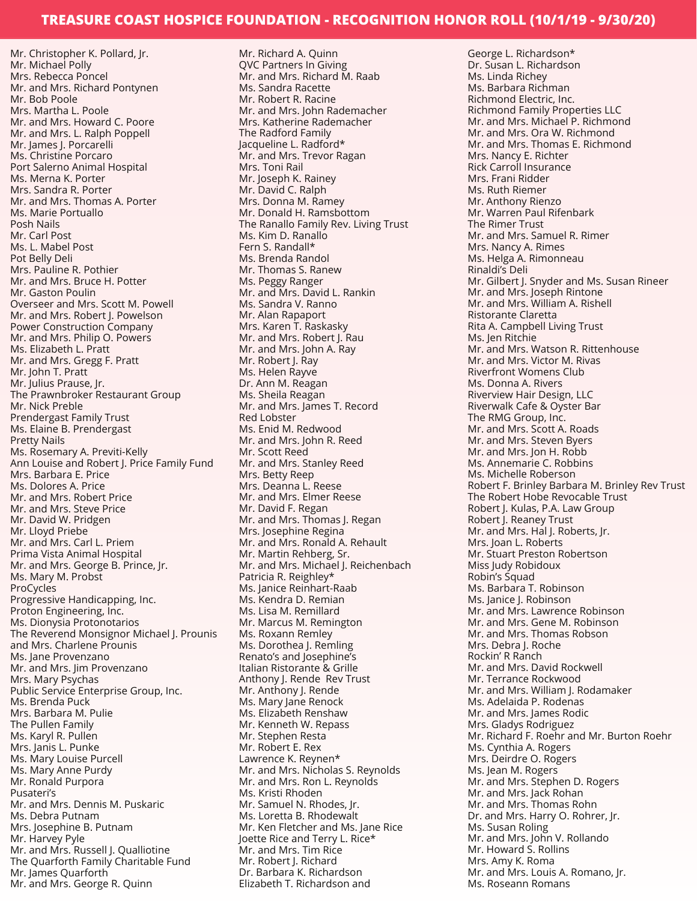# TREASURE COAST HOSPICE FOUNDATION - RECOGNITION HONOR ROLL (10/1/19 - 9/30/20)

Mr. Christopher K. Pollard, Jr.
Mr. Michael Polly
Mrs. Rebecca Poncel
Mr. and Mrs. Richard Pontynen
Mr. Bob Poole
Mrs. Martha L. Poole
Mr. and Mrs. Howard C. Poore
Mr. and Mrs. L. Ralph Poppell
Mr. James J. Porcarelli
Ms. Christine Porcaro
Port Salerno Animal Hospital
Ms. Merna K. Porter
Mrs. Sandra R. Porter
Mr. and Mrs. Thomas A. Porter
Ms. Marie Portuallo
Posh Nails
Mr. Carl Post
Ms. L. Mabel Post
Pot Belly Deli
Mrs. Pauline R. Pothier
Mr. and Mrs. Bruce H. Potter
Mr. Gaston Poulin
Overseer and Mrs. Scott M. Powell
Mr. and Mrs. Robert J. Powelson
Power Construction Company
Mr. and Mrs. Philip O. Powers
Ms. Elizabeth L. Pratt
Mr. and Mrs. Gregg F. Pratt
Mr. John T. Pratt
Mr. Julius Prause, Jr.
The Prawnbroker Restaurant Group
Mr. Nick Preble
Prendergast Family Trust
Ms. Elaine B. Prendergast
Pretty Nails
Ms. Rosemary A. Previti-Kelly
Ann Louise and Robert J. Price Family Fund
Mrs. Barbara E. Price
Ms. Dolores A. Price
Mr. and Mrs. Robert Price
Mr. and Mrs. Steve Price
Mr. David W. Pridgen
Mr. Lloyd Priebe
Mr. and Mrs. Carl L. Priem
Prima Vista Animal Hospital
Mr. and Mrs. George B. Prince, Jr.
Ms. Mary M. Probst
ProCycles
Progressive Handicapping, Inc.
Proton Engineering, Inc.
Ms. Dionysia Protonotarios
The Reverend Monsignor Michael J. Prounis and Mrs. Charlene Prounis
Ms. Jane Provenzano
Mr. and Mrs. Jim Provenzano
Mrs. Mary Psychas
Public Service Enterprise Group, Inc.
Ms. Brenda Puck
Mrs. Barbara M. Pulie
The Pullen Family
Ms. Karyl R. Pullen
Mrs. Janis L. Punke
Ms. Mary Louise Purcell
Ms. Mary Anne Purdy
Mr. Ronald Purpora
Pusateri's
Mr. and Mrs. Dennis M. Puskaric
Ms. Debra Putnam
Mrs. Josephine B. Putnam
Mr. Harvey Pyle
Mr. and Mrs. Russell J. Qualliotine
The Quarforth Family Charitable Fund
Mr. James Quarforth
Mr. and Mrs. George R. Quinn
Mr. Richard A. Quinn
QVC Partners In Giving
Mr. and Mrs. Richard M. Raab
Ms. Sandra Racette
Mr. Robert R. Racine
Mr. and Mrs. John Rademacher
Mrs. Katherine Rademacher
The Radford Family
Jacqueline L. Radford*
Mr. and Mrs. Trevor Ragan
Mrs. Toni Rail
Mr. Joseph K. Rainey
Mr. David C. Ralph
Mrs. Donna M. Ramey
Mr. Donald H. Ramsbottom
The Ranallo Family Rev. Living Trust
Ms. Kim D. Ranallo
Fern S. Randall*
Ms. Brenda Randol
Mr. Thomas S. Ranew
Ms. Peggy Ranger
Mr. and Mrs. David L. Rankin
Ms. Sandra V. Ranno
Mr. Alan Rapaport
Mrs. Karen T. Raskasky
Mr. and Mrs. Robert J. Rau
Mr. and Mrs. John A. Ray
Mr. Robert J. Ray
Ms. Helen Rayve
Dr. Ann M. Reagan
Ms. Sheila Reagan
Mr. and Mrs. James T. Record
Red Lobster
Ms. Enid M. Redwood
Mr. and Mrs. John R. Reed
Mr. Scott Reed
Mr. and Mrs. Stanley Reed
Mrs. Betty Reep
Mrs. Deanna L. Reese
Mr. and Mrs. Elmer Reese
Mr. David F. Regan
Mr. and Mrs. Thomas J. Regan
Mrs. Josephine Regina
Mr. and Mrs. Ronald A. Rehault
Mr. Martin Rehberg, Sr.
Mr. and Mrs. Michael J. Reichenbach
Patricia R. Reighley*
Ms. Janice Reinhart-Raab
Ms. Kendra D. Remian
Ms. Lisa M. Remillard
Mr. Marcus M. Remington
Ms. Roxann Remley
Ms. Dorothea J. Remling
Renato's and Josephine's Italian Ristorante & Grille
Anthony J. Rende Rev Trust
Mr. Anthony J. Rende
Ms. Mary Jane Renock
Ms. Elizabeth Renshaw
Mr. Kenneth W. Repass
Mr. Stephen Resta
Mr. Robert E. Rex
Lawrence K. Reynen*
Mr. and Mrs. Nicholas S. Reynolds
Mr. and Mrs. Ron L. Reynolds
Ms. Kristi Rhoden
Mr. Samuel N. Rhodes, Jr.
Ms. Loretta B. Rhodewalt
Mr. Ken Fletcher and Ms. Jane Rice
Joette Rice and Terry L. Rice*
Mr. and Mrs. Tim Rice
Mr. Robert J. Richard
Dr. Barbara K. Richardson
Elizabeth T. Richardson and George L. Richardson*
Dr. Susan L. Richardson
Ms. Linda Richey
Ms. Barbara Richman
Richmond Electric, Inc.
Richmond Family Properties LLC
Mr. and Mrs. Michael P. Richmond
Mr. and Mrs. Ora W. Richmond
Mr. and Mrs. Thomas E. Richmond
Mrs. Nancy E. Richter
Rick Carroll Insurance
Mrs. Frani Ridder
Ms. Ruth Riemer
Mr. Anthony Rienzo
Mr. Warren Paul Rifenbark
The Rimer Trust
Mr. and Mrs. Samuel R. Rimer
Mrs. Nancy A. Rimes
Ms. Helga A. Rimonneau
Rinaldi's Deli
Mr. Gilbert J. Snyder and Ms. Susan Rineer
Mr. and Mrs. Joseph Rintone
Mr. and Mrs. William A. Rishell
Ristorante Claretta
Rita A. Campbell Living Trust
Ms. Jen Ritchie
Mr. and Mrs. Watson R. Rittenhouse
Mr. and Mrs. Victor M. Rivas
Riverfront Womens Club
Ms. Donna A. Rivers
Riverview Hair Design, LLC
Riverwalk Cafe & Oyster Bar
The RMG Group, Inc.
Mr. and Mrs. Scott A. Roads
Mr. and Mrs. Steven Byers
Mr. and Mrs. Jon H. Robb
Ms. Annemarie C. Robbins
Ms. Michelle Roberson
Robert F. Brinley Barbara M. Brinley Rev Trust
The Robert Hobe Revocable Trust
Robert J. Kulas, P.A. Law Group
Robert J. Reaney Trust
Mr. and Mrs. Hal J. Roberts, Jr.
Mrs. Joan L. Roberts
Mr. Stuart Preston Robertson
Miss Judy Robidoux
Robin's Squad
Ms. Barbara T. Robinson
Ms. Janice J. Robinson
Mr. and Mrs. Lawrence Robinson
Mr. and Mrs. Gene M. Robinson
Mr. and Mrs. Thomas Robson
Mrs. Debra J. Roche
Rockin' R Ranch
Mr. and Mrs. David Rockwell
Mr. Terrance Rockwood
Mr. and Mrs. William J. Rodamaker
Ms. Adelaida P. Rodenas
Mr. and Mrs. James Rodic
Mrs. Gladys Rodriguez
Mr. Richard F. Roehr and Mr. Burton Roehr
Ms. Cynthia A. Rogers
Mrs. Deirdre O. Rogers
Ms. Jean M. Rogers
Mr. and Mrs. Stephen D. Rogers
Mr. and Mrs. Jack Rohan
Mr. and Mrs. Thomas Rohn
Dr. and Mrs. Harry O. Rohrer, Jr.
Ms. Susan Roling
Mr. and Mrs. John V. Rollando
Mr. Howard S. Rollins
Mrs. Amy K. Roma
Mr. and Mrs. Louis A. Romano, Jr.
Ms. Roseann Romans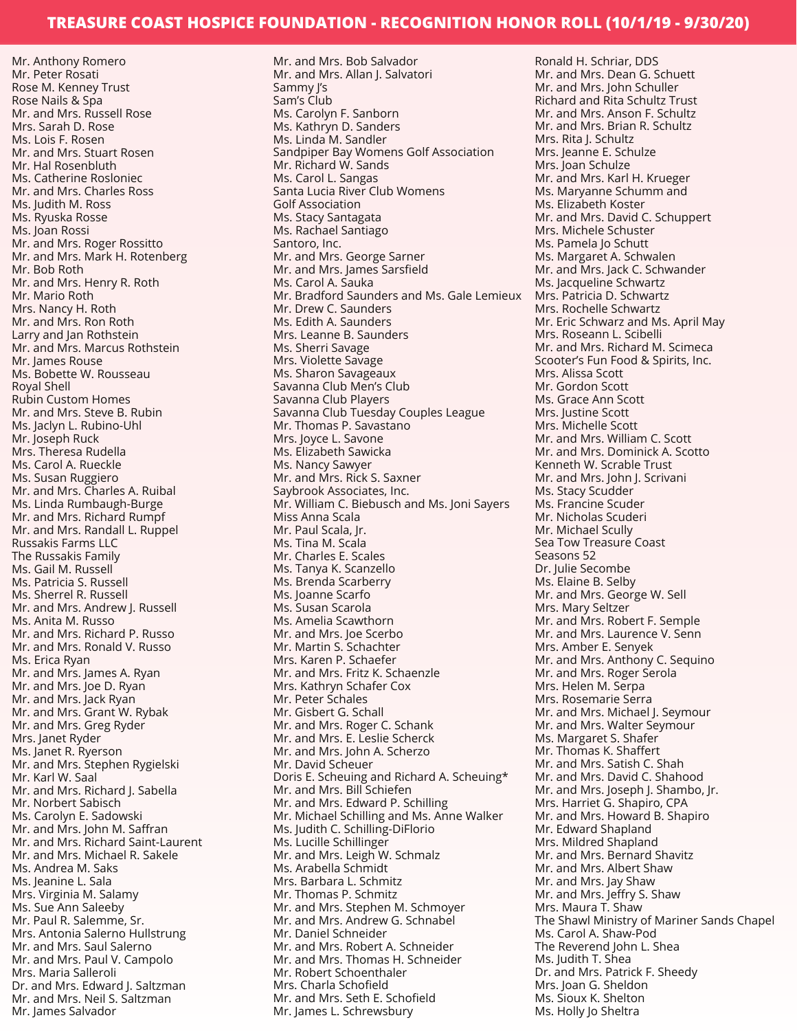# TREASURE COAST HOSPICE FOUNDATION - RECOGNITION HONOR ROLL (10/1/19 - 9/30/20)

Mr. Anthony Romero
Mr. Peter Rosati
Rose M. Kenney Trust
Rose Nails & Spa
Mr. and Mrs. Russell Rose
Mrs. Sarah D. Rose
Ms. Lois F. Rosen
Mr. and Mrs. Stuart Rosen
Mr. Hal Rosenbluth
Ms. Catherine Rosloniec
Mr. and Mrs. Charles Ross
Ms. Judith M. Ross
Ms. Ryuska Rosse
Ms. Joan Rossi
Mr. and Mrs. Roger Rossitto
Mr. and Mrs. Mark H. Rotenberg
Mr. Bob Roth
Mr. and Mrs. Henry R. Roth
Mr. Mario Roth
Mrs. Nancy H. Roth
Mr. and Mrs. Ron Roth
Larry and Jan Rothstein
Mr. and Mrs. Marcus Rothstein
Mr. James Rouse
Ms. Bobette W. Rousseau
Royal Shell
Rubin Custom Homes
Mr. and Mrs. Steve B. Rubin
Ms. Jaclyn L. Rubino-Uhl
Mr. Joseph Ruck
Mrs. Theresa Rudella
Ms. Carol A. Rueckle
Ms. Susan Ruggiero
Mr. and Mrs. Charles A. Ruibal
Ms. Linda Rumbaugh-Burge
Mr. and Mrs. Richard Rumpf
Mr. and Mrs. Randall L. Ruppel
Russakis Farms LLC
The Russakis Family
Ms. Gail M. Russell
Ms. Patricia S. Russell
Ms. Sherrel R. Russell
Mr. and Mrs. Andrew J. Russell
Ms. Anita M. Russo
Mr. and Mrs. Richard P. Russo
Mr. and Mrs. Ronald V. Russo
Ms. Erica Ryan
Mr. and Mrs. James A. Ryan
Mr. and Mrs. Joe D. Ryan
Mr. and Mrs. Jack Ryan
Mr. and Mrs. Grant W. Rybak
Mr. and Mrs. Greg Ryder
Mrs. Janet Ryder
Ms. Janet R. Ryerson
Mr. and Mrs. Stephen Rygielski
Mr. Karl W. Saal
Mr. and Mrs. Richard J. Sabella
Mr. Norbert Sabisch
Ms. Carolyn E. Sadowski
Mr. and Mrs. John M. Saffran
Mr. and Mrs. Richard Saint-Laurent
Mr. and Mrs. Michael R. Sakele
Ms. Andrea M. Saks
Ms. Jeanine L. Sala
Mrs. Virginia M. Salamy
Ms. Sue Ann Saleeby
Mr. Paul R. Salemme, Sr.
Mrs. Antonia Salerno Hullstrung
Mr. and Mrs. Saul Salerno
Mr. and Mrs. Paul V. Campolo
Mrs. Maria Salleroli
Dr. and Mrs. Edward J. Saltzman
Mr. and Mrs. Neil S. Saltzman
Mr. James Salvador
Mr. and Mrs. Bob Salvador
Mr. and Mrs. Allan J. Salvatori
Sammy J's
Sam's Club
Ms. Carolyn F. Sanborn
Ms. Kathryn D. Sanders
Ms. Linda M. Sandler
Sandpiper Bay Womens Golf Association
Mr. Richard W. Sands
Ms. Carol L. Sangas
Santa Lucia River Club Womens Golf Association
Ms. Stacy Santagata
Ms. Rachael Santiago
Santoro, Inc.
Mr. and Mrs. George Sarner
Mr. and Mrs. James Sarsfield
Ms. Carol A. Sauka
Mr. Bradford Saunders and Ms. Gale Lemieux
Mr. Drew C. Saunders
Ms. Edith A. Saunders
Mrs. Leanne B. Saunders
Mrs. Sherri Savage
Mrs. Violette Savage
Ms. Sharon Savageaux
Savanna Club Men's Club
Savanna Club Players
Savanna Club Tuesday Couples League
Mr. Thomas P. Savastano
Mrs. Joyce L. Savone
Ms. Elizabeth Sawicka
Ms. Nancy Sawyer
Mr. and Mrs. Rick S. Saxner
Saybrook Associates, Inc.
Mr. William C. Biebusch and Ms. Joni Sayers
Miss Anna Scala
Mr. Paul Scala, Jr.
Ms. Tina M. Scala
Mr. Charles E. Scales
Ms. Tanya K. Scanzello
Ms. Brenda Scarberry
Ms. Joanne Scarfo
Ms. Susan Scarola
Ms. Amelia Scawthorn
Mr. and Mrs. Joe Scerbo
Mr. Martin S. Schachter
Mrs. Karen P. Schaefer
Mr. and Mrs. Fritz K. Schaenzle
Mrs. Kathryn Schafer Cox
Mr. Peter Schales
Mr. Gisbert G. Schall
Mr. and Mrs. Roger C. Schank
Mr. and Mrs. E. Leslie Scherck
Mr. and Mrs. John A. Scherzo
Mr. David Scheuer
Doris E. Scheuing and Richard A. Scheuing*
Mr. and Mrs. Bill Schiefen
Mr. and Mrs. Edward P. Schilling
Mr. Michael Schilling and Ms. Anne Walker
Ms. Judith C. Schilling-DiFlorio
Ms. Lucille Schillinger
Mr. and Mrs. Leigh W. Schmalz
Ms. Arabella Schmidt
Mrs. Barbara L. Schmitz
Mr. Thomas P. Schmitz
Mr. and Mrs. Stephen M. Schmoyer
Mr. and Mrs. Andrew G. Schnabel
Mr. Daniel Schneider
Mr. and Mrs. Robert A. Schneider
Mr. and Mrs. Thomas H. Schneider
Mr. Robert Schoenthaler
Mrs. Charla Schofield
Mr. and Mrs. Seth E. Schofield
Mr. James L. Schrewsbury
Ronald H. Schriar, DDS
Mr. and Mrs. Dean G. Schuett
Mr. and Mrs. John Schuller
Richard and Rita Schultz Trust
Mr. and Mrs. Anson F. Schultz
Mr. and Mrs. Brian R. Schultz
Mrs. Rita J. Schultz
Mrs. Jeanne E. Schulze
Mrs. Joan Schulze
Mr. and Mrs. Karl H. Krueger
Ms. Maryanne Schumm and Ms. Elizabeth Koster
Mr. and Mrs. David C. Schuppert
Mrs. Michele Schuster
Ms. Pamela Jo Schutt
Ms. Margaret A. Schwalen
Mr. and Mrs. Jack C. Schwander
Ms. Jacqueline Schwartz
Mrs. Patricia D. Schwartz
Mrs. Rochelle Schwartz
Mr. Eric Schwarz and Ms. April May
Mrs. Roseann L. Scibelli
Mr. and Mrs. Richard M. Scimeca
Scooter's Fun Food & Spirits, Inc.
Mrs. Alissa Scott
Mr. Gordon Scott
Ms. Grace Ann Scott
Mrs. Justine Scott
Mrs. Michelle Scott
Mr. and Mrs. William C. Scott
Mr. and Mrs. Dominick A. Scotto
Kenneth W. Scrable Trust
Mr. and Mrs. John J. Scrivani
Ms. Stacy Scudder
Ms. Francine Scuder
Mr. Nicholas Scuderi
Mr. Michael Scully
Sea Tow Treasure Coast
Seasons 52
Dr. Julie Secombe
Ms. Elaine B. Selby
Mr. and Mrs. George W. Sell
Mrs. Mary Seltzer
Mr. and Mrs. Robert F. Semple
Mr. and Mrs. Laurence V. Senn
Mrs. Amber E. Senyek
Mr. and Mrs. Anthony C. Sequino
Mr. and Mrs. Roger Serola
Mrs. Helen M. Serpa
Mrs. Rosemarie Serra
Mr. and Mrs. Michael J. Seymour
Mr. and Mrs. Walter Seymour
Ms. Margaret S. Shafer
Mr. Thomas K. Shaffert
Mr. and Mrs. Satish C. Shah
Mr. and Mrs. David C. Shahood
Mr. and Mrs. Joseph J. Shambo, Jr.
Mrs. Harriet G. Shapiro, CPA
Mr. and Mrs. Howard B. Shapiro
Mr. Edward Shapland
Mrs. Mildred Shapland
Mr. and Mrs. Bernard Shavitz
Mr. and Mrs. Albert Shaw
Mr. and Mrs. Jay Shaw
Mr. and Mrs. Jeffry S. Shaw
Mrs. Maura T. Shaw
The Shawl Ministry of Mariner Sands Chapel
Ms. Carol A. Shaw-Pod
The Reverend John L. Shea
Ms. Judith T. Shea
Dr. and Mrs. Patrick F. Sheedy
Mrs. Joan G. Sheldon
Ms. Sioux K. Shelton
Ms. Holly Jo Sheltra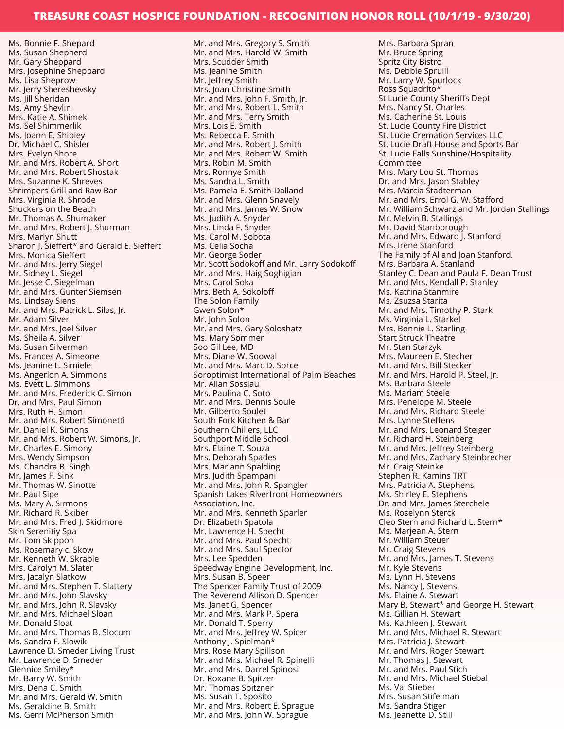# TREASURE COAST HOSPICE FOUNDATION - RECOGNITION HONOR ROLL (10/1/19 - 9/30/20)

Ms. Bonnie F. Shepard
Ms. Susan Shepherd
Mr. Gary Sheppard
Mrs. Josephine Sheppard
Ms. Lisa Sheprow
Mr. Jerry Shereshevsky
Ms. Jill Sheridan
Ms. Amy Shevlin
Mrs. Katie A. Shimek
Ms. Sel Shimmerlik
Ms. Joann E. Shipley
Dr. Michael C. Shisler
Mrs. Evelyn Shore
Mr. and Mrs. Robert A. Short
Mr. and Mrs. Robert Shostak
Mrs. Suzanne K. Shreves
Shrimpers Grill and Raw Bar
Mrs. Virginia R. Shrode
Shuckers on the Beach
Mr. Thomas A. Shumaker
Mr. and Mrs. Robert J. Shurman
Mrs. Marlyn Shutt
Sharon J. Sieffert* and Gerald E. Sieffert
Mrs. Monica Sieffert
Mr. and Mrs. Jerry Siegel
Mr. Sidney L. Siegel
Mr. Jesse C. Siegelman
Mr. and Mrs. Gunter Siemsen
Ms. Lindsay Siens
Mr. and Mrs. Patrick L. Silas, Jr.
Mr. Adam Silver
Mr. and Mrs. Joel Silver
Ms. Sheila A. Silver
Ms. Susan Silverman
Ms. Frances A. Simeone
Ms. Jeanine L. Simiele
Ms. Angerlon A. Simmons
Ms. Evett L. Simmons
Mr. and Mrs. Frederick C. Simon
Dr. and Mrs. Paul Simon
Mrs. Ruth H. Simon
Mr. and Mrs. Robert Simonetti
Mr. Daniel K. Simons
Mr. and Mrs. Robert W. Simons, Jr.
Mr. Charles E. Simony
Mrs. Wendy Simpson
Ms. Chandra B. Singh
Mr. James F. Sink
Mr. Thomas W. Sinotte
Mr. Paul Sipe
Ms. Mary A. Sirmons
Mr. Richard R. Skiber
Mr. and Mrs. Fred J. Skidmore
Skin Serenitiy Spa
Mr. Tom Skippon
Ms. Rosemary c. Skow
Mr. Kenneth W. Skrable
Mrs. Carolyn M. Slater
Mrs. Jacalyn Slatkow
Mr. and Mrs. Stephen T. Slattery
Mr. and Mrs. John Slavsky
Mr. and Mrs. John R. Slavsky
Mr. and Mrs. Michael Sloan
Mr. Donald Sloat
Mr. and Mrs. Thomas B. Slocum
Ms. Sandra F. Slowik
Lawrence D. Smeder Living Trust
Mr. Lawrence D. Smeder
Glennice Smiley*
Mr. Barry W. Smith
Mrs. Dena C. Smith
Mr. and Mrs. Gerald W. Smith
Ms. Geraldine B. Smith
Ms. Gerri McPherson Smith
Mr. and Mrs. Gregory S. Smith
Mr. and Mrs. Harold W. Smith
Mrs. Scudder Smith
Ms. Jeanine Smith
Mr. Jeffrey Smith
Mrs. Joan Christine Smith
Mr. and Mrs. John F. Smith, Jr.
Mr. and Mrs. Robert L. Smith
Mr. and Mrs. Terry Smith
Mrs. Lois E. Smith
Ms. Rebecca E. Smith
Mr. and Mrs. Robert J. Smith
Mr. and Mrs. Robert W. Smith
Mrs. Robin M. Smith
Mrs. Ronnye Smith
Ms. Sandra L. Smith
Ms. Pamela E. Smith-Dalland
Mr. and Mrs. Glenn Snavely
Mr. and Mrs. James W. Snow
Ms. Judith A. Snyder
Mrs. Linda F. Snyder
Ms. Carol M. Sobota
Ms. Celia Socha
Mr. George Soder
Mr. Scott Sodokoff and Mr. Larry Sodokoff
Mr. and Mrs. Haig Soghigian
Mrs. Carol Soka
Mrs. Beth A. Sokoloff
The Solon Family
Gwen Solon*
Mr. John Solon
Mr. and Mrs. Gary Soloshatz
Ms. Mary Sommer
Soo Gil Lee, MD
Mrs. Diane W. Soowal
Mr. and Mrs. Marc D. Sorce
Soroptimist International of Palm Beaches
Mr. Allan Sosslau
Mrs. Paulina C. Soto
Mr. and Mrs. Dennis Soule
Mr. Gilberto Soulet
South Fork Kitchen & Bar
Southern Chillers, LLC
Southport Middle School
Mrs. Elaine T. Souza
Mrs. Deborah Spades
Mrs. Mariann Spalding
Mrs. Judith Spampani
Mr. and Mrs. John R. Spangler
Spanish Lakes Riverfront Homeowners Association, Inc.
Mr. and Mrs. Kenneth Sparler
Dr. Elizabeth Spatola
Mr. Lawrence H. Specht
Mr. and Mrs. Paul Specht
Mr. and Mrs. Saul Spector
Mrs. Lee Spedden
Speedway Engine Development, Inc.
Mrs. Susan B. Speer
The Spencer Family Trust of 2009
The Reverend Allison D. Spencer
Ms. Janet G. Spencer
Mr. and Mrs. Mark P. Spera
Mr. Donald T. Sperry
Mr. and Mrs. Jeffrey W. Spicer
Anthony J. Spielman*
Mrs. Rose Mary Spillson
Mr. and Mrs. Michael R. Spinelli
Mr. and Mrs. Darrel Spinosi
Dr. Roxane B. Spitzer
Mr. Thomas Spitzner
Ms. Susan T. Sposito
Mr. and Mrs. Robert E. Sprague
Mr. and Mrs. John W. Sprague
Mrs. Barbara Spran
Mr. Bruce Spring
Spritz City Bistro
Ms. Debbie Spruill
Mr. Larry W. Spurlock
Ross Squadrito*
St Lucie County Sheriffs Dept
Mrs. Nancy St. Charles
Ms. Catherine St. Louis
St. Lucie County Fire District
St. Lucie Cremation Services LLC
St. Lucie Draft House and Sports Bar
St. Lucie Falls Sunshine/Hospitality Committee
Mrs. Mary Lou St. Thomas
Dr. and Mrs. Jason Stabley
Mrs. Marcia Stadterman
Mr. and Mrs. Errol G. W. Stafford
Mr. William Schwarz and Mr. Jordan Stallings
Mr. Melvin B. Stallings
Mr. David Stanborough
Mr. and Mrs. Edward J. Stanford
Mrs. Irene Stanford
The Family of Al and Joan Stanford.
Mrs. Barbara A. Stanland
Stanley C. Dean and Paula F. Dean Trust
Mr. and Mrs. Kendall P. Stanley
Ms. Katrina Stanmire
Ms. Zsuzsa Starita
Mr. and Mrs. Timothy P. Stark
Ms. Virginia L. Starkel
Mrs. Bonnie L. Starling
Start Struck Theatre
Mr. Stan Starzyk
Mrs. Maureen E. Stecher
Mr. and Mrs. Bill Stecker
Mr. and Mrs. Harold P. Steel, Jr.
Ms. Barbara Steele
Ms. Mariam Steele
Mrs. Penelope M. Steele
Mr. and Mrs. Richard Steele
Mrs. Lynne Steffens
Mr. and Mrs. Leonard Steiger
Mr. Richard H. Steinberg
Mr. and Mrs. Jeffrey Steinberg
Mr. and Mrs. Zachary Steinbrecher
Mr. Craig Steinke
Stephen R. Kamins TRT
Mrs. Patricia A. Stephens
Ms. Shirley E. Stephens
Dr. and Mrs. James Sterchele
Ms. Roselynn Sterck
Cleo Stern and Richard L. Stern*
Ms. Marjean A. Stern
Mr. William Steuer
Mr. Craig Stevens
Mr. and Mrs. James T. Stevens
Mr. Kyle Stevens
Ms. Lynn H. Stevens
Ms. Nancy J. Stevens
Ms. Elaine A. Stewart
Mary B. Stewart* and George H. Stewart
Ms. Gillian H. Stewart
Ms. Kathleen J. Stewart
Mr. and Mrs. Michael R. Stewart
Mrs. Patricia J. Stewart
Mr. and Mrs. Roger Stewart
Mr. Thomas J. Stewart
Mr. and Mrs. Paul Stich
Mr. and Mrs. Michael Stiebal
Ms. Val Stieber
Mrs. Susan Stifelman
Ms. Sandra Stiger
Ms. Jeanette D. Still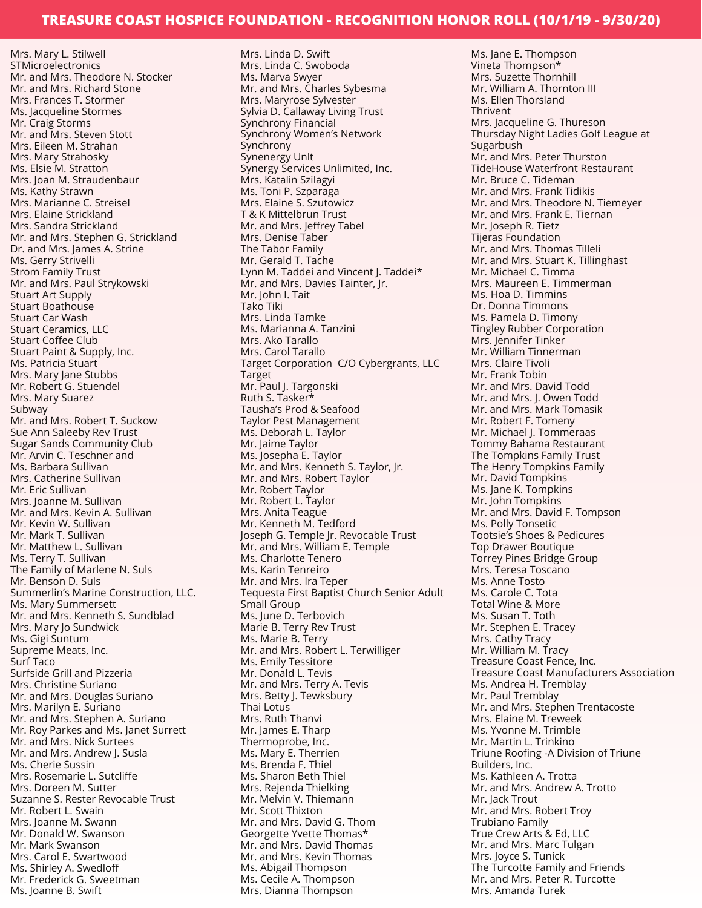# TREASURE COAST HOSPICE FOUNDATION - RECOGNITION HONOR ROLL (10/1/19 - 9/30/20)

Mrs. Mary L. Stilwell
STMicroelectronics
Mr. and Mrs. Theodore N. Stocker
Mr. and Mrs. Richard Stone
Mrs. Frances T. Stormer
Ms. Jacqueline Stormes
Mr. Craig Storms
Mr. and Mrs. Steven Stott
Mrs. Eileen M. Strahan
Mrs. Mary Strahosky
Ms. Elsie M. Stratton
Mrs. Joan M. Straudenbaur
Ms. Kathy Strawn
Mrs. Marianne C. Streisel
Mrs. Elaine Strickland
Mrs. Sandra Strickland
Mr. and Mrs. Stephen G. Strickland
Dr. and Mrs. James A. Strine
Ms. Gerry Strivelli
Strom Family Trust
Mr. and Mrs. Paul Strykowski
Stuart Art Supply
Stuart Boathouse
Stuart Car Wash
Stuart Ceramics, LLC
Stuart Coffee Club
Stuart Paint & Supply, Inc.
Ms. Patricia Stuart
Mrs. Mary Jane Stubbs
Mr. Robert G. Stuendel
Mrs. Mary Suarez
Subway
Mr. and Mrs. Robert T. Suckow
Sue Ann Saleeby Rev Trust
Sugar Sands Community Club
Mr. Arvin C. Teschner and
Ms. Barbara Sullivan
Mrs. Catherine Sullivan
Mr. Eric Sullivan
Mrs. Joanne M. Sullivan
Mr. and Mrs. Kevin A. Sullivan
Mr. Kevin W. Sullivan
Mr. Mark T. Sullivan
Mr. Matthew L. Sullivan
Ms. Terry T. Sullivan
The Family of Marlene N. Suls
Mr. Benson D. Suls
Summerlin's Marine Construction, LLC.
Ms. Mary Summersett
Mr. and Mrs. Kenneth S. Sundblad
Mrs. Mary Jo Sundwick
Ms. Gigi Suntum
Supreme Meats, Inc.
Surf Taco
Surfside Grill and Pizzeria
Mrs. Christine Suriano
Mr. and Mrs. Douglas Suriano
Mrs. Marilyn E. Suriano
Mr. and Mrs. Stephen A. Suriano
Mr. Roy Parkes and Ms. Janet Surrett
Mr. and Mrs. Nick Surtees
Mr. and Mrs. Andrew J. Susla
Ms. Cherie Sussin
Mrs. Rosemarie L. Sutcliffe
Mrs. Doreen M. Sutter
Suzanne S. Rester Revocable Trust
Mr. Robert L. Swain
Mrs. Joanne M. Swann
Mr. Donald W. Swanson
Mr. Mark Swanson
Mrs. Carol E. Swartwood
Ms. Shirley A. Swedloff
Mr. Frederick G. Sweetman
Ms. Joanne B. Swift
Mrs. Linda D. Swift
Mrs. Linda C. Swoboda
Ms. Marva Swyer
Mr. and Mrs. Charles Sybesma
Mrs. Maryrose Sylvester
Sylvia D. Callaway Living Trust
Synchrony Financial
Synchrony Women's Network
Synchrony
Synenergy Unlt
Synergy Services Unlimited, Inc.
Mrs. Katalin Szilagyi
Ms. Toni P. Szparaga
Mrs. Elaine S. Szutowicz
T & K Mittelbrun Trust
Mr. and Mrs. Jeffrey Tabel
Mrs. Denise Taber
The Tabor Family
Mr. Gerald T. Tache
Lynn M. Taddei and Vincent J. Taddei*
Mr. and Mrs. Davies Tainter, Jr.
Mr. John I. Tait
Tako Tiki
Mrs. Linda Tamke
Ms. Marianna A. Tanzini
Mrs. Ako Tarallo
Mrs. Carol Tarallo
Target Corporation C/O Cybergrants, LLC
Target
Mr. Paul J. Targonski
Ruth S. Tasker*
Tausha's Prod & Seafood
Taylor Pest Management
Ms. Deborah L. Taylor
Mr. Jaime Taylor
Ms. Josepha E. Taylor
Mr. and Mrs. Kenneth S. Taylor, Jr.
Mr. and Mrs. Robert Taylor
Mr. Robert Taylor
Mr. Robert L. Taylor
Mrs. Anita Teague
Mr. Kenneth M. Tedford
Joseph G. Temple Jr. Revocable Trust
Mr. and Mrs. William E. Temple
Ms. Charlotte Tenero
Ms. Karin Tenreiro
Mr. and Mrs. Ira Teper
Tequesta First Baptist Church Senior Adult Small Group
Ms. June D. Terbovich
Marie B. Terry Rev Trust
Ms. Marie B. Terry
Mr. and Mrs. Robert L. Terwilliger
Ms. Emily Tessitore
Mr. Donald L. Tevis
Mr. and Mrs. Terry A. Tevis
Mrs. Betty J. Tewksbury
Thai Lotus
Mrs. Ruth Thanvi
Mr. James E. Tharp
Thermoprobe, Inc.
Ms. Mary E. Therrien
Ms. Brenda F. Thiel
Ms. Sharon Beth Thiel
Mrs. Rejenda Thielking
Mr. Melvin V. Thiemann
Mr. Scott Thixton
Mr. and Mrs. David G. Thom
Georgette Yvette Thomas*
Mr. and Mrs. David Thomas
Mr. and Mrs. Kevin Thomas
Ms. Abigail Thompson
Ms. Cecile A. Thompson
Mrs. Dianna Thompson
Ms. Jane E. Thompson
Vineta Thompson*
Mrs. Suzette Thornhill
Mr. William A. Thornton III
Ms. Ellen Thorsland
Thrivent
Mrs. Jacqueline G. Thureson
Thursday Night Ladies Golf League at Sugarbush
Mr. and Mrs. Peter Thurston
TideHouse Waterfront Restaurant
Mr. Bruce C. Tideman
Mr. and Mrs. Frank Tidikis
Mr. and Mrs. Theodore N. Tiemeyer
Mr. and Mrs. Frank E. Tiernan
Mr. Joseph R. Tietz
Tijeras Foundation
Mr. and Mrs. Thomas Tilleli
Mr. and Mrs. Stuart K. Tillinghast
Mr. Michael C. Timma
Mrs. Maureen E. Timmerman
Ms. Hoa D. Timmins
Dr. Donna Timmons
Ms. Pamela D. Timony
Tingley Rubber Corporation
Mrs. Jennifer Tinker
Mr. William Tinnerman
Mrs. Claire Tivoli
Mr. Frank Tobin
Mr. and Mrs. David Todd
Mr. and Mrs. J. Owen Todd
Mr. and Mrs. Mark Tomasik
Mr. Robert F. Tomeny
Mr. Michael J. Tommeraas
Tommy Bahama Restaurant
The Tompkins Family Trust
The Henry Tompkins Family
Mr. David Tompkins
Ms. Jane K. Tompkins
Mr. John Tompkins
Mr. and Mrs. David F. Tompson
Ms. Polly Tonsetic
Tootsie's Shoes & Pedicures
Top Drawer Boutique
Torrey Pines Bridge Group
Mrs. Teresa Toscano
Ms. Anne Tosto
Ms. Carole C. Tota
Total Wine & More
Ms. Susan T. Toth
Mr. Stephen E. Tracey
Mrs. Cathy Tracy
Mr. William M. Tracy
Treasure Coast Fence, Inc.
Treasure Coast Manufacturers Association
Ms. Andrea H. Tremblay
Mr. Paul Tremblay
Mr. and Mrs. Stephen Trentacoste
Mrs. Elaine M. Treweek
Ms. Yvonne M. Trimble
Mr. Martin L. Trinkino
Triune Roofing -A Division of Triune Builders, Inc.
Ms. Kathleen A. Trotta
Mr. and Mrs. Andrew A. Trotto
Mr. Jack Trout
Mr. and Mrs. Robert Troy
Trubiano Family
True Crew Arts & Ed, LLC
Mr. and Mrs. Marc Tulgan
Mrs. Joyce S. Tunick
The Turcotte Family and Friends
Mr. and Mrs. Peter R. Turcotte
Mrs. Amanda Turek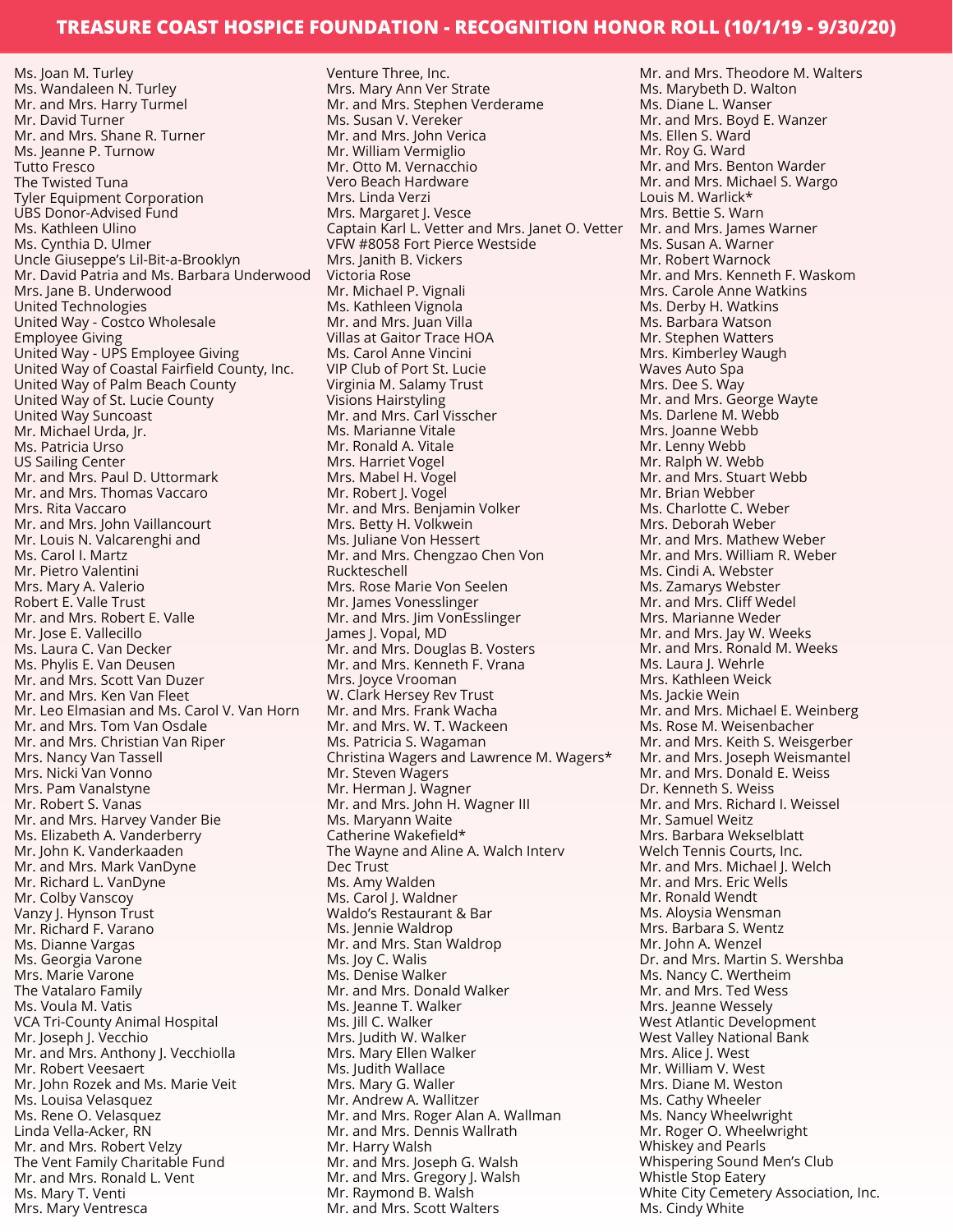# TREASURE COAST HOSPICE FOUNDATION - RECOGNITION HONOR ROLL (10/1/19 - 9/30/20)

Ms. Joan M. Turley
Ms. Wandaleen N. Turley
Mr. and Mrs. Harry Turmel
Mr. David Turner
Mr. and Mrs. Shane R. Turner
Ms. Jeanne P. Turnow
Tutto Fresco
The Twisted Tuna
Tyler Equipment Corporation
UBS Donor-Advised Fund
Ms. Kathleen Ulino
Ms. Cynthia D. Ulmer
Uncle Giuseppe's Lil-Bit-a-Brooklyn
Mr. David Patria and Ms. Barbara Underwood
Mrs. Jane B. Underwood
United Technologies
United Way - Costco Wholesale Employee Giving
United Way - UPS Employee Giving
United Way of Coastal Fairfield County, Inc.
United Way of Palm Beach County
United Way of St. Lucie County
United Way Suncoast
Mr. Michael Urda, Jr.
Ms. Patricia Urso
US Sailing Center
Mr. and Mrs. Paul D. Uttormark
Mr. and Mrs. Thomas Vaccaro
Mrs. Rita Vaccaro
Mr. and Mrs. John Vaillancourt
Mr. Louis N. Valcarenghi and Ms. Carol I. Martz
Mr. Pietro Valentini
Mrs. Mary A. Valerio
Robert E. Valle Trust
Mr. and Mrs. Robert E. Valle
Mr. Jose E. Vallecillo
Ms. Laura C. Van Decker
Ms. Phylis E. Van Deusen
Mr. and Mrs. Scott Van Duzer
Mr. and Mrs. Ken Van Fleet
Mr. Leo Elmasian and Ms. Carol V. Van Horn
Mr. and Mrs. Tom Van Osdale
Mr. and Mrs. Christian Van Riper
Mrs. Nancy Van Tassell
Mrs. Nicki Van Vonno
Mrs. Pam Vanalstyne
Mr. Robert S. Vanas
Mr. and Mrs. Harvey Vander Bie
Ms. Elizabeth A. Vanderberry
Mr. John K. Vanderkaaden
Mr. and Mrs. Mark VanDyne
Mr. Richard L. VanDyne
Mr. Colby Vanscoy
Vanzy J. Hynson Trust
Mr. Richard F. Varano
Ms. Dianne Vargas
Ms. Georgia Varone
Mrs. Marie Varone
The Vatalaro Family
Ms. Voula M. Vatis
VCA Tri-County Animal Hospital
Mr. Joseph J. Vecchio
Mr. and Mrs. Anthony J. Vecchiolla
Mr. Robert Veesaert
Mr. John Rozek and Ms. Marie Veit
Ms. Louisa Velasquez
Ms. Rene O. Velasquez
Linda Vella-Acker, RN
Mr. and Mrs. Robert Velzy
The Vent Family Charitable Fund
Mr. and Mrs. Ronald L. Vent
Ms. Mary T. Venti
Mrs. Mary Ventresca
Venture Three, Inc.
Mrs. Mary Ann Ver Strate
Mr. and Mrs. Stephen Verderame
Ms. Susan V. Vereker
Mr. and Mrs. John Verica
Mr. William Vermiglio
Mr. Otto M. Vernacchio
Vero Beach Hardware
Mrs. Linda Verzi
Mrs. Margaret J. Vesce
Captain Karl L. Vetter and Mrs. Janet O. Vetter
VFW #8058 Fort Pierce Westside
Mrs. Janith B. Vickers
Victoria Rose
Mr. Michael P. Vignali
Ms. Kathleen Vignola
Mr. and Mrs. Juan Villa
Villas at Gaitor Trace HOA
Ms. Carol Anne Vincini
VIP Club of Port St. Lucie
Virginia M. Salamy Trust
Visions Hairstyling
Mr. and Mrs. Carl Visscher
Ms. Marianne Vitale
Mr. Ronald A. Vitale
Mrs. Harriet Vogel
Mrs. Mabel H. Vogel
Mr. Robert J. Vogel
Mr. and Mrs. Benjamin Volker
Mrs. Betty H. Volkwein
Ms. Juliane Von Hessert
Mr. and Mrs. Chengzao Chen Von Ruckteschell
Mrs. Rose Marie Von Seelen
Mr. James Vonesslinger
Mr. and Mrs. Jim VonEsslinger
James J. Vopal, MD
Mr. and Mrs. Douglas B. Vosters
Mr. and Mrs. Kenneth F. Vrana
Mrs. Joyce Vrooman
W. Clark Hersey Rev Trust
Mr. and Mrs. Frank Wacha
Mr. and Mrs. W. T. Wackeen
Ms. Patricia S. Wagaman
Christina Wagers and Lawrence M. Wagers*
Mr. Steven Wagers
Mr. Herman J. Wagner
Mr. and Mrs. John H. Wagner III
Ms. Maryann Waite
Catherine Wakefield*
The Wayne and Aline A. Walch Interv Dec Trust
Ms. Amy Walden
Ms. Carol J. Waldner
Waldo's Restaurant & Bar
Ms. Jennie Waldrop
Mr. and Mrs. Stan Waldrop
Ms. Joy C. Walis
Ms. Denise Walker
Mr. and Mrs. Donald Walker
Ms. Jeanne T. Walker
Ms. Jill C. Walker
Mrs. Judith W. Walker
Mrs. Mary Ellen Walker
Ms. Judith Wallace
Mrs. Mary G. Waller
Mr. Andrew A. Wallitzer
Mr. and Mrs. Roger Alan A. Wallman
Mr. and Mrs. Dennis Wallrath
Mr. Harry Walsh
Mr. and Mrs. Joseph G. Walsh
Mr. and Mrs. Gregory J. Walsh
Mr. Raymond B. Walsh
Mr. and Mrs. Scott Walters
Mr. and Mrs. Theodore M. Walters
Ms. Marybeth D. Walton
Ms. Diane L. Wanser
Mr. and Mrs. Boyd E. Wanzer
Ms. Ellen S. Ward
Mr. Roy G. Ward
Mr. and Mrs. Benton Warder
Mr. and Mrs. Michael S. Wargo
Louis M. Warlick*
Mrs. Bettie S. Warn
Mr. and Mrs. James Warner
Ms. Susan A. Warner
Mr. Robert Warnock
Mr. and Mrs. Kenneth F. Waskom
Mrs. Carole Anne Watkins
Ms. Derby H. Watkins
Ms. Barbara Watson
Mr. Stephen Watters
Mrs. Kimberley Waugh
Waves Auto Spa
Mrs. Dee S. Way
Mr. and Mrs. George Wayte
Ms. Darlene M. Webb
Mrs. Joanne Webb
Mr. Lenny Webb
Mr. Ralph W. Webb
Mr. and Mrs. Stuart Webb
Mr. Brian Webber
Ms. Charlotte C. Weber
Mrs. Deborah Weber
Mr. and Mrs. Mathew Weber
Mr. and Mrs. William R. Weber
Ms. Cindi A. Webster
Ms. Zamarys Webster
Mr. and Mrs. Cliff Wedel
Mrs. Marianne Weder
Mr. and Mrs. Jay W. Weeks
Mr. and Mrs. Ronald M. Weeks
Ms. Laura J. Wehrle
Mrs. Kathleen Weick
Ms. Jackie Wein
Mr. and Mrs. Michael E. Weinberg
Ms. Rose M. Weisenbacher
Mr. and Mrs. Keith S. Weisgerber
Mr. and Mrs. Joseph Weismantel
Mr. and Mrs. Donald E. Weiss
Dr. Kenneth S. Weiss
Mr. and Mrs. Richard I. Weissel
Mr. Samuel Weitz
Mrs. Barbara Wekselblatt
Welch Tennis Courts, Inc.
Mr. and Mrs. Michael J. Welch
Mr. and Mrs. Eric Wells
Mr. Ronald Wendt
Ms. Aloysia Wensman
Mrs. Barbara S. Wentz
Mr. John A. Wenzel
Dr. and Mrs. Martin S. Wershba
Ms. Nancy C. Wertheim
Mr. and Mrs. Ted Wess
Mrs. Jeanne Wessely
West Atlantic Development
West Valley National Bank
Mrs. Alice J. West
Mr. William V. West
Mrs. Diane M. Weston
Ms. Cathy Wheeler
Ms. Nancy Wheelwright
Mr. Roger O. Wheelwright
Whiskey and Pearls
Whispering Sound Men's Club
Whistle Stop Eatery
White City Cemetery Association, Inc.
Ms. Cindy White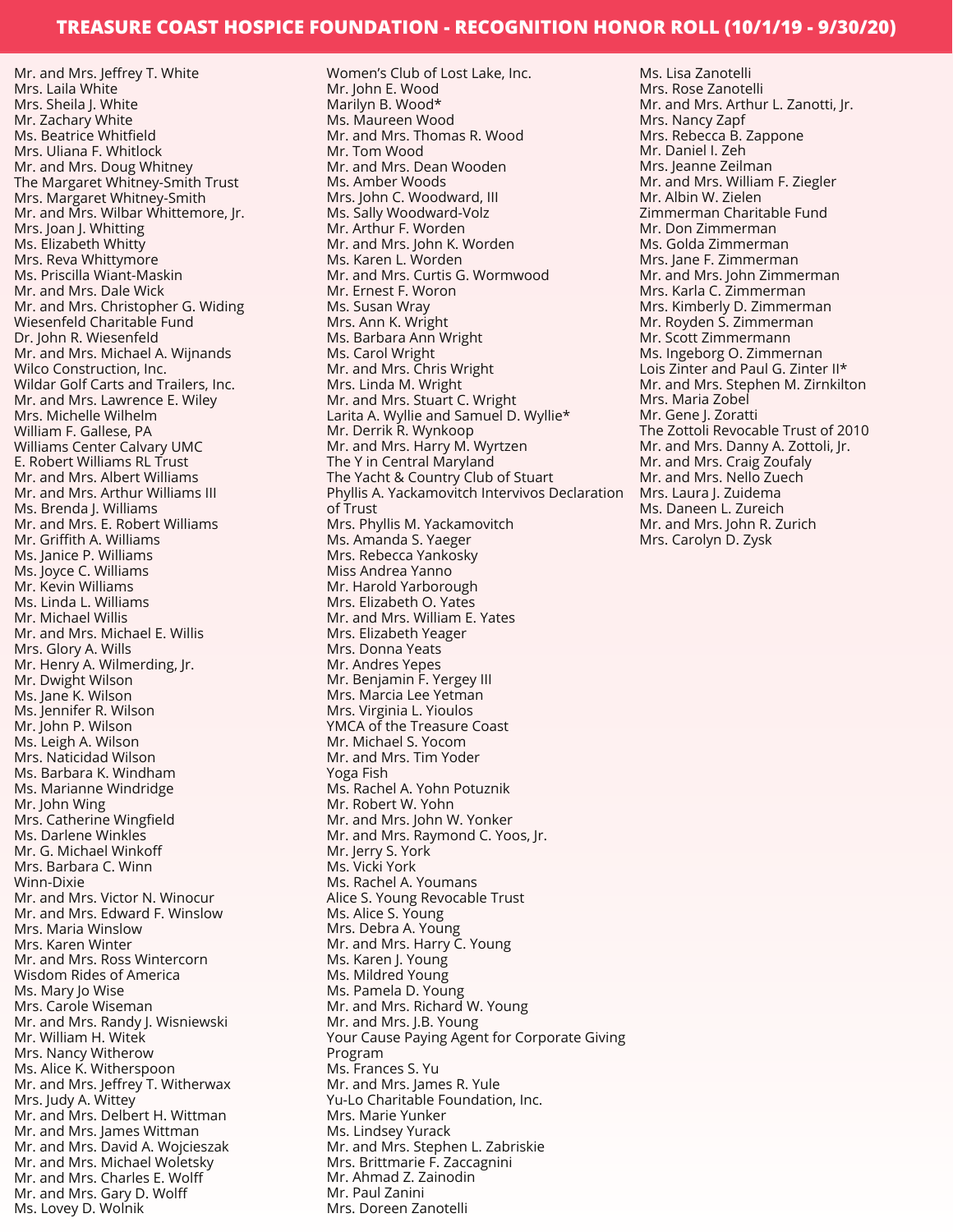# TREASURE COAST HOSPICE FOUNDATION - RECOGNITION HONOR ROLL (10/1/19 - 9/30/20)

Mr. and Mrs. Jeffrey T. White
Mrs. Laila White
Mrs. Sheila J. White
Mr. Zachary White
Ms. Beatrice Whitfield
Mrs. Uliana F. Whitlock
Mr. and Mrs. Doug Whitney
The Margaret Whitney-Smith Trust
Mrs. Margaret Whitney-Smith
Mr. and Mrs. Wilbar Whittemore, Jr.
Mrs. Joan J. Whitting
Ms. Elizabeth Whitty
Mrs. Reva Whittymore
Ms. Priscilla Wiant-Maskin
Mr. and Mrs. Dale Wick
Mr. and Mrs. Christopher G. Widing
Wiesenfeld Charitable Fund
Dr. John R. Wiesenfeld
Mr. and Mrs. Michael A. Wijnands
Wilco Construction, Inc.
Wildar Golf Carts and Trailers, Inc.
Mr. and Mrs. Lawrence E. Wiley
Mrs. Michelle Wilhelm
William F. Gallese, PA
Williams Center Calvary UMC
E. Robert Williams RL Trust
Mr. and Mrs. Albert Williams
Mr. and Mrs. Arthur Williams III
Ms. Brenda J. Williams
Mr. and Mrs. E. Robert Williams
Mr. Griffith A. Williams
Ms. Janice P. Williams
Ms. Joyce C. Williams
Mr. Kevin Williams
Ms. Linda L. Williams
Mr. Michael Willis
Mr. and Mrs. Michael E. Willis
Mrs. Glory A. Wills
Mr. Henry A. Wilmerding, Jr.
Mr. Dwight Wilson
Ms. Jane K. Wilson
Ms. Jennifer R. Wilson
Mr. John P. Wilson
Ms. Leigh A. Wilson
Mrs. Naticidad Wilson
Ms. Barbara K. Windham
Ms. Marianne Windridge
Mr. John Wing
Mrs. Catherine Wingfield
Ms. Darlene Winkles
Mr. G. Michael Winkoff
Mrs. Barbara C. Winn
Winn-Dixie
Mr. and Mrs. Victor N. Winocur
Mr. and Mrs. Edward F. Winslow
Mrs. Maria Winslow
Mrs. Karen Winter
Mr. and Mrs. Ross Wintercorn
Wisdom Rides of America
Ms. Mary Jo Wise
Mrs. Carole Wiseman
Mr. and Mrs. Randy J. Wisniewski
Mr. William H. Witek
Mrs. Nancy Witherow
Ms. Alice K. Witherspoon
Mr. and Mrs. Jeffrey T. Witherwax
Mrs. Judy A. Wittey
Mr. and Mrs. Delbert H. Wittman
Mr. and Mrs. James Wittman
Mr. and Mrs. David A. Wojcieszak
Mr. and Mrs. Michael Woletsky
Mr. and Mrs. Charles E. Wolff
Mr. and Mrs. Gary D. Wolff
Ms. Lovey D. Wolnik
Women's Club of Lost Lake, Inc.
Mr. John E. Wood
Marilyn B. Wood*
Ms. Maureen Wood
Mr. and Mrs. Thomas R. Wood
Mr. Tom Wood
Mr. and Mrs. Dean Wooden
Ms. Amber Woods
Mrs. John C. Woodward, III
Ms. Sally Woodward-Volz
Mr. Arthur F. Worden
Mr. and Mrs. John K. Worden
Ms. Karen L. Worden
Mr. and Mrs. Curtis G. Wormwood
Mr. Ernest F. Woron
Ms. Susan Wray
Mrs. Ann K. Wright
Ms. Barbara Ann Wright
Ms. Carol Wright
Mr. and Mrs. Chris Wright
Mrs. Linda M. Wright
Mr. and Mrs. Stuart C. Wright
Larita A. Wyllie and Samuel D. Wyllie*
Mr. Derrik R. Wynkoop
Mr. and Mrs. Harry M. Wyrtzen
The Y in Central Maryland
The Yacht & Country Club of Stuart
Phyllis A. Yackamovitch Intervivos Declaration of Trust
Mrs. Phyllis M. Yackamovitch
Ms. Amanda S. Yaeger
Mrs. Rebecca Yankosky
Miss Andrea Yanno
Mr. Harold Yarborough
Mrs. Elizabeth O. Yates
Mr. and Mrs. William E. Yates
Mrs. Elizabeth Yeager
Mrs. Donna Yeats
Mr. Andres Yepes
Mr. Benjamin F. Yergey III
Mrs. Marcia Lee Yetman
Mrs. Virginia L. Yioulos
YMCA of the Treasure Coast
Mr. Michael S. Yocom
Mr. and Mrs. Tim Yoder
Yoga Fish
Ms. Rachel A. Yohn Potuznik
Mr. Robert W. Yohn
Mr. and Mrs. John W. Yonker
Mr. and Mrs. Raymond C. Yoos, Jr.
Mr. Jerry S. York
Ms. Vicki York
Ms. Rachel A. Youmans
Alice S. Young Revocable Trust
Ms. Alice S. Young
Mrs. Debra A. Young
Mr. and Mrs. Harry C. Young
Ms. Karen J. Young
Ms. Mildred Young
Ms. Pamela D. Young
Mr. and Mrs. Richard W. Young
Mr. and Mrs. J.B. Young
Your Cause Paying Agent for Corporate Giving Program
Ms. Frances S. Yu
Mr. and Mrs. James R. Yule
Yu-Lo Charitable Foundation, Inc.
Mrs. Marie Yunker
Ms. Lindsey Yurack
Mr. and Mrs. Stephen L. Zabriskie
Mrs. Brittmarie F. Zaccagnini
Mr. Ahmad Z. Zainodin
Mr. Paul Zanini
Mrs. Doreen Zanotelli
Ms. Lisa Zanotelli
Mrs. Rose Zanotelli
Mr. and Mrs. Arthur L. Zanotti, Jr.
Mrs. Nancy Zapf
Mrs. Rebecca B. Zappone
Mr. Daniel I. Zeh
Mrs. Jeanne Zeilman
Mr. and Mrs. William F. Ziegler
Mr. Albin W. Zielen
Zimmerman Charitable Fund
Mr. Don Zimmerman
Ms. Golda Zimmerman
Mrs. Jane F. Zimmerman
Mr. and Mrs. John Zimmerman
Mrs. Karla C. Zimmerman
Mrs. Kimberly D. Zimmerman
Mr. Royden S. Zimmerman
Mr. Scott Zimmermann
Ms. Ingeborg O. Zimmernan
Lois Zinter and Paul G. Zinter II*
Mr. and Mrs. Stephen M. Zirnkilton
Mrs. Maria Zobel
Mr. Gene J. Zoratti
The Zottoli Revocable Trust of 2010
Mr. and Mrs. Danny A. Zottoli, Jr.
Mr. and Mrs. Craig Zoufaly
Mr. and Mrs. Nello Zuech
Mrs. Laura J. Zuidema
Ms. Daneen L. Zureich
Mr. and Mrs. John R. Zurich
Mrs. Carolyn D. Zysk